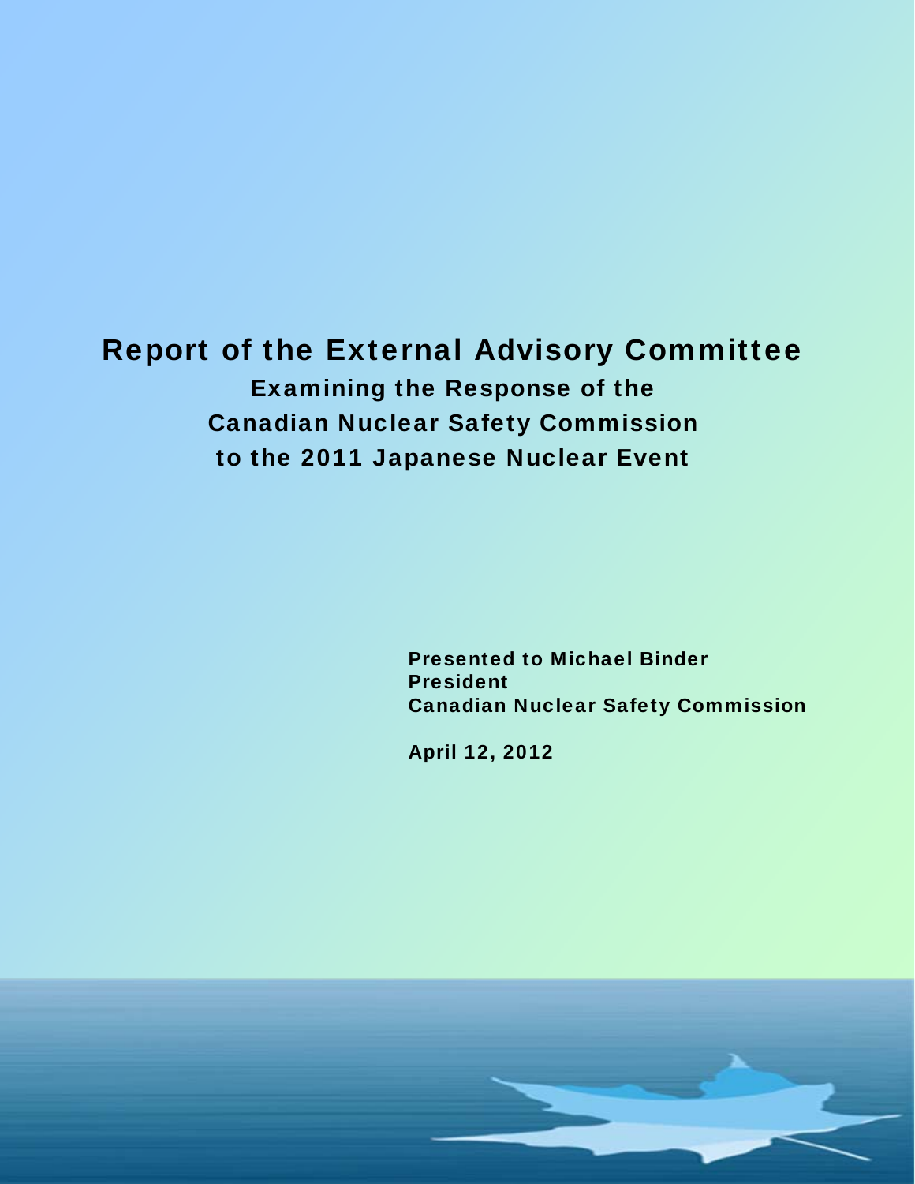# Report of the External Advisory Committee

## Examining the Response of the Canadian Nuclear Safety Commission to the 2011 Japanese Nuclear Event

**Presented to Michael Binder**
**President**
**Canadian Nuclear Safety Commission**

**April 12, 2012**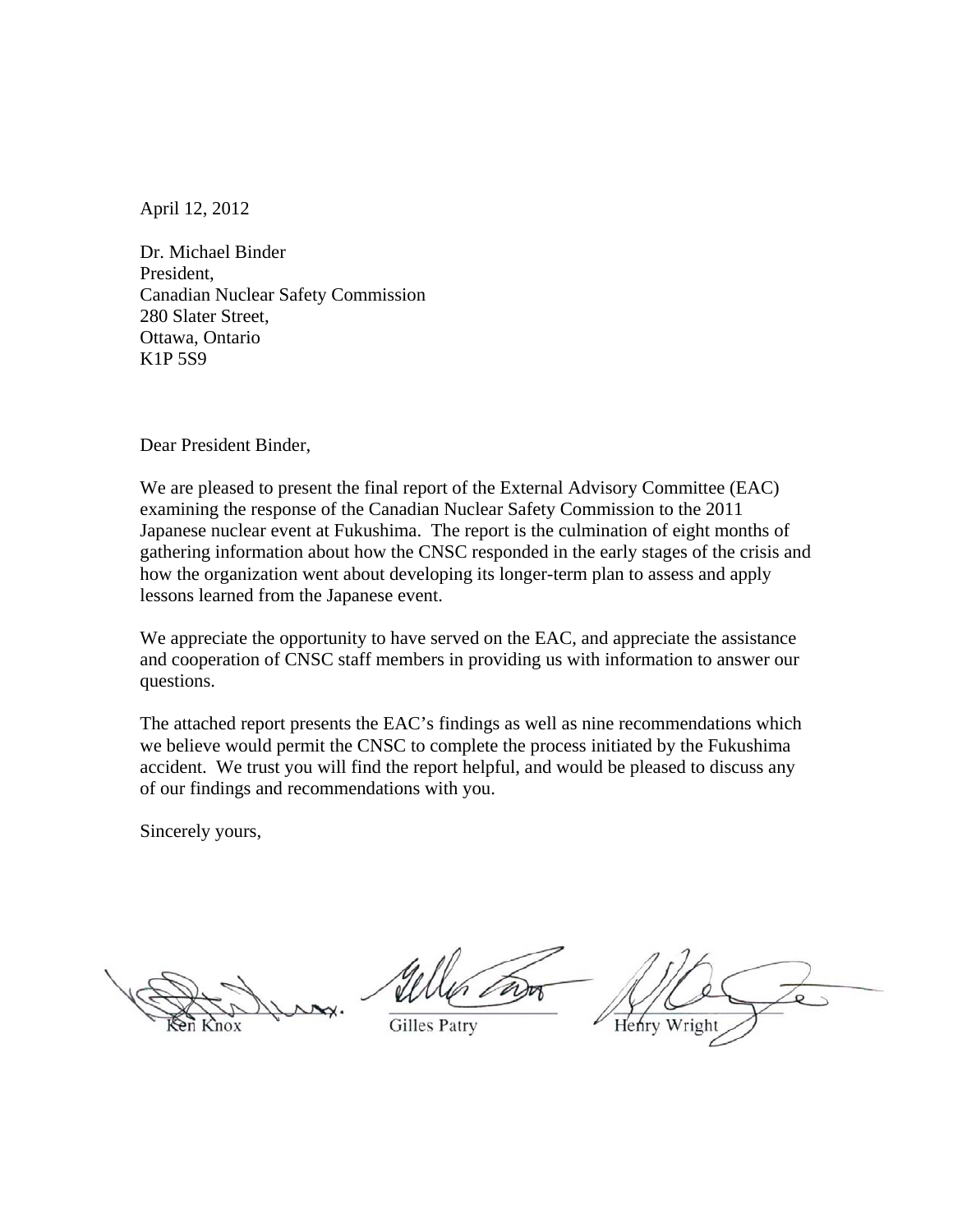April 12, 2012

Dr. Michael Binder
President,
Canadian Nuclear Safety Commission
280 Slater Street,
Ottawa, Ontario
K1P 5S9

Dear President Binder,

We are pleased to present the final report of the External Advisory Committee (EAC) examining the response of the Canadian Nuclear Safety Commission to the 2011 Japanese nuclear event at Fukushima. The report is the culmination of eight months of gathering information about how the CNSC responded in the early stages of the crisis and how the organization went about developing its longer-term plan to assess and apply lessons learned from the Japanese event.

We appreciate the opportunity to have served on the EAC, and appreciate the assistance and cooperation of CNSC staff members in providing us with information to answer our questions.

The attached report presents the EAC's findings as well as nine recommendations which we believe would permit the CNSC to complete the process initiated by the Fukushima accident. We trust you will find the report helpful, and would be pleased to discuss any of our findings and recommendations with you.

Sincerely yours,

Ken Knox | Gilles Patry | Henry Wright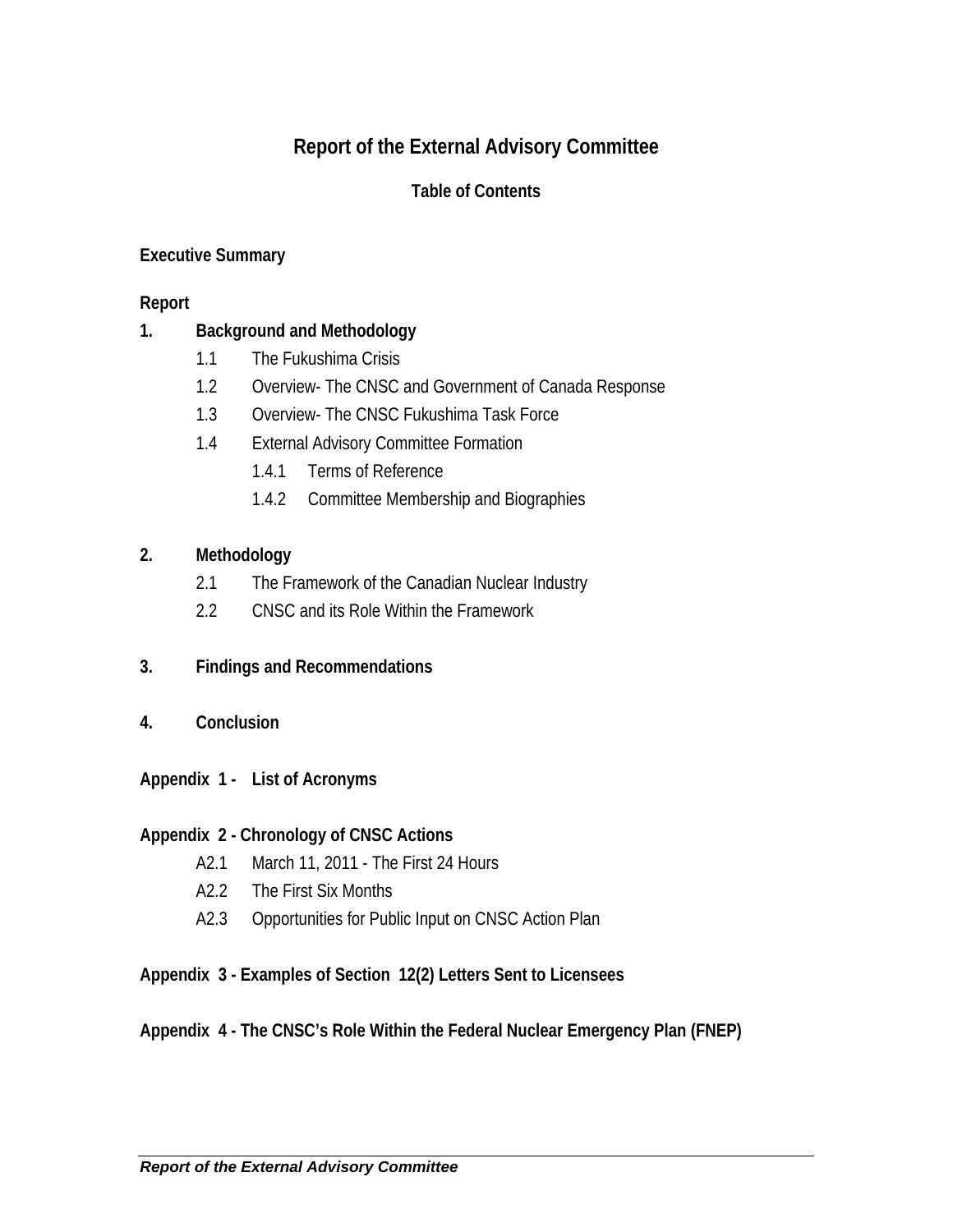# Report of the External Advisory Committee

## Table of Contents

**Executive Summary**

**Report**

**1. Background and Methodology**

- 1.1 The Fukushima Crisis
- 1.2 Overview- The CNSC and Government of Canada Response
- 1.3 Overview- The CNSC Fukushima Task Force
- 1.4 External Advisory Committee Formation
  - 1.4.1 Terms of Reference
  - 1.4.2 Committee Membership and Biographies

**2. Methodology**

- 2.1 The Framework of the Canadian Nuclear Industry
- 2.2 CNSC and its Role Within the Framework

**3. Findings and Recommendations**

**4. Conclusion**

**Appendix 1 - List of Acronyms**

**Appendix 2 - Chronology of CNSC Actions**

- A2.1 March 11, 2011 - The First 24 Hours
- A2.2 The First Six Months
- A2.3 Opportunities for Public Input on CNSC Action Plan

**Appendix 3 - Examples of Section 12(2) Letters Sent to Licensees**

**Appendix 4 - The CNSC's Role Within the Federal Nuclear Emergency Plan (FNEP)**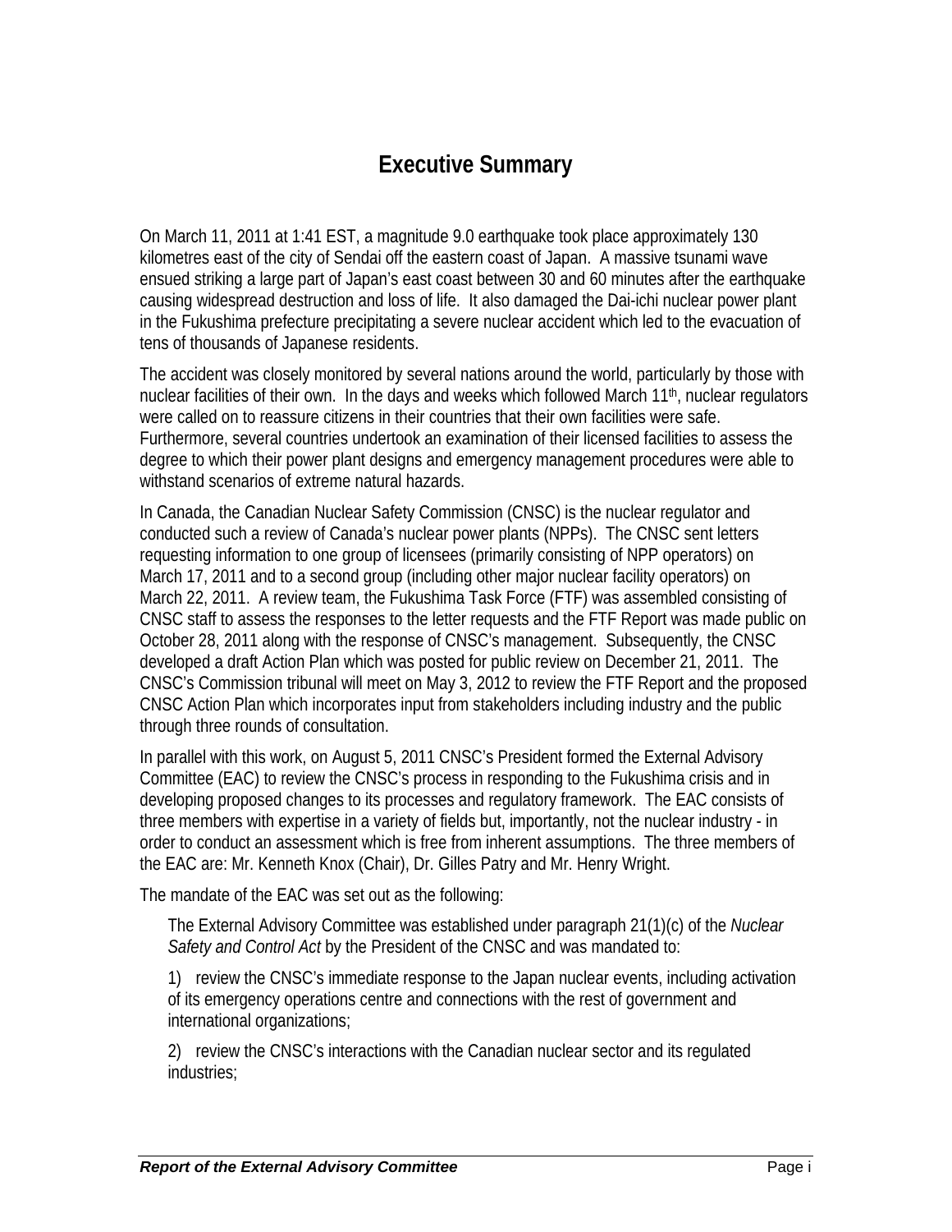# Executive Summary

On March 11, 2011 at 1:41 EST, a magnitude 9.0 earthquake took place approximately 130 kilometres east of the city of Sendai off the eastern coast of Japan. A massive tsunami wave ensued striking a large part of Japan's east coast between 30 and 60 minutes after the earthquake causing widespread destruction and loss of life. It also damaged the Dai-ichi nuclear power plant in the Fukushima prefecture precipitating a severe nuclear accident which led to the evacuation of tens of thousands of Japanese residents.

The accident was closely monitored by several nations around the world, particularly by those with nuclear facilities of their own. In the days and weeks which followed March 11th, nuclear regulators were called on to reassure citizens in their countries that their own facilities were safe. Furthermore, several countries undertook an examination of their licensed facilities to assess the degree to which their power plant designs and emergency management procedures were able to withstand scenarios of extreme natural hazards.

In Canada, the Canadian Nuclear Safety Commission (CNSC) is the nuclear regulator and conducted such a review of Canada's nuclear power plants (NPPs). The CNSC sent letters requesting information to one group of licensees (primarily consisting of NPP operators) on March 17, 2011 and to a second group (including other major nuclear facility operators) on March 22, 2011. A review team, the Fukushima Task Force (FTF) was assembled consisting of CNSC staff to assess the responses to the letter requests and the FTF Report was made public on October 28, 2011 along with the response of CNSC's management. Subsequently, the CNSC developed a draft Action Plan which was posted for public review on December 21, 2011. The CNSC's Commission tribunal will meet on May 3, 2012 to review the FTF Report and the proposed CNSC Action Plan which incorporates input from stakeholders including industry and the public through three rounds of consultation.

In parallel with this work, on August 5, 2011 CNSC's President formed the External Advisory Committee (EAC) to review the CNSC's process in responding to the Fukushima crisis and in developing proposed changes to its processes and regulatory framework. The EAC consists of three members with expertise in a variety of fields but, importantly, not the nuclear industry - in order to conduct an assessment which is free from inherent assumptions. The three members of the EAC are: Mr. Kenneth Knox (Chair), Dr. Gilles Patry and Mr. Henry Wright.

The mandate of the EAC was set out as the following:

> The External Advisory Committee was established under paragraph 21(1)(c) of the *Nuclear Safety and Control Act* by the President of the CNSC and was mandated to:
>
> 1) review the CNSC's immediate response to the Japan nuclear events, including activation of its emergency operations centre and connections with the rest of government and international organizations;
>
> 2) review the CNSC's interactions with the Canadian nuclear sector and its regulated industries;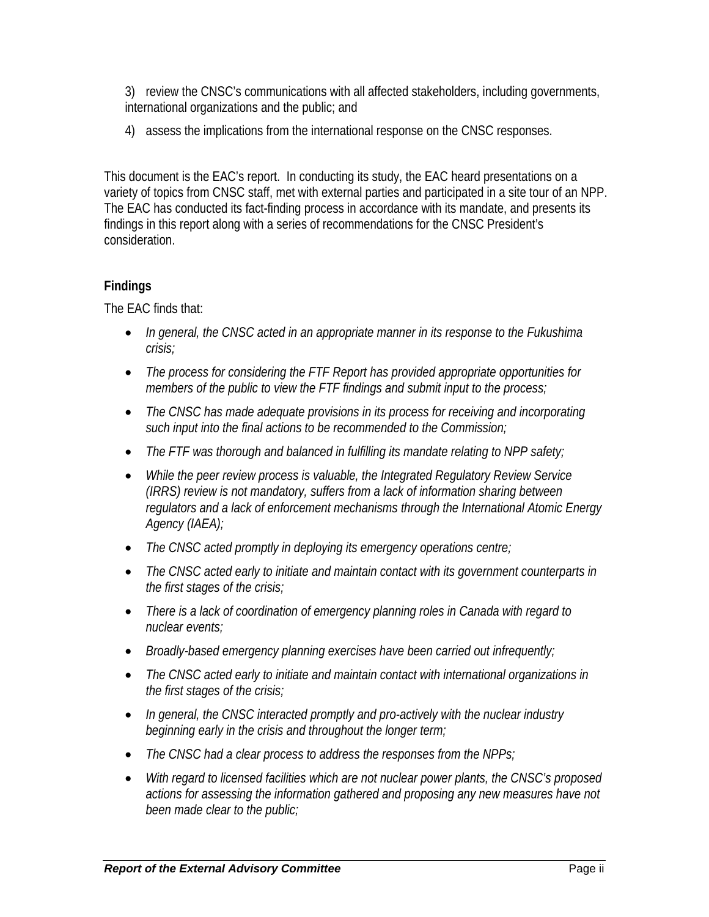3) review the CNSC's communications with all affected stakeholders, including governments, international organizations and the public; and

4) assess the implications from the international response on the CNSC responses.

This document is the EAC's report. In conducting its study, the EAC heard presentations on a variety of topics from CNSC staff, met with external parties and participated in a site tour of an NPP. The EAC has conducted its fact-finding process in accordance with its mandate, and presents its findings in this report along with a series of recommendations for the CNSC President's consideration.

**Findings**

The EAC finds that:

- *In general, the CNSC acted in an appropriate manner in its response to the Fukushima crisis;*
- *The process for considering the FTF Report has provided appropriate opportunities for members of the public to view the FTF findings and submit input to the process;*
- *The CNSC has made adequate provisions in its process for receiving and incorporating such input into the final actions to be recommended to the Commission;*
- *The FTF was thorough and balanced in fulfilling its mandate relating to NPP safety;*
- *While the peer review process is valuable, the Integrated Regulatory Review Service (IRRS) review is not mandatory, suffers from a lack of information sharing between regulators and a lack of enforcement mechanisms through the International Atomic Energy Agency (IAEA);*
- *The CNSC acted promptly in deploying its emergency operations centre;*
- *The CNSC acted early to initiate and maintain contact with its government counterparts in the first stages of the crisis;*
- *There is a lack of coordination of emergency planning roles in Canada with regard to nuclear events;*
- *Broadly-based emergency planning exercises have been carried out infrequently;*
- *The CNSC acted early to initiate and maintain contact with international organizations in the first stages of the crisis;*
- *In general, the CNSC interacted promptly and pro-actively with the nuclear industry beginning early in the crisis and throughout the longer term;*
- *The CNSC had a clear process to address the responses from the NPPs;*
- *With regard to licensed facilities which are not nuclear power plants, the CNSC's proposed actions for assessing the information gathered and proposing any new measures have not been made clear to the public;*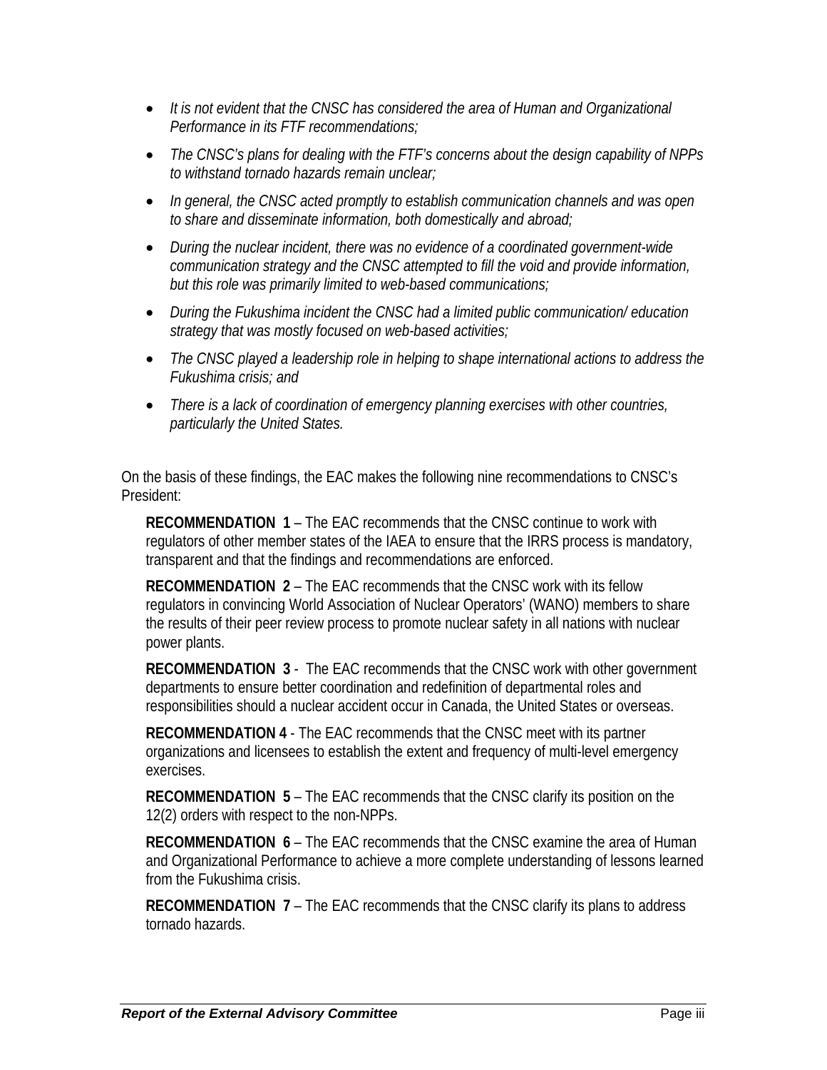- *It is not evident that the CNSC has considered the area of Human and Organizational Performance in its FTF recommendations;*
- *The CNSC's plans for dealing with the FTF's concerns about the design capability of NPPs to withstand tornado hazards remain unclear;*
- *In general, the CNSC acted promptly to establish communication channels and was open to share and disseminate information, both domestically and abroad;*
- *During the nuclear incident, there was no evidence of a coordinated government-wide communication strategy and the CNSC attempted to fill the void and provide information, but this role was primarily limited to web-based communications;*
- *During the Fukushima incident the CNSC had a limited public communication/ education strategy that was mostly focused on web-based activities;*
- *The CNSC played a leadership role in helping to shape international actions to address the Fukushima crisis; and*
- *There is a lack of coordination of emergency planning exercises with other countries, particularly the United States.*

On the basis of these findings, the EAC makes the following nine recommendations to CNSC's President:

**RECOMMENDATION 1** – The EAC recommends that the CNSC continue to work with regulators of other member states of the IAEA to ensure that the IRRS process is mandatory, transparent and that the findings and recommendations are enforced.

**RECOMMENDATION 2** – The EAC recommends that the CNSC work with its fellow regulators in convincing World Association of Nuclear Operators' (WANO) members to share the results of their peer review process to promote nuclear safety in all nations with nuclear power plants.

**RECOMMENDATION 3** - The EAC recommends that the CNSC work with other government departments to ensure better coordination and redefinition of departmental roles and responsibilities should a nuclear accident occur in Canada, the United States or overseas.

**RECOMMENDATION 4** - The EAC recommends that the CNSC meet with its partner organizations and licensees to establish the extent and frequency of multi-level emergency exercises.

**RECOMMENDATION 5** – The EAC recommends that the CNSC clarify its position on the 12(2) orders with respect to the non-NPPs.

**RECOMMENDATION 6** – The EAC recommends that the CNSC examine the area of Human and Organizational Performance to achieve a more complete understanding of lessons learned from the Fukushima crisis.

**RECOMMENDATION 7** – The EAC recommends that the CNSC clarify its plans to address tornado hazards.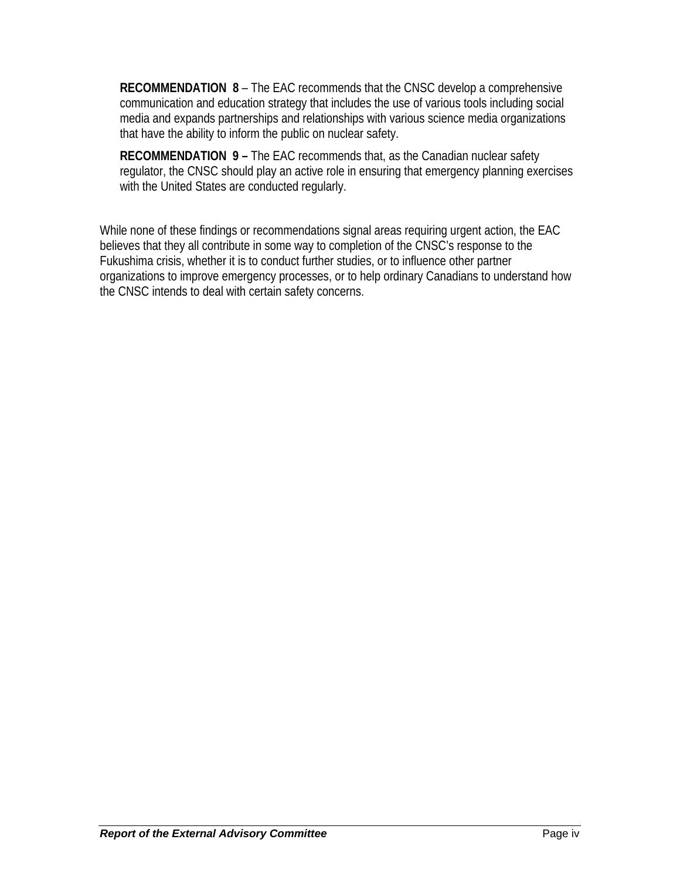**RECOMMENDATION 8** – The EAC recommends that the CNSC develop a comprehensive communication and education strategy that includes the use of various tools including social media and expands partnerships and relationships with various science media organizations that have the ability to inform the public on nuclear safety.

**RECOMMENDATION 9 –** The EAC recommends that, as the Canadian nuclear safety regulator, the CNSC should play an active role in ensuring that emergency planning exercises with the United States are conducted regularly.

While none of these findings or recommendations signal areas requiring urgent action, the EAC believes that they all contribute in some way to completion of the CNSC's response to the Fukushima crisis, whether it is to conduct further studies, or to influence other partner organizations to improve emergency processes, or to help ordinary Canadians to understand how the CNSC intends to deal with certain safety concerns.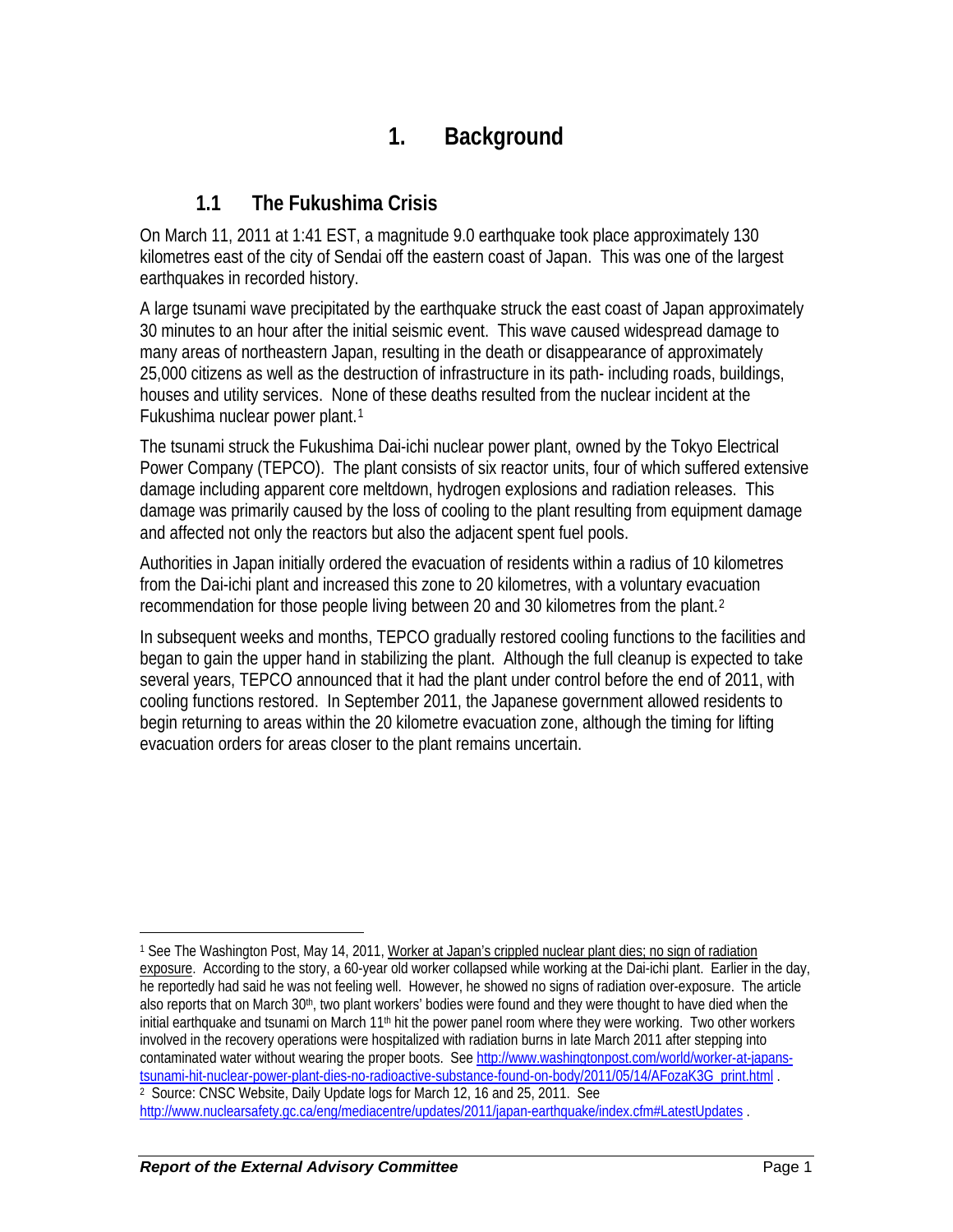# 1. Background

## 1.1 The Fukushima Crisis

On March 11, 2011 at 1:41 EST, a magnitude 9.0 earthquake took place approximately 130 kilometres east of the city of Sendai off the eastern coast of Japan. This was one of the largest earthquakes in recorded history.

A large tsunami wave precipitated by the earthquake struck the east coast of Japan approximately 30 minutes to an hour after the initial seismic event. This wave caused widespread damage to many areas of northeastern Japan, resulting in the death or disappearance of approximately 25,000 citizens as well as the destruction of infrastructure in its path- including roads, buildings, houses and utility services. None of these deaths resulted from the nuclear incident at the Fukushima nuclear power plant.[1]

The tsunami struck the Fukushima Dai-ichi nuclear power plant, owned by the Tokyo Electrical Power Company (TEPCO). The plant consists of six reactor units, four of which suffered extensive damage including apparent core meltdown, hydrogen explosions and radiation releases. This damage was primarily caused by the loss of cooling to the plant resulting from equipment damage and affected not only the reactors but also the adjacent spent fuel pools.

Authorities in Japan initially ordered the evacuation of residents within a radius of 10 kilometres from the Dai-ichi plant and increased this zone to 20 kilometres, with a voluntary evacuation recommendation for those people living between 20 and 30 kilometres from the plant.[2]

In subsequent weeks and months, TEPCO gradually restored cooling functions to the facilities and began to gain the upper hand in stabilizing the plant. Although the full cleanup is expected to take several years, TEPCO announced that it had the plant under control before the end of 2011, with cooling functions restored. In September 2011, the Japanese government allowed residents to begin returning to areas within the 20 kilometre evacuation zone, although the timing for lifting evacuation orders for areas closer to the plant remains uncertain.

---

[1] See The Washington Post, May 14, 2011, Worker at Japan's crippled nuclear plant dies; no sign of radiation exposure. According to the story, a 60-year old worker collapsed while working at the Dai-ichi plant. Earlier in the day, he reportedly had said he was not feeling well. However, he showed no signs of radiation over-exposure. The article also reports that on March 30th, two plant workers' bodies were found and they were thought to have died when the initial earthquake and tsunami on March 11th hit the power panel room where they were working. Two other workers involved in the recovery operations were hospitalized with radiation burns in late March 2011 after stepping into contaminated water without wearing the proper boots. See http://www.washingtonpost.com/world/worker-at-japans-tsunami-hit-nuclear-power-plant-dies-no-radioactive-substance-found-on-body/2011/05/14/AFozaK3G_print.html .

[2] Source: CNSC Website, Daily Update logs for March 12, 16 and 25, 2011. See http://www.nuclearsafety.gc.ca/eng/mediacentre/updates/2011/japan-earthquake/index.cfm#LatestUpdates .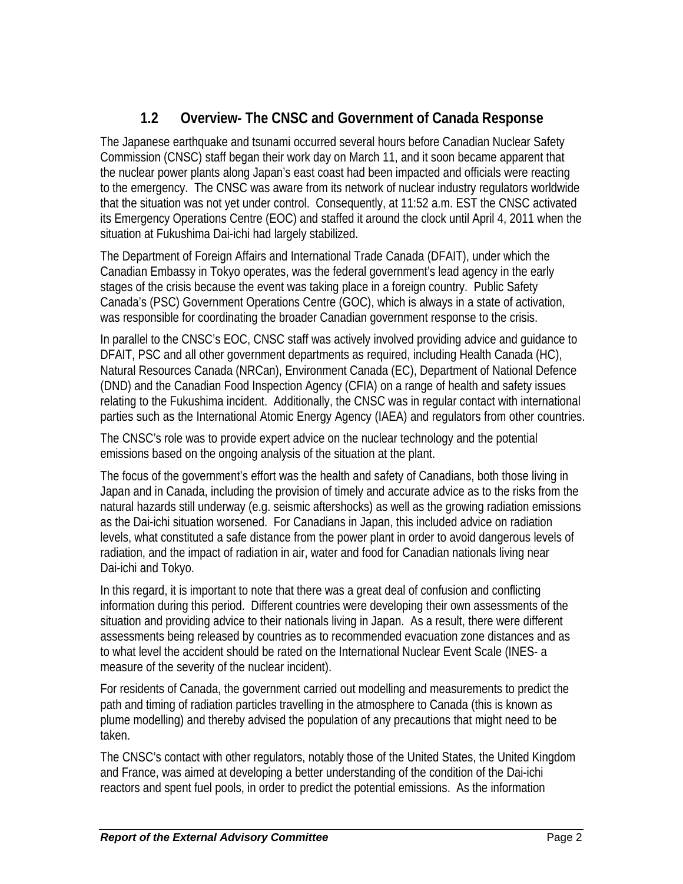## 1.2 Overview- The CNSC and Government of Canada Response

The Japanese earthquake and tsunami occurred several hours before Canadian Nuclear Safety Commission (CNSC) staff began their work day on March 11, and it soon became apparent that the nuclear power plants along Japan's east coast had been impacted and officials were reacting to the emergency. The CNSC was aware from its network of nuclear industry regulators worldwide that the situation was not yet under control. Consequently, at 11:52 a.m. EST the CNSC activated its Emergency Operations Centre (EOC) and staffed it around the clock until April 4, 2011 when the situation at Fukushima Dai-ichi had largely stabilized.

The Department of Foreign Affairs and International Trade Canada (DFAIT), under which the Canadian Embassy in Tokyo operates, was the federal government's lead agency in the early stages of the crisis because the event was taking place in a foreign country. Public Safety Canada's (PSC) Government Operations Centre (GOC), which is always in a state of activation, was responsible for coordinating the broader Canadian government response to the crisis.

In parallel to the CNSC's EOC, CNSC staff was actively involved providing advice and guidance to DFAIT, PSC and all other government departments as required, including Health Canada (HC), Natural Resources Canada (NRCan), Environment Canada (EC), Department of National Defence (DND) and the Canadian Food Inspection Agency (CFIA) on a range of health and safety issues relating to the Fukushima incident. Additionally, the CNSC was in regular contact with international parties such as the International Atomic Energy Agency (IAEA) and regulators from other countries.

The CNSC's role was to provide expert advice on the nuclear technology and the potential emissions based on the ongoing analysis of the situation at the plant.

The focus of the government's effort was the health and safety of Canadians, both those living in Japan and in Canada, including the provision of timely and accurate advice as to the risks from the natural hazards still underway (e.g. seismic aftershocks) as well as the growing radiation emissions as the Dai-ichi situation worsened. For Canadians in Japan, this included advice on radiation levels, what constituted a safe distance from the power plant in order to avoid dangerous levels of radiation, and the impact of radiation in air, water and food for Canadian nationals living near Dai-ichi and Tokyo.

In this regard, it is important to note that there was a great deal of confusion and conflicting information during this period. Different countries were developing their own assessments of the situation and providing advice to their nationals living in Japan. As a result, there were different assessments being released by countries as to recommended evacuation zone distances and as to what level the accident should be rated on the International Nuclear Event Scale (INES- a measure of the severity of the nuclear incident).

For residents of Canada, the government carried out modelling and measurements to predict the path and timing of radiation particles travelling in the atmosphere to Canada (this is known as plume modelling) and thereby advised the population of any precautions that might need to be taken.

The CNSC's contact with other regulators, notably those of the United States, the United Kingdom and France, was aimed at developing a better understanding of the condition of the Dai-ichi reactors and spent fuel pools, in order to predict the potential emissions. As the information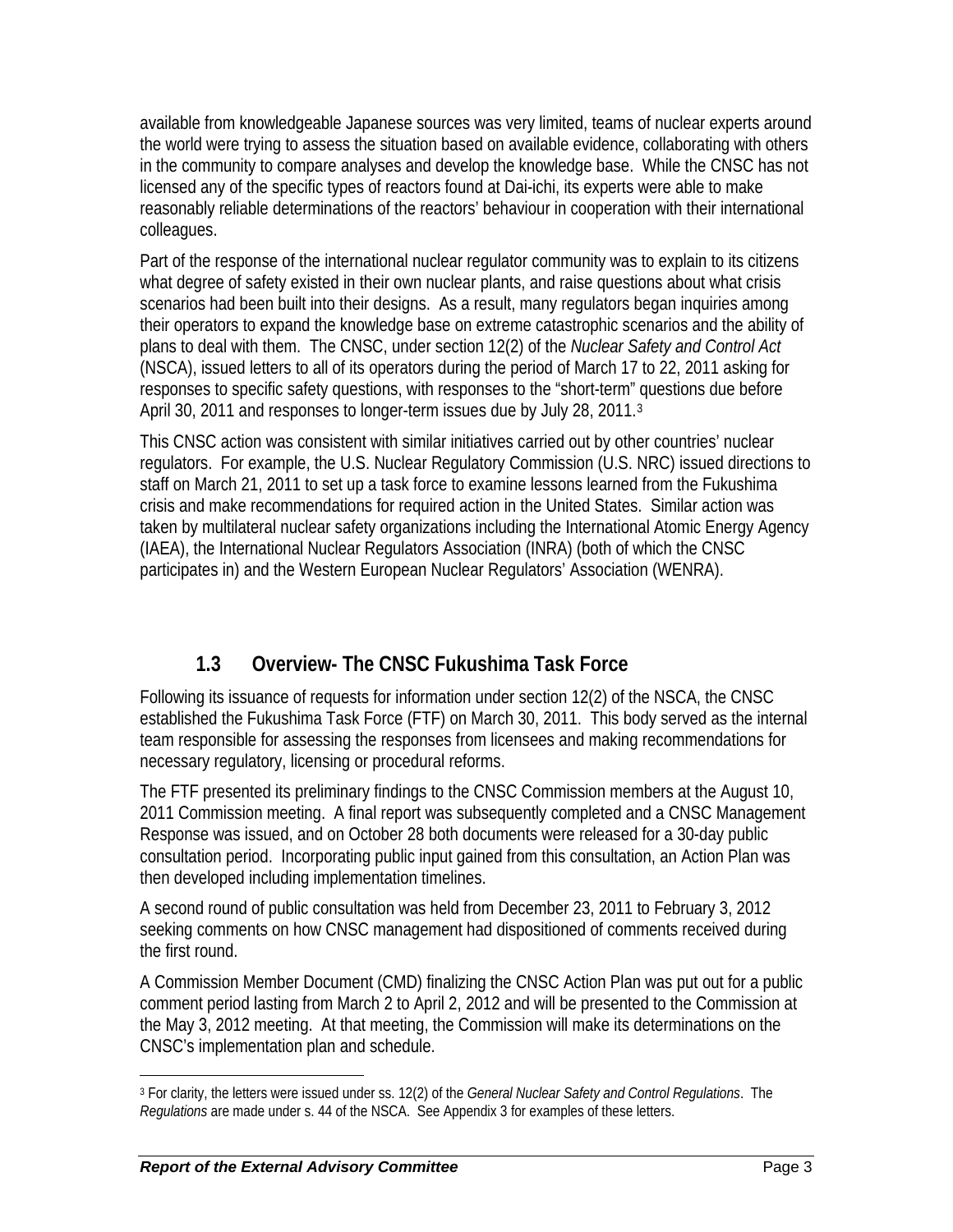available from knowledgeable Japanese sources was very limited, teams of nuclear experts around the world were trying to assess the situation based on available evidence, collaborating with others in the community to compare analyses and develop the knowledge base. While the CNSC has not licensed any of the specific types of reactors found at Dai-ichi, its experts were able to make reasonably reliable determinations of the reactors' behaviour in cooperation with their international colleagues.

Part of the response of the international nuclear regulator community was to explain to its citizens what degree of safety existed in their own nuclear plants, and raise questions about what crisis scenarios had been built into their designs. As a result, many regulators began inquiries among their operators to expand the knowledge base on extreme catastrophic scenarios and the ability of plans to deal with them. The CNSC, under section 12(2) of the *Nuclear Safety and Control Act* (NSCA), issued letters to all of its operators during the period of March 17 to 22, 2011 asking for responses to specific safety questions, with responses to the "short-term" questions due before April 30, 2011 and responses to longer-term issues due by July 28, 2011.[3]

This CNSC action was consistent with similar initiatives carried out by other countries' nuclear regulators. For example, the U.S. Nuclear Regulatory Commission (U.S. NRC) issued directions to staff on March 21, 2011 to set up a task force to examine lessons learned from the Fukushima crisis and make recommendations for required action in the United States. Similar action was taken by multilateral nuclear safety organizations including the International Atomic Energy Agency (IAEA), the International Nuclear Regulators Association (INRA) (both of which the CNSC participates in) and the Western European Nuclear Regulators' Association (WENRA).

## 1.3 Overview- The CNSC Fukushima Task Force

Following its issuance of requests for information under section 12(2) of the NSCA, the CNSC established the Fukushima Task Force (FTF) on March 30, 2011. This body served as the internal team responsible for assessing the responses from licensees and making recommendations for necessary regulatory, licensing or procedural reforms.

The FTF presented its preliminary findings to the CNSC Commission members at the August 10, 2011 Commission meeting. A final report was subsequently completed and a CNSC Management Response was issued, and on October 28 both documents were released for a 30-day public consultation period. Incorporating public input gained from this consultation, an Action Plan was then developed including implementation timelines.

A second round of public consultation was held from December 23, 2011 to February 3, 2012 seeking comments on how CNSC management had dispositioned of comments received during the first round.

A Commission Member Document (CMD) finalizing the CNSC Action Plan was put out for a public comment period lasting from March 2 to April 2, 2012 and will be presented to the Commission at the May 3, 2012 meeting. At that meeting, the Commission will make its determinations on the CNSC's implementation plan and schedule.

---

[3] For clarity, the letters were issued under ss. 12(2) of the *General Nuclear Safety and Control Regulations*. The *Regulations* are made under s. 44 of the NSCA. See Appendix 3 for examples of these letters.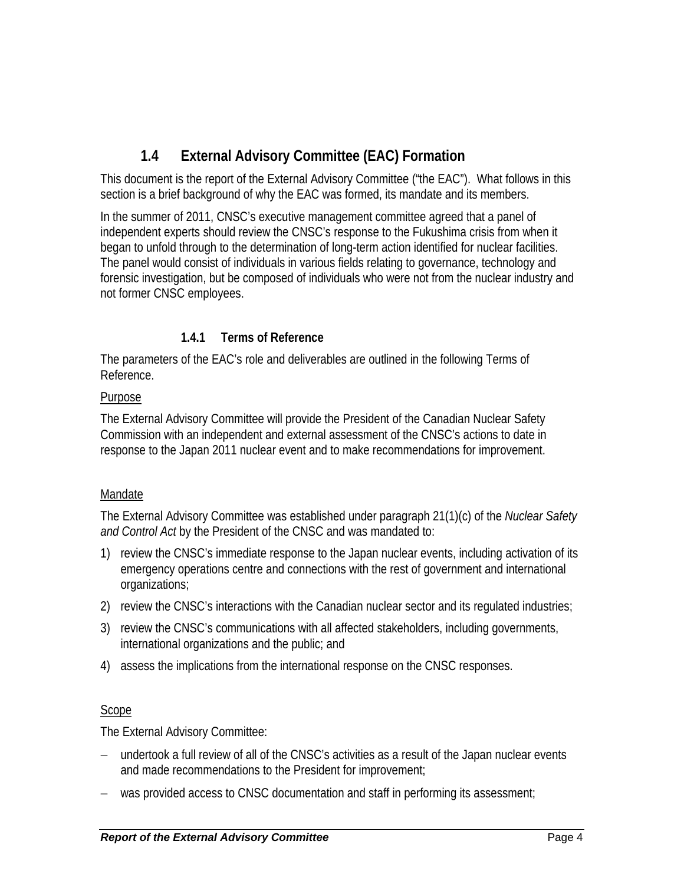## 1.4 External Advisory Committee (EAC) Formation

This document is the report of the External Advisory Committee ("the EAC"). What follows in this section is a brief background of why the EAC was formed, its mandate and its members.

In the summer of 2011, CNSC's executive management committee agreed that a panel of independent experts should review the CNSC's response to the Fukushima crisis from when it began to unfold through to the determination of long-term action identified for nuclear facilities. The panel would consist of individuals in various fields relating to governance, technology and forensic investigation, but be composed of individuals who were not from the nuclear industry and not former CNSC employees.

### 1.4.1 Terms of Reference

The parameters of the EAC's role and deliverables are outlined in the following Terms of Reference.

<u>Purpose</u>

The External Advisory Committee will provide the President of the Canadian Nuclear Safety Commission with an independent and external assessment of the CNSC's actions to date in response to the Japan 2011 nuclear event and to make recommendations for improvement.

<u>Mandate</u>

The External Advisory Committee was established under paragraph 21(1)(c) of the *Nuclear Safety and Control Act* by the President of the CNSC and was mandated to:

1) review the CNSC's immediate response to the Japan nuclear events, including activation of its emergency operations centre and connections with the rest of government and international organizations;
2) review the CNSC's interactions with the Canadian nuclear sector and its regulated industries;
3) review the CNSC's communications with all affected stakeholders, including governments, international organizations and the public; and
4) assess the implications from the international response on the CNSC responses.

<u>Scope</u>

The External Advisory Committee:

- undertook a full review of all of the CNSC's activities as a result of the Japan nuclear events and made recommendations to the President for improvement;
- was provided access to CNSC documentation and staff in performing its assessment;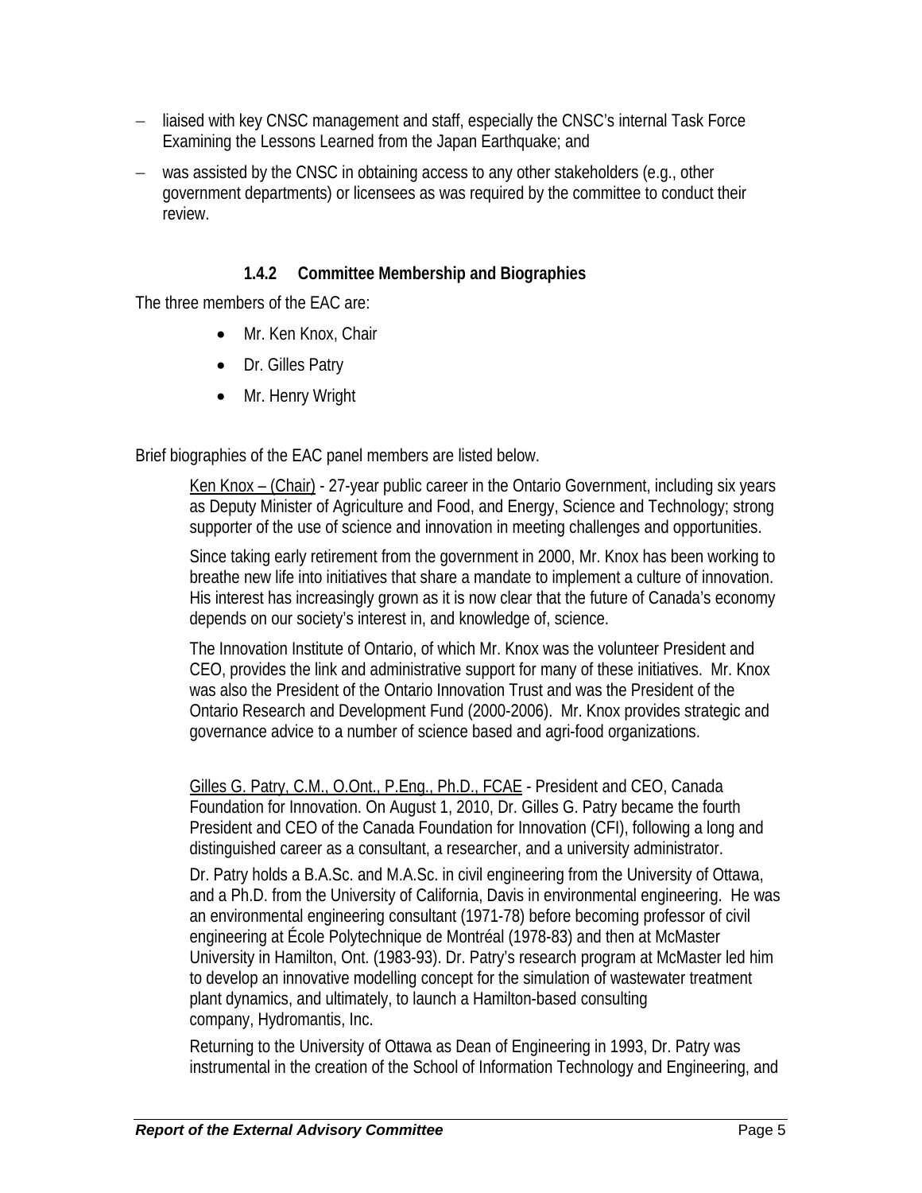- liaised with key CNSC management and staff, especially the CNSC's internal Task Force Examining the Lessons Learned from the Japan Earthquake; and
- was assisted by the CNSC in obtaining access to any other stakeholders (e.g., other government departments) or licensees as was required by the committee to conduct their review.

#### 1.4.2 Committee Membership and Biographies

The three members of the EAC are:

- Mr. Ken Knox, Chair
- Dr. Gilles Patry
- Mr. Henry Wright

Brief biographies of the EAC panel members are listed below.

Ken Knox – (Chair) - 27-year public career in the Ontario Government, including six years as Deputy Minister of Agriculture and Food, and Energy, Science and Technology; strong supporter of the use of science and innovation in meeting challenges and opportunities.

Since taking early retirement from the government in 2000, Mr. Knox has been working to breathe new life into initiatives that share a mandate to implement a culture of innovation. His interest has increasingly grown as it is now clear that the future of Canada's economy depends on our society's interest in, and knowledge of, science.

The Innovation Institute of Ontario, of which Mr. Knox was the volunteer President and CEO, provides the link and administrative support for many of these initiatives. Mr. Knox was also the President of the Ontario Innovation Trust and was the President of the Ontario Research and Development Fund (2000-2006). Mr. Knox provides strategic and governance advice to a number of science based and agri-food organizations.

Gilles G. Patry, C.M., O.Ont., P.Eng., Ph.D., FCAE - President and CEO, Canada Foundation for Innovation. On August 1, 2010, Dr. Gilles G. Patry became the fourth President and CEO of the Canada Foundation for Innovation (CFI), following a long and distinguished career as a consultant, a researcher, and a university administrator.

Dr. Patry holds a B.A.Sc. and M.A.Sc. in civil engineering from the University of Ottawa, and a Ph.D. from the University of California, Davis in environmental engineering. He was an environmental engineering consultant (1971-78) before becoming professor of civil engineering at École Polytechnique de Montréal (1978-83) and then at McMaster University in Hamilton, Ont. (1983-93). Dr. Patry's research program at McMaster led him to develop an innovative modelling concept for the simulation of wastewater treatment plant dynamics, and ultimately, to launch a Hamilton-based consulting company, Hydromantis, Inc.

Returning to the University of Ottawa as Dean of Engineering in 1993, Dr. Patry was instrumental in the creation of the School of Information Technology and Engineering, and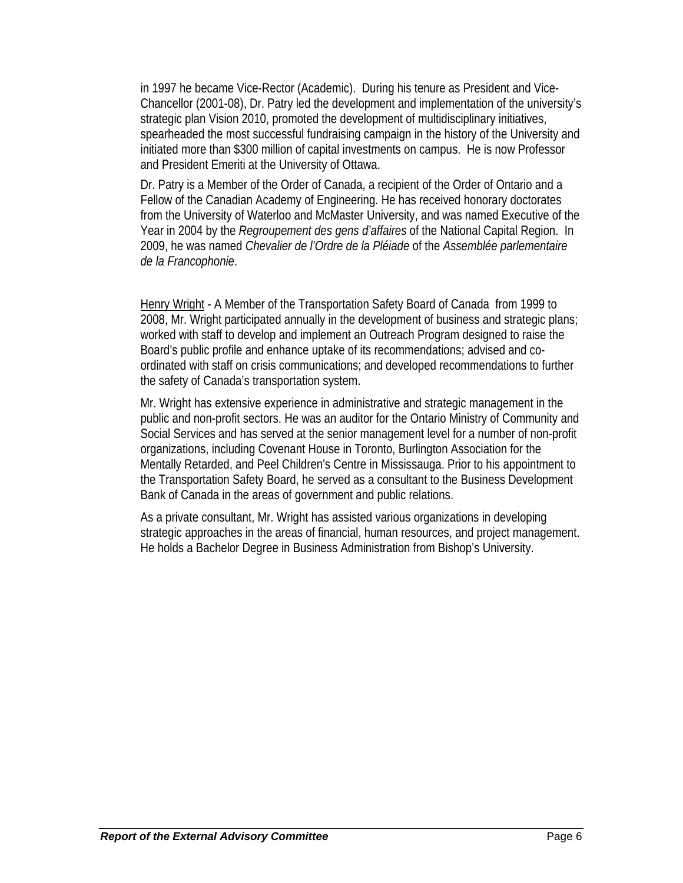in 1997 he became Vice-Rector (Academic). During his tenure as President and Vice-Chancellor (2001-08), Dr. Patry led the development and implementation of the university's strategic plan Vision 2010, promoted the development of multidisciplinary initiatives, spearheaded the most successful fundraising campaign in the history of the University and initiated more than $300 million of capital investments on campus. He is now Professor and President Emeriti at the University of Ottawa.

Dr. Patry is a Member of the Order of Canada, a recipient of the Order of Ontario and a Fellow of the Canadian Academy of Engineering. He has received honorary doctorates from the University of Waterloo and McMaster University, and was named Executive of the Year in 2004 by the *Regroupement des gens d'affaires* of the National Capital Region. In 2009, he was named *Chevalier de l'Ordre de la Pléiade* of the *Assemblée parlementaire de la Francophonie*.

<u>Henry Wright</u> - A Member of the Transportation Safety Board of Canada from 1999 to 2008, Mr. Wright participated annually in the development of business and strategic plans; worked with staff to develop and implement an Outreach Program designed to raise the Board's public profile and enhance uptake of its recommendations; advised and co-ordinated with staff on crisis communications; and developed recommendations to further the safety of Canada's transportation system.

Mr. Wright has extensive experience in administrative and strategic management in the public and non-profit sectors. He was an auditor for the Ontario Ministry of Community and Social Services and has served at the senior management level for a number of non-profit organizations, including Covenant House in Toronto, Burlington Association for the Mentally Retarded, and Peel Children's Centre in Mississauga. Prior to his appointment to the Transportation Safety Board, he served as a consultant to the Business Development Bank of Canada in the areas of government and public relations.

As a private consultant, Mr. Wright has assisted various organizations in developing strategic approaches in the areas of financial, human resources, and project management. He holds a Bachelor Degree in Business Administration from Bishop's University.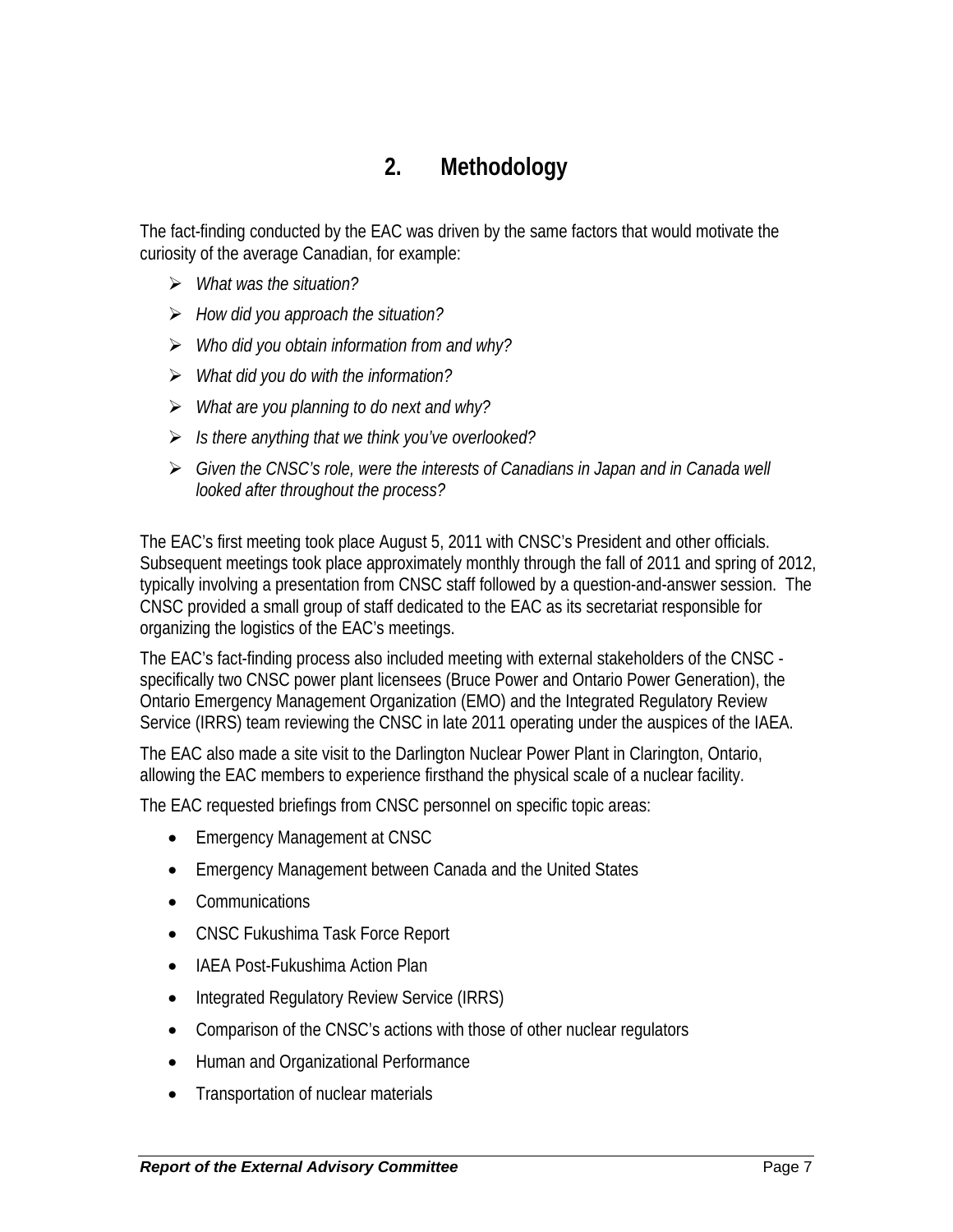# 2. Methodology

The fact-finding conducted by the EAC was driven by the same factors that would motivate the curiosity of the average Canadian, for example:

- *What was the situation?*
- *How did you approach the situation?*
- *Who did you obtain information from and why?*
- *What did you do with the information?*
- *What are you planning to do next and why?*
- *Is there anything that we think you've overlooked?*
- *Given the CNSC's role, were the interests of Canadians in Japan and in Canada well looked after throughout the process?*

The EAC's first meeting took place August 5, 2011 with CNSC's President and other officials. Subsequent meetings took place approximately monthly through the fall of 2011 and spring of 2012, typically involving a presentation from CNSC staff followed by a question-and-answer session. The CNSC provided a small group of staff dedicated to the EAC as its secretariat responsible for organizing the logistics of the EAC's meetings.

The EAC's fact-finding process also included meeting with external stakeholders of the CNSC - specifically two CNSC power plant licensees (Bruce Power and Ontario Power Generation), the Ontario Emergency Management Organization (EMO) and the Integrated Regulatory Review Service (IRRS) team reviewing the CNSC in late 2011 operating under the auspices of the IAEA.

The EAC also made a site visit to the Darlington Nuclear Power Plant in Clarington, Ontario, allowing the EAC members to experience firsthand the physical scale of a nuclear facility.

The EAC requested briefings from CNSC personnel on specific topic areas:

- Emergency Management at CNSC
- Emergency Management between Canada and the United States
- Communications
- CNSC Fukushima Task Force Report
- IAEA Post-Fukushima Action Plan
- Integrated Regulatory Review Service (IRRS)
- Comparison of the CNSC's actions with those of other nuclear regulators
- Human and Organizational Performance
- Transportation of nuclear materials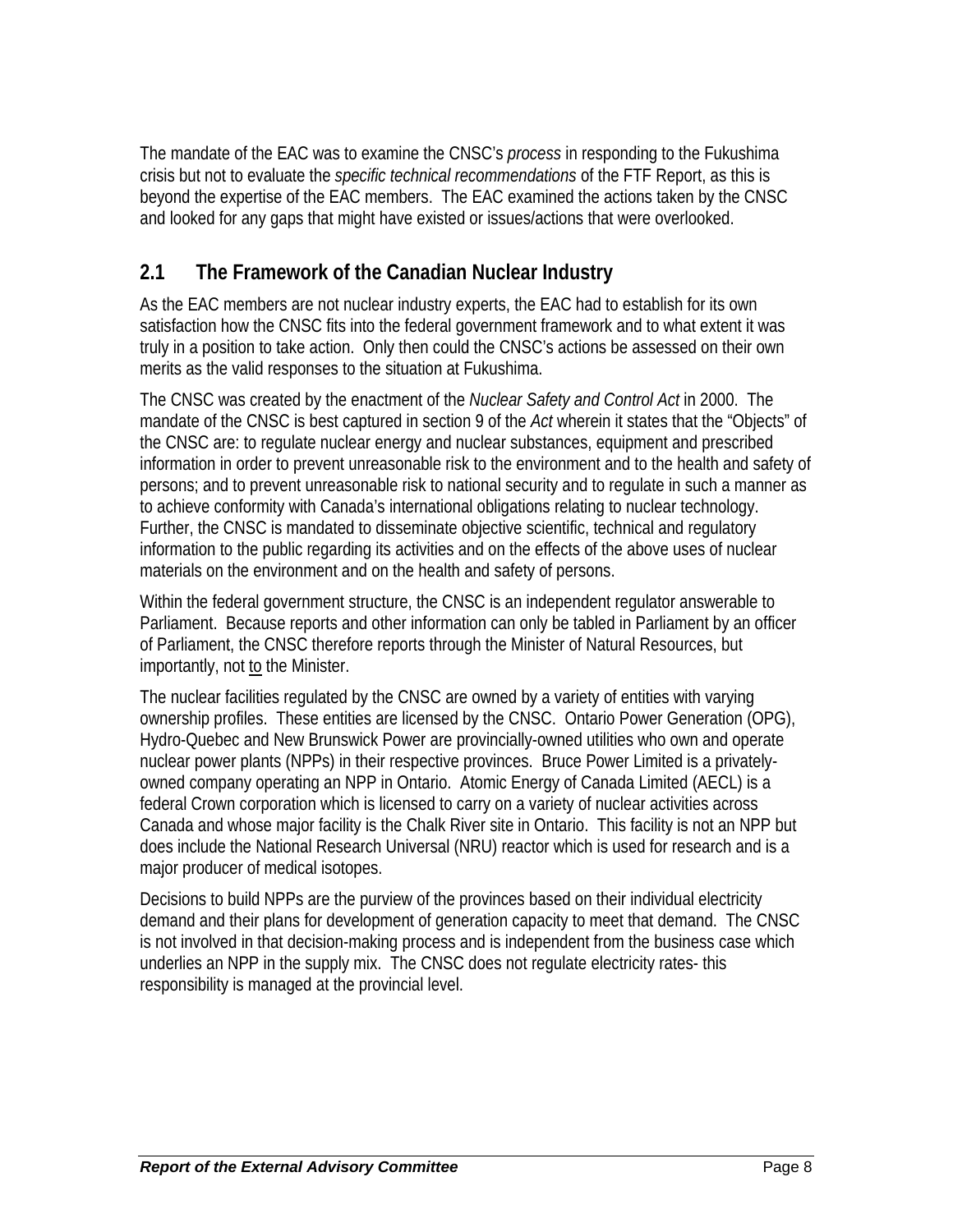The mandate of the EAC was to examine the CNSC's *process* in responding to the Fukushima crisis but not to evaluate the *specific technical recommendations* of the FTF Report, as this is beyond the expertise of the EAC members. The EAC examined the actions taken by the CNSC and looked for any gaps that might have existed or issues/actions that were overlooked.

## 2.1 The Framework of the Canadian Nuclear Industry

As the EAC members are not nuclear industry experts, the EAC had to establish for its own satisfaction how the CNSC fits into the federal government framework and to what extent it was truly in a position to take action. Only then could the CNSC's actions be assessed on their own merits as the valid responses to the situation at Fukushima.

The CNSC was created by the enactment of the *Nuclear Safety and Control Act* in 2000. The mandate of the CNSC is best captured in section 9 of the *Act* wherein it states that the "Objects" of the CNSC are: to regulate nuclear energy and nuclear substances, equipment and prescribed information in order to prevent unreasonable risk to the environment and to the health and safety of persons; and to prevent unreasonable risk to national security and to regulate in such a manner as to achieve conformity with Canada's international obligations relating to nuclear technology. Further, the CNSC is mandated to disseminate objective scientific, technical and regulatory information to the public regarding its activities and on the effects of the above uses of nuclear materials on the environment and on the health and safety of persons.

Within the federal government structure, the CNSC is an independent regulator answerable to Parliament. Because reports and other information can only be tabled in Parliament by an officer of Parliament, the CNSC therefore reports through the Minister of Natural Resources, but importantly, not <u>to</u> the Minister.

The nuclear facilities regulated by the CNSC are owned by a variety of entities with varying ownership profiles. These entities are licensed by the CNSC. Ontario Power Generation (OPG), Hydro-Quebec and New Brunswick Power are provincially-owned utilities who own and operate nuclear power plants (NPPs) in their respective provinces. Bruce Power Limited is a privately-owned company operating an NPP in Ontario. Atomic Energy of Canada Limited (AECL) is a federal Crown corporation which is licensed to carry on a variety of nuclear activities across Canada and whose major facility is the Chalk River site in Ontario. This facility is not an NPP but does include the National Research Universal (NRU) reactor which is used for research and is a major producer of medical isotopes.

Decisions to build NPPs are the purview of the provinces based on their individual electricity demand and their plans for development of generation capacity to meet that demand. The CNSC is not involved in that decision-making process and is independent from the business case which underlies an NPP in the supply mix. The CNSC does not regulate electricity rates- this responsibility is managed at the provincial level.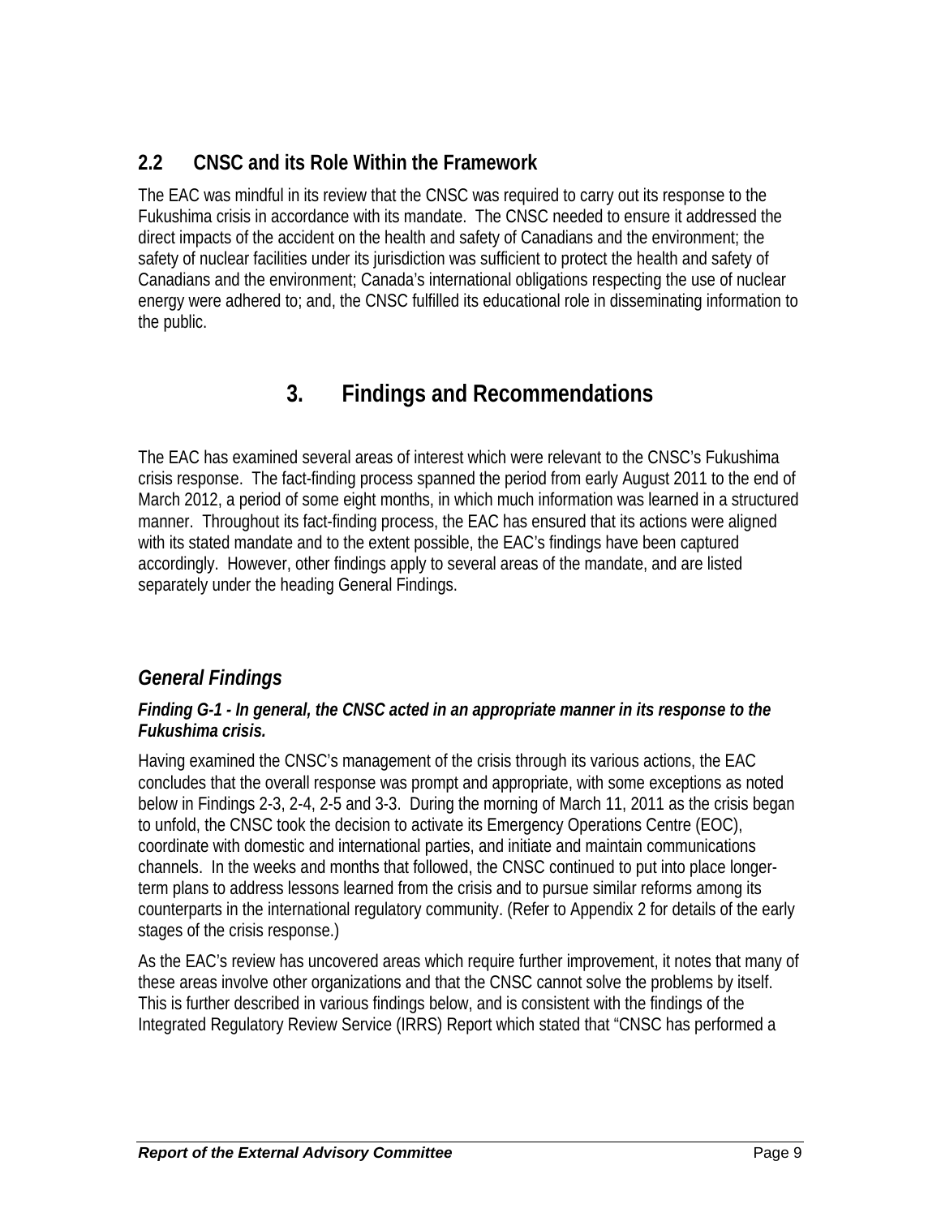## 2.2 CNSC and its Role Within the Framework

The EAC was mindful in its review that the CNSC was required to carry out its response to the Fukushima crisis in accordance with its mandate. The CNSC needed to ensure it addressed the direct impacts of the accident on the health and safety of Canadians and the environment; the safety of nuclear facilities under its jurisdiction was sufficient to protect the health and safety of Canadians and the environment; Canada's international obligations respecting the use of nuclear energy were adhered to; and, the CNSC fulfilled its educational role in disseminating information to the public.

# 3. Findings and Recommendations

The EAC has examined several areas of interest which were relevant to the CNSC's Fukushima crisis response. The fact-finding process spanned the period from early August 2011 to the end of March 2012, a period of some eight months, in which much information was learned in a structured manner. Throughout its fact-finding process, the EAC has ensured that its actions were aligned with its stated mandate and to the extent possible, the EAC's findings have been captured accordingly. However, other findings apply to several areas of the mandate, and are listed separately under the heading General Findings.

## *General Findings*

***Finding G-1 - In general, the CNSC acted in an appropriate manner in its response to the Fukushima crisis.***

Having examined the CNSC's management of the crisis through its various actions, the EAC concludes that the overall response was prompt and appropriate, with some exceptions as noted below in Findings 2-3, 2-4, 2-5 and 3-3. During the morning of March 11, 2011 as the crisis began to unfold, the CNSC took the decision to activate its Emergency Operations Centre (EOC), coordinate with domestic and international parties, and initiate and maintain communications channels. In the weeks and months that followed, the CNSC continued to put into place longer-term plans to address lessons learned from the crisis and to pursue similar reforms among its counterparts in the international regulatory community. (Refer to Appendix 2 for details of the early stages of the crisis response.)

As the EAC's review has uncovered areas which require further improvement, it notes that many of these areas involve other organizations and that the CNSC cannot solve the problems by itself. This is further described in various findings below, and is consistent with the findings of the Integrated Regulatory Review Service (IRRS) Report which stated that "CNSC has performed a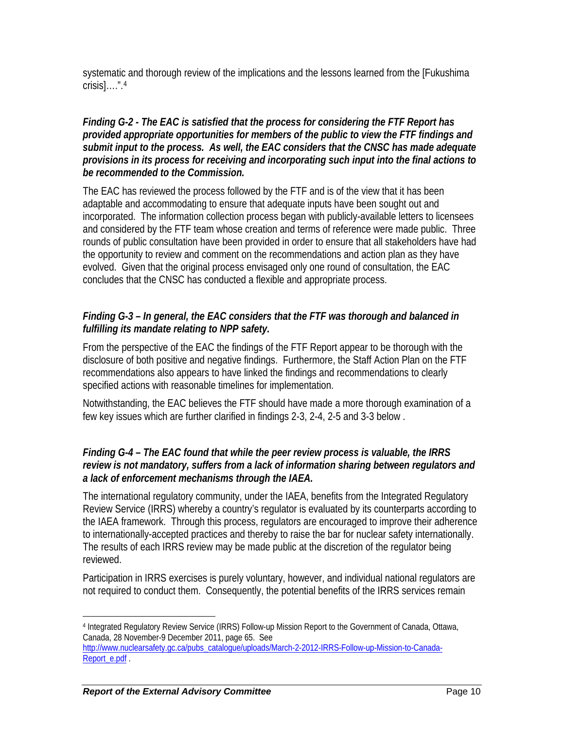systematic and thorough review of the implications and the lessons learned from the [Fukushima crisis]….".[4]

***Finding G-2 - The EAC is satisfied that the process for considering the FTF Report has provided appropriate opportunities for members of the public to view the FTF findings and submit input to the process. As well, the EAC considers that the CNSC has made adequate provisions in its process for receiving and incorporating such input into the final actions to be recommended to the Commission.***

The EAC has reviewed the process followed by the FTF and is of the view that it has been adaptable and accommodating to ensure that adequate inputs have been sought out and incorporated. The information collection process began with publicly-available letters to licensees and considered by the FTF team whose creation and terms of reference were made public. Three rounds of public consultation have been provided in order to ensure that all stakeholders have had the opportunity to review and comment on the recommendations and action plan as they have evolved. Given that the original process envisaged only one round of consultation, the EAC concludes that the CNSC has conducted a flexible and appropriate process.

***Finding G-3 – In general, the EAC considers that the FTF was thorough and balanced in fulfilling its mandate relating to NPP safety.***

From the perspective of the EAC the findings of the FTF Report appear to be thorough with the disclosure of both positive and negative findings. Furthermore, the Staff Action Plan on the FTF recommendations also appears to have linked the findings and recommendations to clearly specified actions with reasonable timelines for implementation.

Notwithstanding, the EAC believes the FTF should have made a more thorough examination of a few key issues which are further clarified in findings 2-3, 2-4, 2-5 and 3-3 below .

***Finding G-4 – The EAC found that while the peer review process is valuable, the IRRS review is not mandatory, suffers from a lack of information sharing between regulators and a lack of enforcement mechanisms through the IAEA.***

The international regulatory community, under the IAEA, benefits from the Integrated Regulatory Review Service (IRRS) whereby a country's regulator is evaluated by its counterparts according to the IAEA framework. Through this process, regulators are encouraged to improve their adherence to internationally-accepted practices and thereby to raise the bar for nuclear safety internationally. The results of each IRRS review may be made public at the discretion of the regulator being reviewed.

Participation in IRRS exercises is purely voluntary, however, and individual national regulators are not required to conduct them. Consequently, the potential benefits of the IRRS services remain

---

[4] Integrated Regulatory Review Service (IRRS) Follow-up Mission Report to the Government of Canada, Ottawa, Canada, 28 November-9 December 2011, page 65. See http://www.nuclearsafety.gc.ca/pubs_catalogue/uploads/March-2-2012-IRRS-Follow-up-Mission-to-Canada-Report_e.pdf .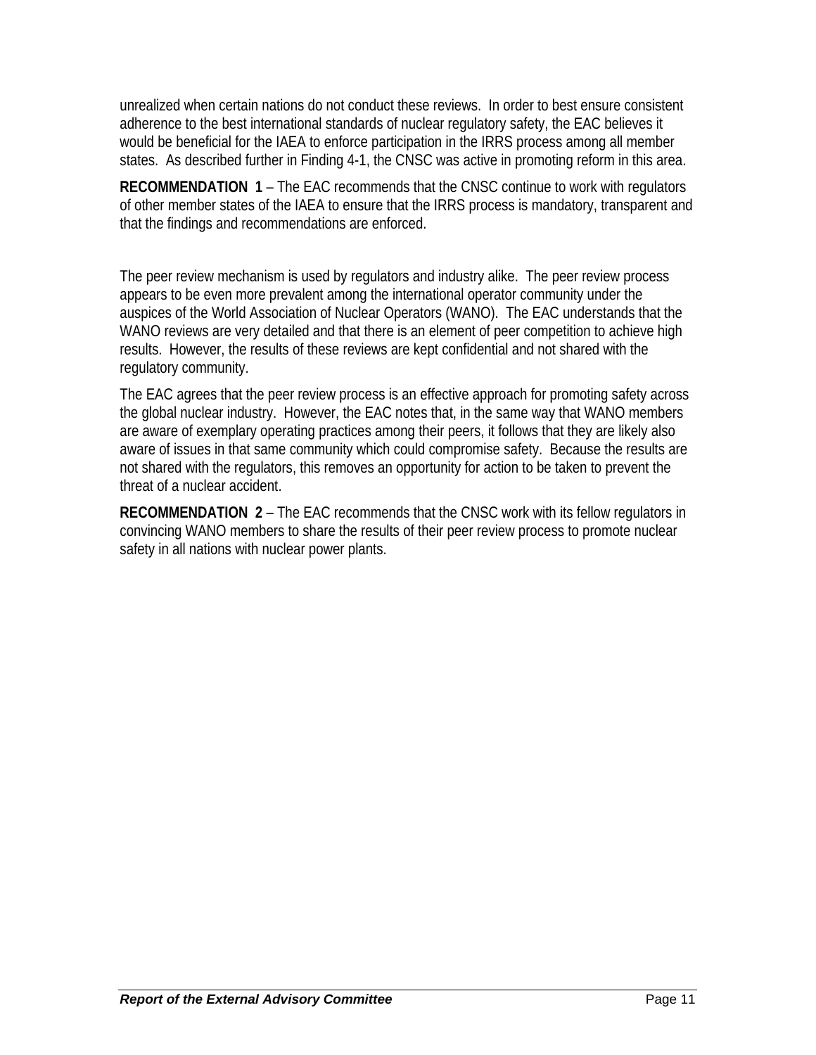unrealized when certain nations do not conduct these reviews. In order to best ensure consistent adherence to the best international standards of nuclear regulatory safety, the EAC believes it would be beneficial for the IAEA to enforce participation in the IRRS process among all member states. As described further in Finding 4-1, the CNSC was active in promoting reform in this area.

**RECOMMENDATION 1** – The EAC recommends that the CNSC continue to work with regulators of other member states of the IAEA to ensure that the IRRS process is mandatory, transparent and that the findings and recommendations are enforced.

The peer review mechanism is used by regulators and industry alike. The peer review process appears to be even more prevalent among the international operator community under the auspices of the World Association of Nuclear Operators (WANO). The EAC understands that the WANO reviews are very detailed and that there is an element of peer competition to achieve high results. However, the results of these reviews are kept confidential and not shared with the regulatory community.

The EAC agrees that the peer review process is an effective approach for promoting safety across the global nuclear industry. However, the EAC notes that, in the same way that WANO members are aware of exemplary operating practices among their peers, it follows that they are likely also aware of issues in that same community which could compromise safety. Because the results are not shared with the regulators, this removes an opportunity for action to be taken to prevent the threat of a nuclear accident.

**RECOMMENDATION 2** – The EAC recommends that the CNSC work with its fellow regulators in convincing WANO members to share the results of their peer review process to promote nuclear safety in all nations with nuclear power plants.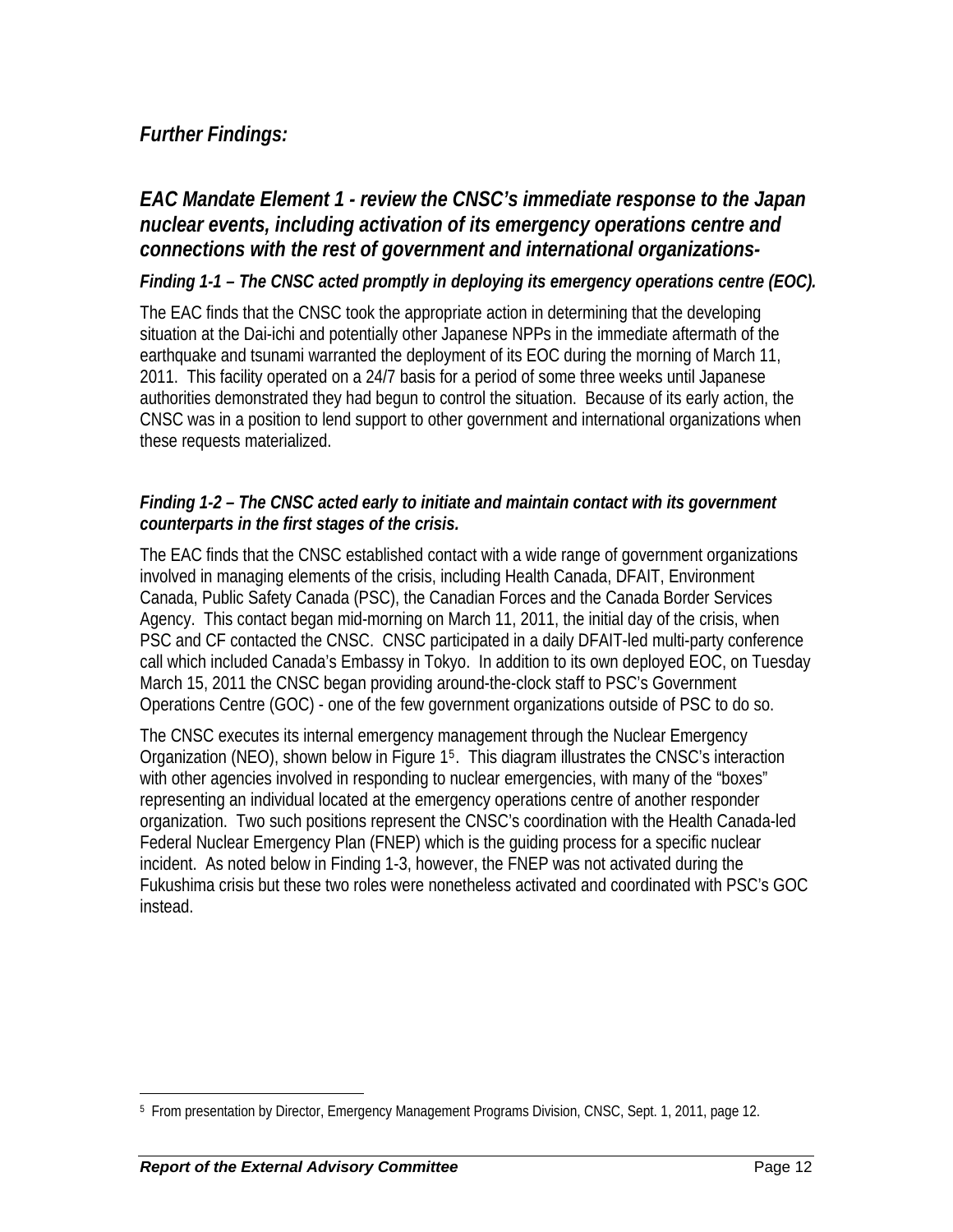## *Further Findings:*

## *EAC Mandate Element 1 - review the CNSC's immediate response to the Japan nuclear events, including activation of its emergency operations centre and connections with the rest of government and international organizations-*

### *Finding 1-1 – The CNSC acted promptly in deploying its emergency operations centre (EOC).*

The EAC finds that the CNSC took the appropriate action in determining that the developing situation at the Dai-ichi and potentially other Japanese NPPs in the immediate aftermath of the earthquake and tsunami warranted the deployment of its EOC during the morning of March 11, 2011. This facility operated on a 24/7 basis for a period of some three weeks until Japanese authorities demonstrated they had begun to control the situation. Because of its early action, the CNSC was in a position to lend support to other government and international organizations when these requests materialized.

### *Finding 1-2 – The CNSC acted early to initiate and maintain contact with its government counterparts in the first stages of the crisis.*

The EAC finds that the CNSC established contact with a wide range of government organizations involved in managing elements of the crisis, including Health Canada, DFAIT, Environment Canada, Public Safety Canada (PSC), the Canadian Forces and the Canada Border Services Agency. This contact began mid-morning on March 11, 2011, the initial day of the crisis, when PSC and CF contacted the CNSC. CNSC participated in a daily DFAIT-led multi-party conference call which included Canada's Embassy in Tokyo. In addition to its own deployed EOC, on Tuesday March 15, 2011 the CNSC began providing around-the-clock staff to PSC's Government Operations Centre (GOC) - one of the few government organizations outside of PSC to do so.

The CNSC executes its internal emergency management through the Nuclear Emergency Organization (NEO), shown below in Figure 1[5]. This diagram illustrates the CNSC's interaction with other agencies involved in responding to nuclear emergencies, with many of the "boxes" representing an individual located at the emergency operations centre of another responder organization. Two such positions represent the CNSC's coordination with the Health Canada-led Federal Nuclear Emergency Plan (FNEP) which is the guiding process for a specific nuclear incident. As noted below in Finding 1-3, however, the FNEP was not activated during the Fukushima crisis but these two roles were nonetheless activated and coordinated with PSC's GOC instead.

---

[5] From presentation by Director, Emergency Management Programs Division, CNSC, Sept. 1, 2011, page 12.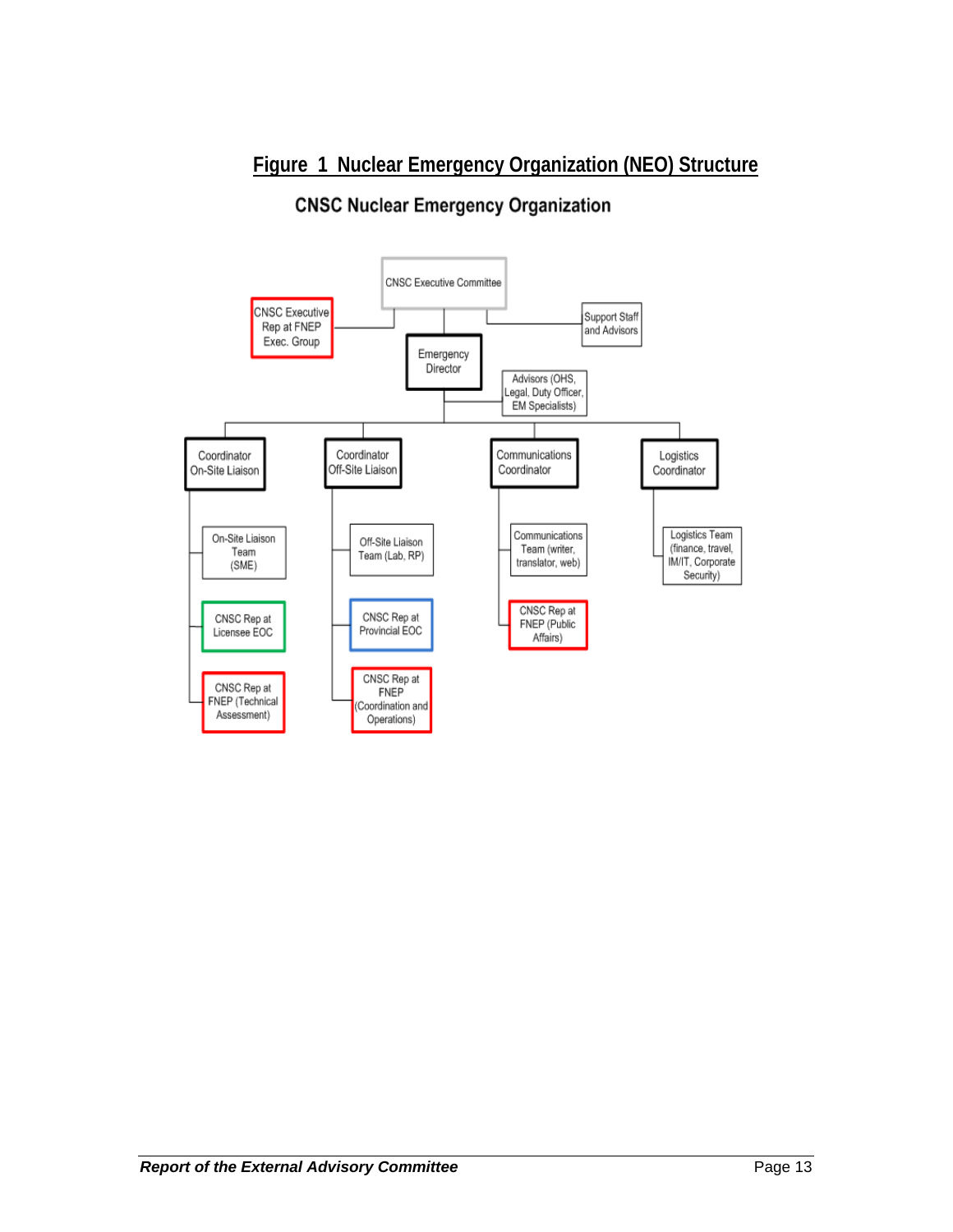## Figure 1 Nuclear Emergency Organization (NEO) Structure

### CNSC Nuclear Emergency Organization

- CNSC Executive Committee
  - CNSC Executive Rep at FNEP Exec. Group
  - Support Staff and Advisors
  - Emergency Director
    - Advisors (OHS, Legal, Duty Officer, EM Specialists)
    - Coordinator On-Site Liaison
      - On-Site Liaison Team (SME)
      - CNSC Rep at Licensee EOC
      - CNSC Rep at FNEP (Technical Assessment)
    - Coordinator Off-Site Liaison
      - Off-Site Liaison Team (Lab, RP)
      - CNSC Rep at Provincial EOC
      - CNSC Rep at FNEP (Coordination and Operations)
    - Communications Coordinator
      - Communications Team (writer, translator, web)
      - CNSC Rep at FNEP (Public Affairs)
    - Logistics Coordinator
      - Logistics Team (finance, travel, IM/IT, Corporate Security)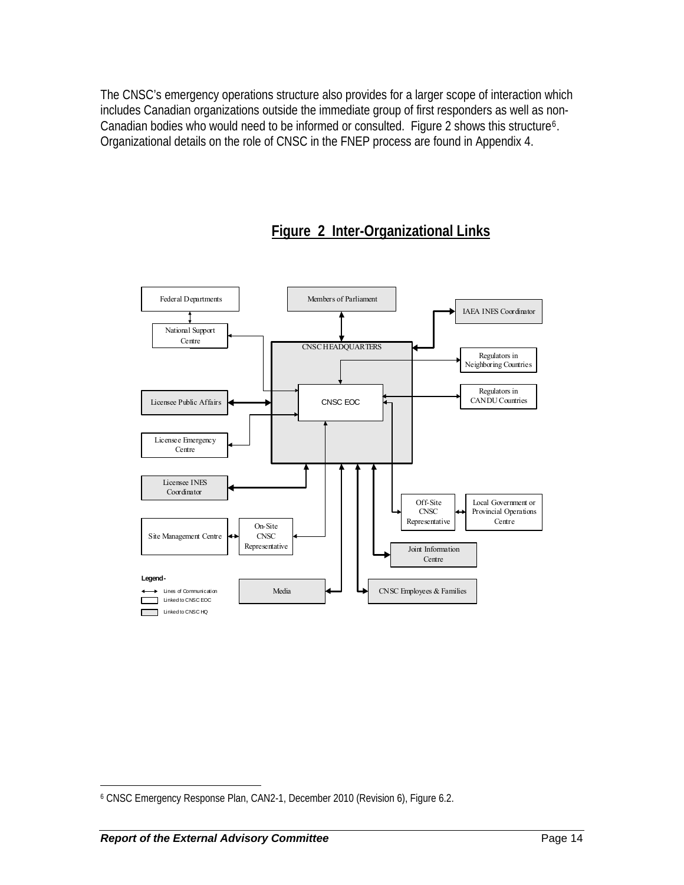The CNSC's emergency operations structure also provides for a larger scope of interaction which includes Canadian organizations outside the immediate group of first responders as well as non-Canadian bodies who would need to be informed or consulted. Figure 2 shows this structure[6]. Organizational details on the role of CNSC in the FNEP process are found in Appendix 4.

**Figure 2 Inter-Organizational Links**

Federal Departments

Members of Parliament

IAEA INES Coordinator

National Support Centre

CNSC HEADQUARTERS

Regulators in Neighboring Countries

Regulators in CANDU Countries

Licensee Public Affairs

CNSC EOC

Licensee Emergency Centre

Licensee INES Coordinator

Off-Site CNSC Representative

Local Government or Provincial Operations Centre

Site Management Centre

On-Site CNSC Representative

Joint Information Centre

Media

CNSC Employees & Families

Legend -

Lines of Communication

Linked to CNSC EOC

Linked to CNSC HQ

---

[6] CNSC Emergency Response Plan, CAN2-1, December 2010 (Revision 6), Figure 6.2.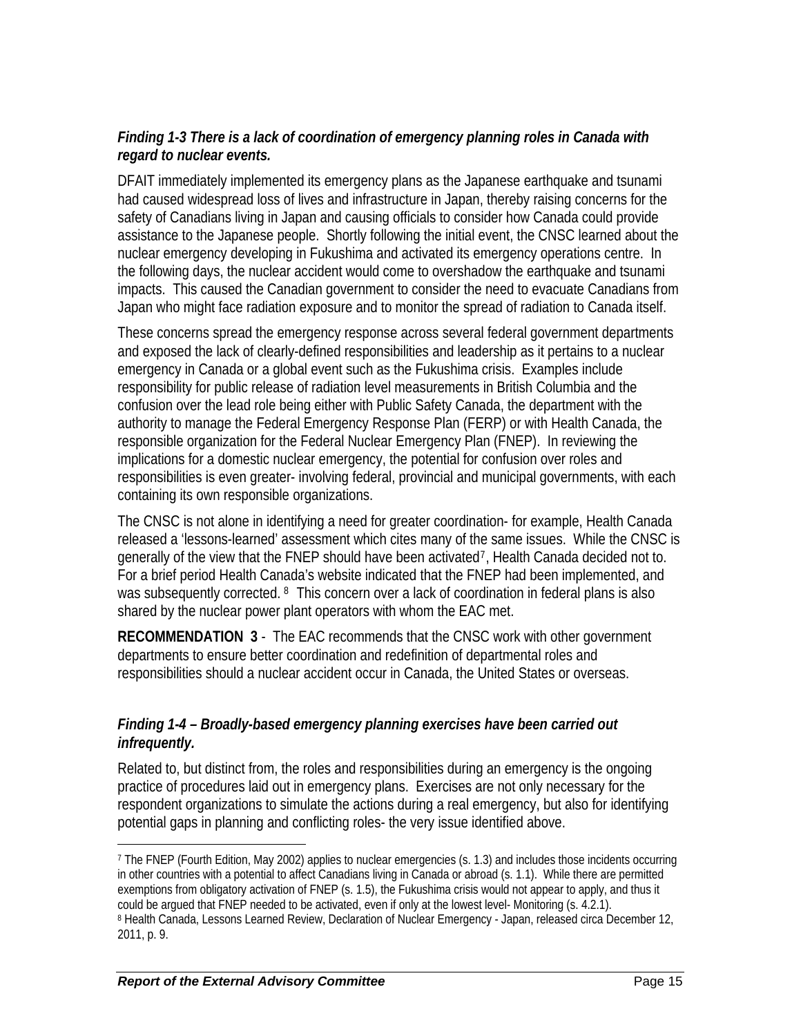***Finding 1-3 There is a lack of coordination of emergency planning roles in Canada with regard to nuclear events.***

DFAIT immediately implemented its emergency plans as the Japanese earthquake and tsunami had caused widespread loss of lives and infrastructure in Japan, thereby raising concerns for the safety of Canadians living in Japan and causing officials to consider how Canada could provide assistance to the Japanese people. Shortly following the initial event, the CNSC learned about the nuclear emergency developing in Fukushima and activated its emergency operations centre. In the following days, the nuclear accident would come to overshadow the earthquake and tsunami impacts. This caused the Canadian government to consider the need to evacuate Canadians from Japan who might face radiation exposure and to monitor the spread of radiation to Canada itself.

These concerns spread the emergency response across several federal government departments and exposed the lack of clearly-defined responsibilities and leadership as it pertains to a nuclear emergency in Canada or a global event such as the Fukushima crisis. Examples include responsibility for public release of radiation level measurements in British Columbia and the confusion over the lead role being either with Public Safety Canada, the department with the authority to manage the Federal Emergency Response Plan (FERP) or with Health Canada, the responsible organization for the Federal Nuclear Emergency Plan (FNEP). In reviewing the implications for a domestic nuclear emergency, the potential for confusion over roles and responsibilities is even greater- involving federal, provincial and municipal governments, with each containing its own responsible organizations.

The CNSC is not alone in identifying a need for greater coordination- for example, Health Canada released a 'lessons-learned' assessment which cites many of the same issues. While the CNSC is generally of the view that the FNEP should have been activated[7], Health Canada decided not to. For a brief period Health Canada's website indicated that the FNEP had been implemented, and was subsequently corrected.[8] This concern over a lack of coordination in federal plans is also shared by the nuclear power plant operators with whom the EAC met.

**RECOMMENDATION 3** - The EAC recommends that the CNSC work with other government departments to ensure better coordination and redefinition of departmental roles and responsibilities should a nuclear accident occur in Canada, the United States or overseas.

***Finding 1-4 – Broadly-based emergency planning exercises have been carried out infrequently.***

Related to, but distinct from, the roles and responsibilities during an emergency is the ongoing practice of procedures laid out in emergency plans. Exercises are not only necessary for the respondent organizations to simulate the actions during a real emergency, but also for identifying potential gaps in planning and conflicting roles- the very issue identified above.

---

[7] The FNEP (Fourth Edition, May 2002) applies to nuclear emergencies (s. 1.3) and includes those incidents occurring in other countries with a potential to affect Canadians living in Canada or abroad (s. 1.1). While there are permitted exemptions from obligatory activation of FNEP (s. 1.5), the Fukushima crisis would not appear to apply, and thus it could be argued that FNEP needed to be activated, even if only at the lowest level- Monitoring (s. 4.2.1).

[8] Health Canada, Lessons Learned Review, Declaration of Nuclear Emergency - Japan, released circa December 12, 2011, p. 9.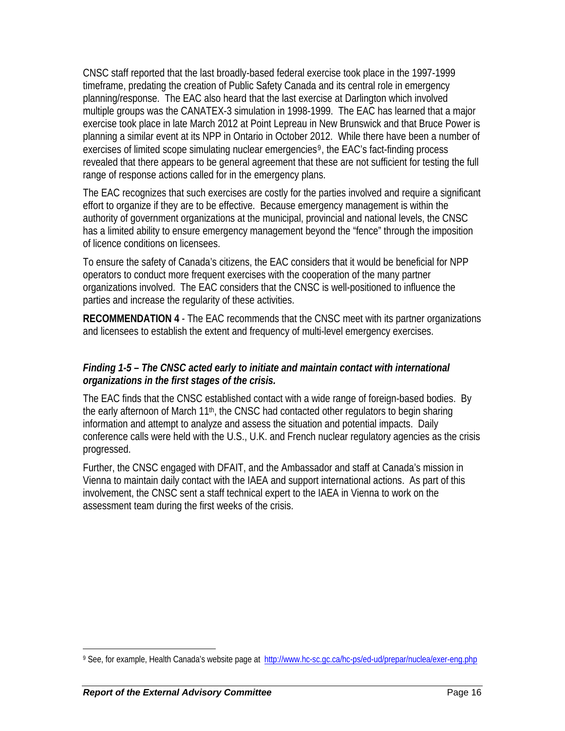CNSC staff reported that the last broadly-based federal exercise took place in the 1997-1999 timeframe, predating the creation of Public Safety Canada and its central role in emergency planning/response. The EAC also heard that the last exercise at Darlington which involved multiple groups was the CANATEX-3 simulation in 1998-1999. The EAC has learned that a major exercise took place in late March 2012 at Point Lepreau in New Brunswick and that Bruce Power is planning a similar event at its NPP in Ontario in October 2012. While there have been a number of exercises of limited scope simulating nuclear emergencies[9], the EAC's fact-finding process revealed that there appears to be general agreement that these are not sufficient for testing the full range of response actions called for in the emergency plans.

The EAC recognizes that such exercises are costly for the parties involved and require a significant effort to organize if they are to be effective. Because emergency management is within the authority of government organizations at the municipal, provincial and national levels, the CNSC has a limited ability to ensure emergency management beyond the "fence" through the imposition of licence conditions on licensees.

To ensure the safety of Canada's citizens, the EAC considers that it would be beneficial for NPP operators to conduct more frequent exercises with the cooperation of the many partner organizations involved. The EAC considers that the CNSC is well-positioned to influence the parties and increase the regularity of these activities.

**RECOMMENDATION 4** - The EAC recommends that the CNSC meet with its partner organizations and licensees to establish the extent and frequency of multi-level emergency exercises.

### *Finding 1-5 – The CNSC acted early to initiate and maintain contact with international organizations in the first stages of the crisis.*

The EAC finds that the CNSC established contact with a wide range of foreign-based bodies. By the early afternoon of March 11th, the CNSC had contacted other regulators to begin sharing information and attempt to analyze and assess the situation and potential impacts. Daily conference calls were held with the U.S., U.K. and French nuclear regulatory agencies as the crisis progressed.

Further, the CNSC engaged with DFAIT, and the Ambassador and staff at Canada's mission in Vienna to maintain daily contact with the IAEA and support international actions. As part of this involvement, the CNSC sent a staff technical expert to the IAEA in Vienna to work on the assessment team during the first weeks of the crisis.

---

[9] See, for example, Health Canada's website page at http://www.hc-sc.gc.ca/hc-ps/ed-ud/prepar/nuclea/exer-eng.php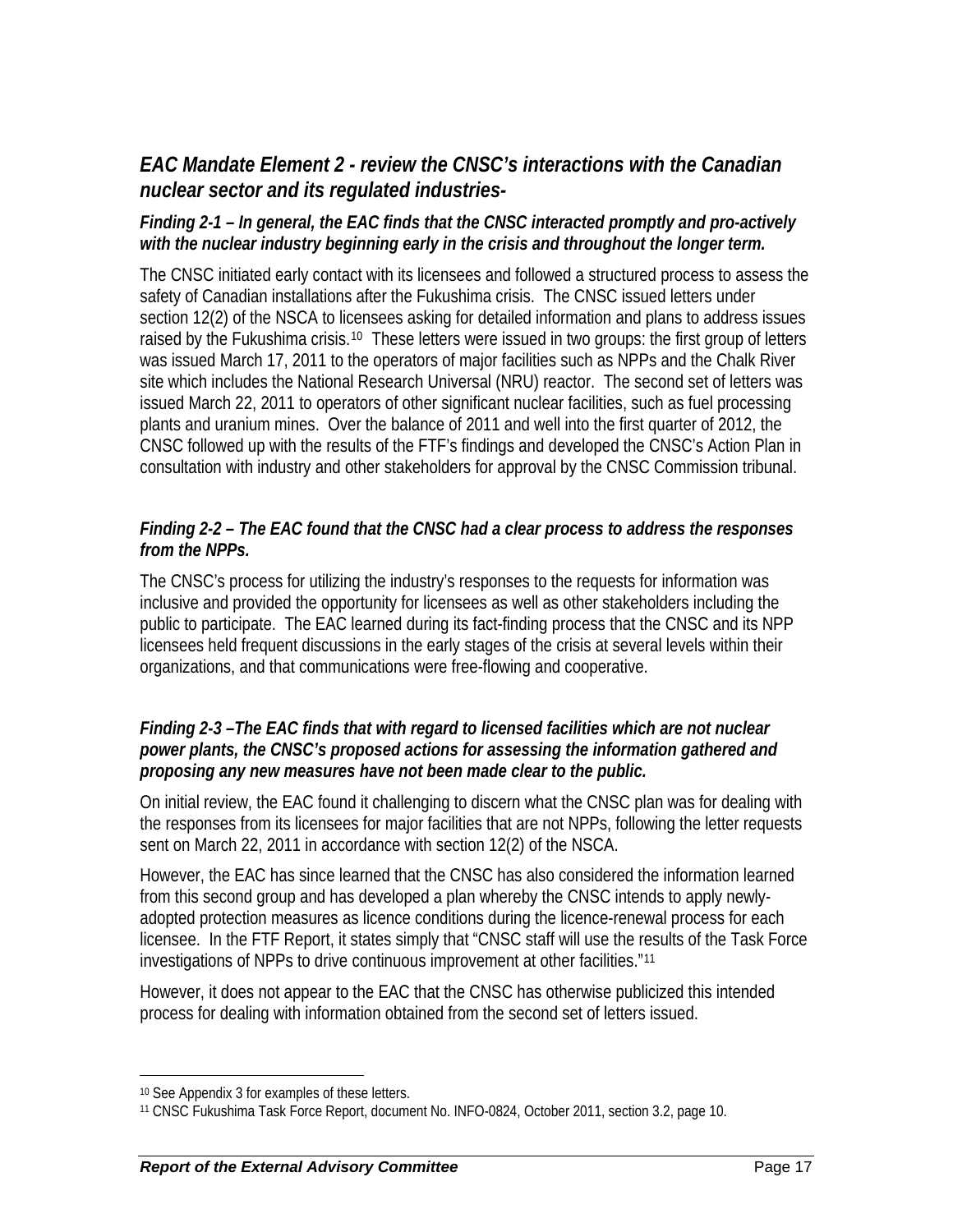## *EAC Mandate Element 2 - review the CNSC's interactions with the Canadian nuclear sector and its regulated industries-*

### *Finding 2-1 – In general, the EAC finds that the CNSC interacted promptly and pro-actively with the nuclear industry beginning early in the crisis and throughout the longer term.*

The CNSC initiated early contact with its licensees and followed a structured process to assess the safety of Canadian installations after the Fukushima crisis. The CNSC issued letters under section 12(2) of the NSCA to licensees asking for detailed information and plans to address issues raised by the Fukushima crisis.[10] These letters were issued in two groups: the first group of letters was issued March 17, 2011 to the operators of major facilities such as NPPs and the Chalk River site which includes the National Research Universal (NRU) reactor. The second set of letters was issued March 22, 2011 to operators of other significant nuclear facilities, such as fuel processing plants and uranium mines. Over the balance of 2011 and well into the first quarter of 2012, the CNSC followed up with the results of the FTF's findings and developed the CNSC's Action Plan in consultation with industry and other stakeholders for approval by the CNSC Commission tribunal.

### *Finding 2-2 – The EAC found that the CNSC had a clear process to address the responses from the NPPs.*

The CNSC's process for utilizing the industry's responses to the requests for information was inclusive and provided the opportunity for licensees as well as other stakeholders including the public to participate. The EAC learned during its fact-finding process that the CNSC and its NPP licensees held frequent discussions in the early stages of the crisis at several levels within their organizations, and that communications were free-flowing and cooperative.

### *Finding 2-3 –The EAC finds that with regard to licensed facilities which are not nuclear power plants, the CNSC's proposed actions for assessing the information gathered and proposing any new measures have not been made clear to the public.*

On initial review, the EAC found it challenging to discern what the CNSC plan was for dealing with the responses from its licensees for major facilities that are not NPPs, following the letter requests sent on March 22, 2011 in accordance with section 12(2) of the NSCA.

However, the EAC has since learned that the CNSC has also considered the information learned from this second group and has developed a plan whereby the CNSC intends to apply newly-adopted protection measures as licence conditions during the licence-renewal process for each licensee. In the FTF Report, it states simply that "CNSC staff will use the results of the Task Force investigations of NPPs to drive continuous improvement at other facilities."[11]

However, it does not appear to the EAC that the CNSC has otherwise publicized this intended process for dealing with information obtained from the second set of letters issued.

---

[10] See Appendix 3 for examples of these letters.

[11] CNSC Fukushima Task Force Report, document No. INFO-0824, October 2011, section 3.2, page 10.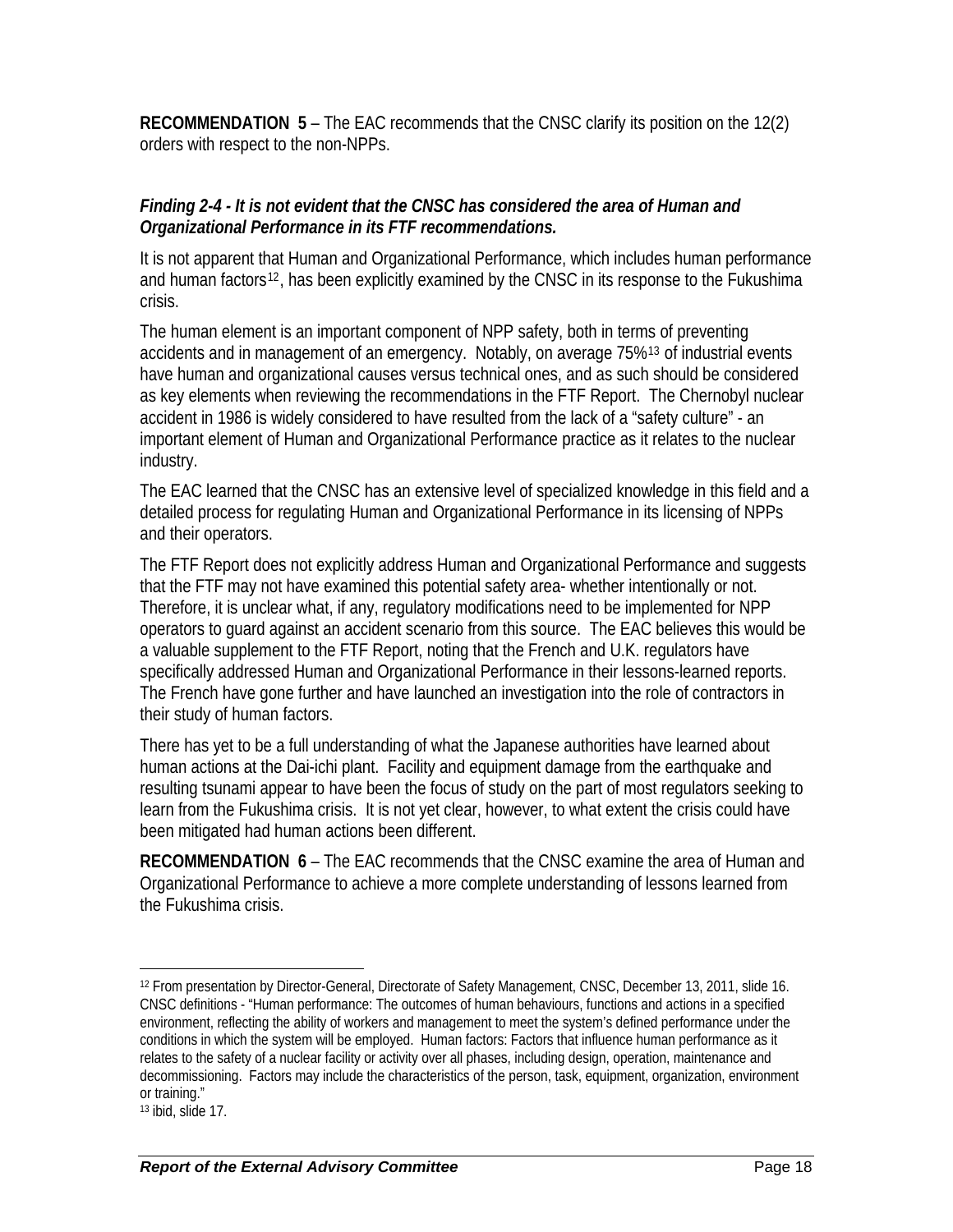**RECOMMENDATION 5** – The EAC recommends that the CNSC clarify its position on the 12(2) orders with respect to the non-NPPs.

***Finding 2-4 - It is not evident that the CNSC has considered the area of Human and Organizational Performance in its FTF recommendations.***

It is not apparent that Human and Organizational Performance, which includes human performance and human factors[12], has been explicitly examined by the CNSC in its response to the Fukushima crisis.

The human element is an important component of NPP safety, both in terms of preventing accidents and in management of an emergency. Notably, on average 75%[13] of industrial events have human and organizational causes versus technical ones, and as such should be considered as key elements when reviewing the recommendations in the FTF Report. The Chernobyl nuclear accident in 1986 is widely considered to have resulted from the lack of a "safety culture" - an important element of Human and Organizational Performance practice as it relates to the nuclear industry.

The EAC learned that the CNSC has an extensive level of specialized knowledge in this field and a detailed process for regulating Human and Organizational Performance in its licensing of NPPs and their operators.

The FTF Report does not explicitly address Human and Organizational Performance and suggests that the FTF may not have examined this potential safety area- whether intentionally or not. Therefore, it is unclear what, if any, regulatory modifications need to be implemented for NPP operators to guard against an accident scenario from this source. The EAC believes this would be a valuable supplement to the FTF Report, noting that the French and U.K. regulators have specifically addressed Human and Organizational Performance in their lessons-learned reports. The French have gone further and have launched an investigation into the role of contractors in their study of human factors.

There has yet to be a full understanding of what the Japanese authorities have learned about human actions at the Dai-ichi plant. Facility and equipment damage from the earthquake and resulting tsunami appear to have been the focus of study on the part of most regulators seeking to learn from the Fukushima crisis. It is not yet clear, however, to what extent the crisis could have been mitigated had human actions been different.

**RECOMMENDATION 6** – The EAC recommends that the CNSC examine the area of Human and Organizational Performance to achieve a more complete understanding of lessons learned from the Fukushima crisis.

---

[12] From presentation by Director-General, Directorate of Safety Management, CNSC, December 13, 2011, slide 16. CNSC definitions - "Human performance: The outcomes of human behaviours, functions and actions in a specified environment, reflecting the ability of workers and management to meet the system's defined performance under the conditions in which the system will be employed. Human factors: Factors that influence human performance as it relates to the safety of a nuclear facility or activity over all phases, including design, operation, maintenance and decommissioning. Factors may include the characteristics of the person, task, equipment, organization, environment or training."

[13] ibid, slide 17.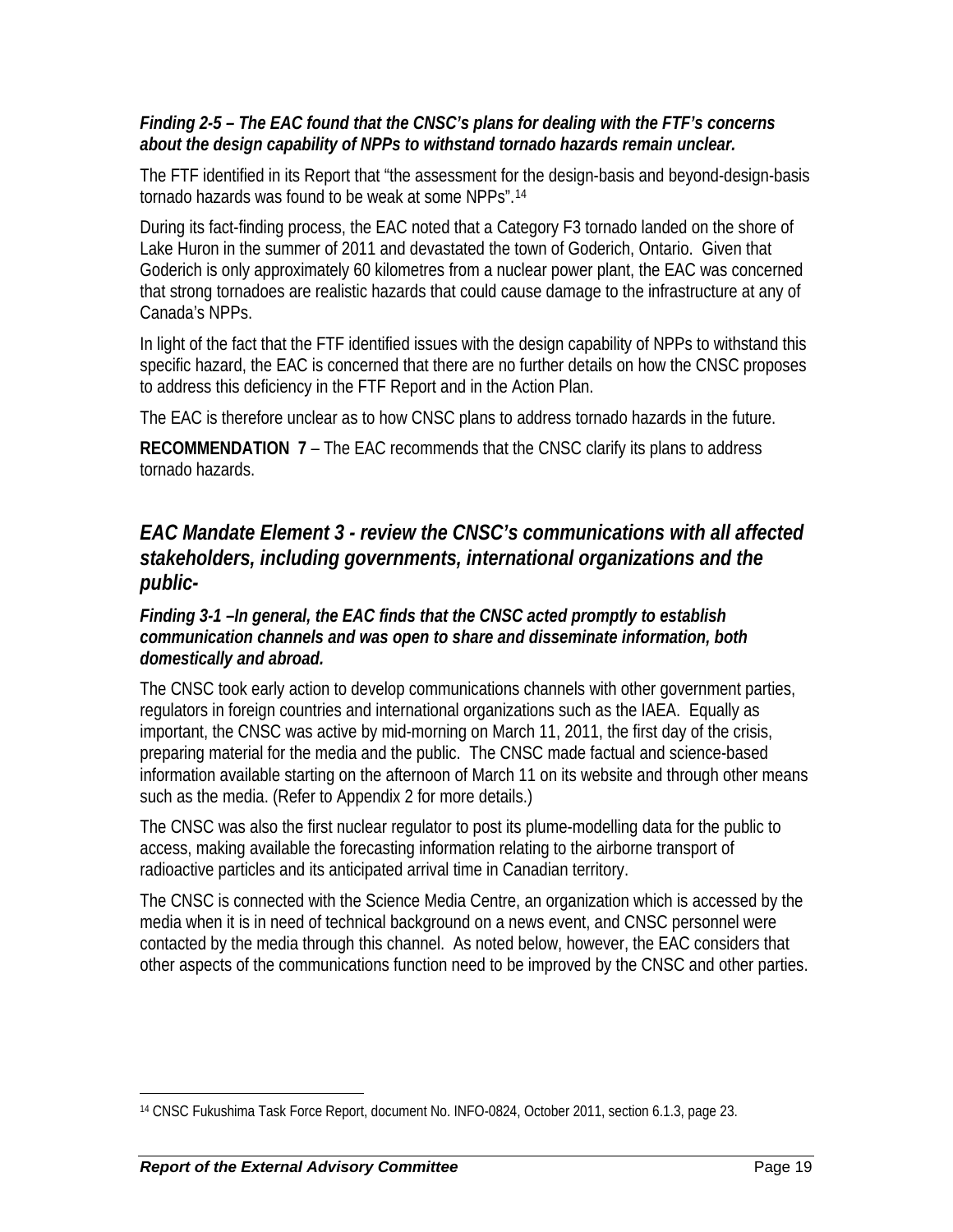***Finding 2-5 – The EAC found that the CNSC's plans for dealing with the FTF's concerns about the design capability of NPPs to withstand tornado hazards remain unclear.***

The FTF identified in its Report that "the assessment for the design-basis and beyond-design-basis tornado hazards was found to be weak at some NPPs".[14]

During its fact-finding process, the EAC noted that a Category F3 tornado landed on the shore of Lake Huron in the summer of 2011 and devastated the town of Goderich, Ontario. Given that Goderich is only approximately 60 kilometres from a nuclear power plant, the EAC was concerned that strong tornadoes are realistic hazards that could cause damage to the infrastructure at any of Canada's NPPs.

In light of the fact that the FTF identified issues with the design capability of NPPs to withstand this specific hazard, the EAC is concerned that there are no further details on how the CNSC proposes to address this deficiency in the FTF Report and in the Action Plan.

The EAC is therefore unclear as to how CNSC plans to address tornado hazards in the future.

**RECOMMENDATION 7** – The EAC recommends that the CNSC clarify its plans to address tornado hazards.

## *EAC Mandate Element 3 - review the CNSC's communications with all affected stakeholders, including governments, international organizations and the public-*

***Finding 3-1 –In general, the EAC finds that the CNSC acted promptly to establish communication channels and was open to share and disseminate information, both domestically and abroad.***

The CNSC took early action to develop communications channels with other government parties, regulators in foreign countries and international organizations such as the IAEA. Equally as important, the CNSC was active by mid-morning on March 11, 2011, the first day of the crisis, preparing material for the media and the public. The CNSC made factual and science-based information available starting on the afternoon of March 11 on its website and through other means such as the media. (Refer to Appendix 2 for more details.)

The CNSC was also the first nuclear regulator to post its plume-modelling data for the public to access, making available the forecasting information relating to the airborne transport of radioactive particles and its anticipated arrival time in Canadian territory.

The CNSC is connected with the Science Media Centre, an organization which is accessed by the media when it is in need of technical background on a news event, and CNSC personnel were contacted by the media through this channel. As noted below, however, the EAC considers that other aspects of the communications function need to be improved by the CNSC and other parties.

---

[14] CNSC Fukushima Task Force Report, document No. INFO-0824, October 2011, section 6.1.3, page 23.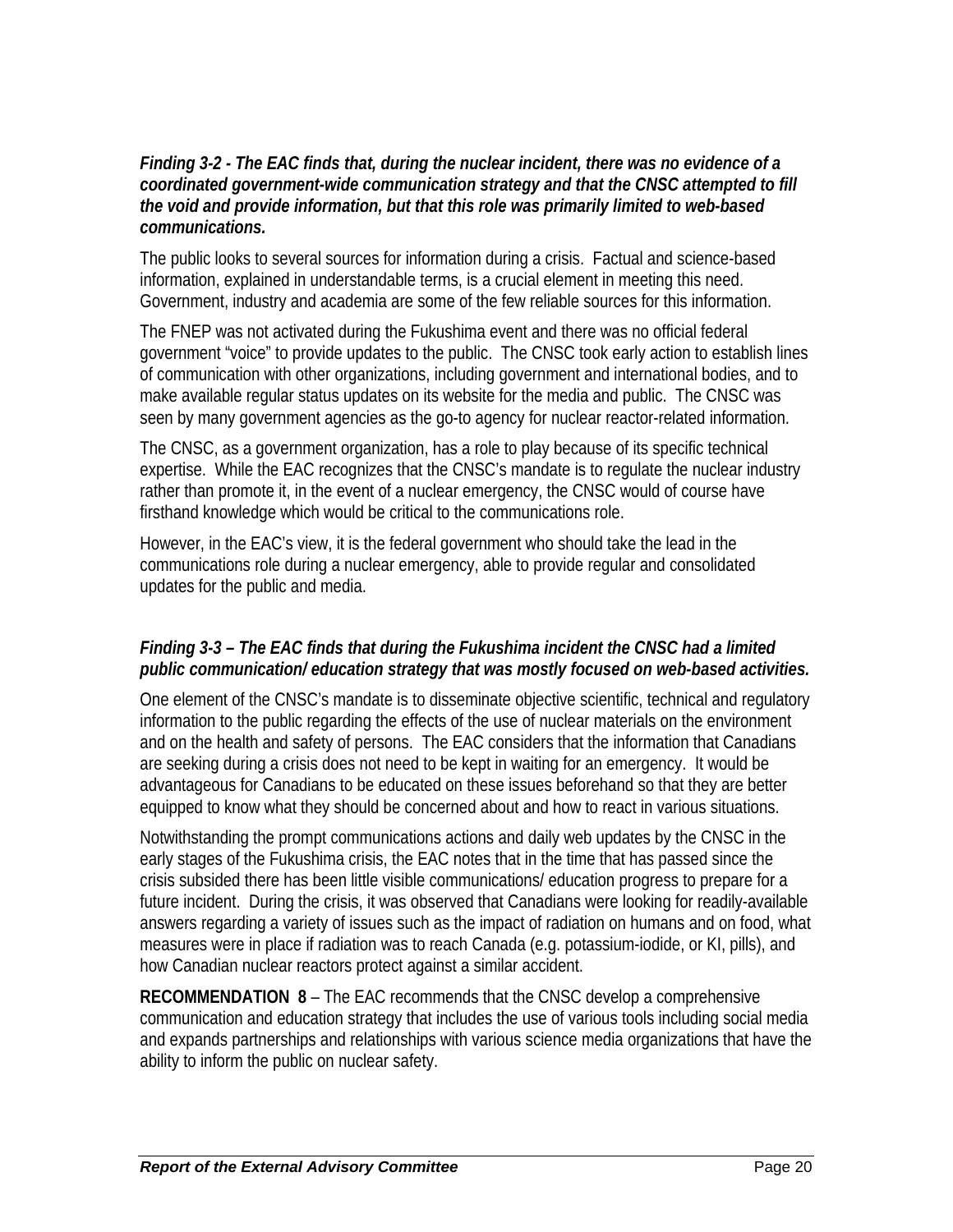***Finding 3-2 - The EAC finds that, during the nuclear incident, there was no evidence of a coordinated government-wide communication strategy and that the CNSC attempted to fill the void and provide information, but that this role was primarily limited to web-based communications.***

The public looks to several sources for information during a crisis. Factual and science-based information, explained in understandable terms, is a crucial element in meeting this need. Government, industry and academia are some of the few reliable sources for this information.

The FNEP was not activated during the Fukushima event and there was no official federal government "voice" to provide updates to the public. The CNSC took early action to establish lines of communication with other organizations, including government and international bodies, and to make available regular status updates on its website for the media and public. The CNSC was seen by many government agencies as the go-to agency for nuclear reactor-related information.

The CNSC, as a government organization, has a role to play because of its specific technical expertise. While the EAC recognizes that the CNSC's mandate is to regulate the nuclear industry rather than promote it, in the event of a nuclear emergency, the CNSC would of course have firsthand knowledge which would be critical to the communications role.

However, in the EAC's view, it is the federal government who should take the lead in the communications role during a nuclear emergency, able to provide regular and consolidated updates for the public and media.

***Finding 3-3 – The EAC finds that during the Fukushima incident the CNSC had a limited public communication/ education strategy that was mostly focused on web-based activities.***

One element of the CNSC's mandate is to disseminate objective scientific, technical and regulatory information to the public regarding the effects of the use of nuclear materials on the environment and on the health and safety of persons. The EAC considers that the information that Canadians are seeking during a crisis does not need to be kept in waiting for an emergency. It would be advantageous for Canadians to be educated on these issues beforehand so that they are better equipped to know what they should be concerned about and how to react in various situations.

Notwithstanding the prompt communications actions and daily web updates by the CNSC in the early stages of the Fukushima crisis, the EAC notes that in the time that has passed since the crisis subsided there has been little visible communications/ education progress to prepare for a future incident. During the crisis, it was observed that Canadians were looking for readily-available answers regarding a variety of issues such as the impact of radiation on humans and on food, what measures were in place if radiation was to reach Canada (e.g. potassium-iodide, or KI, pills), and how Canadian nuclear reactors protect against a similar accident.

**RECOMMENDATION 8** – The EAC recommends that the CNSC develop a comprehensive communication and education strategy that includes the use of various tools including social media and expands partnerships and relationships with various science media organizations that have the ability to inform the public on nuclear safety.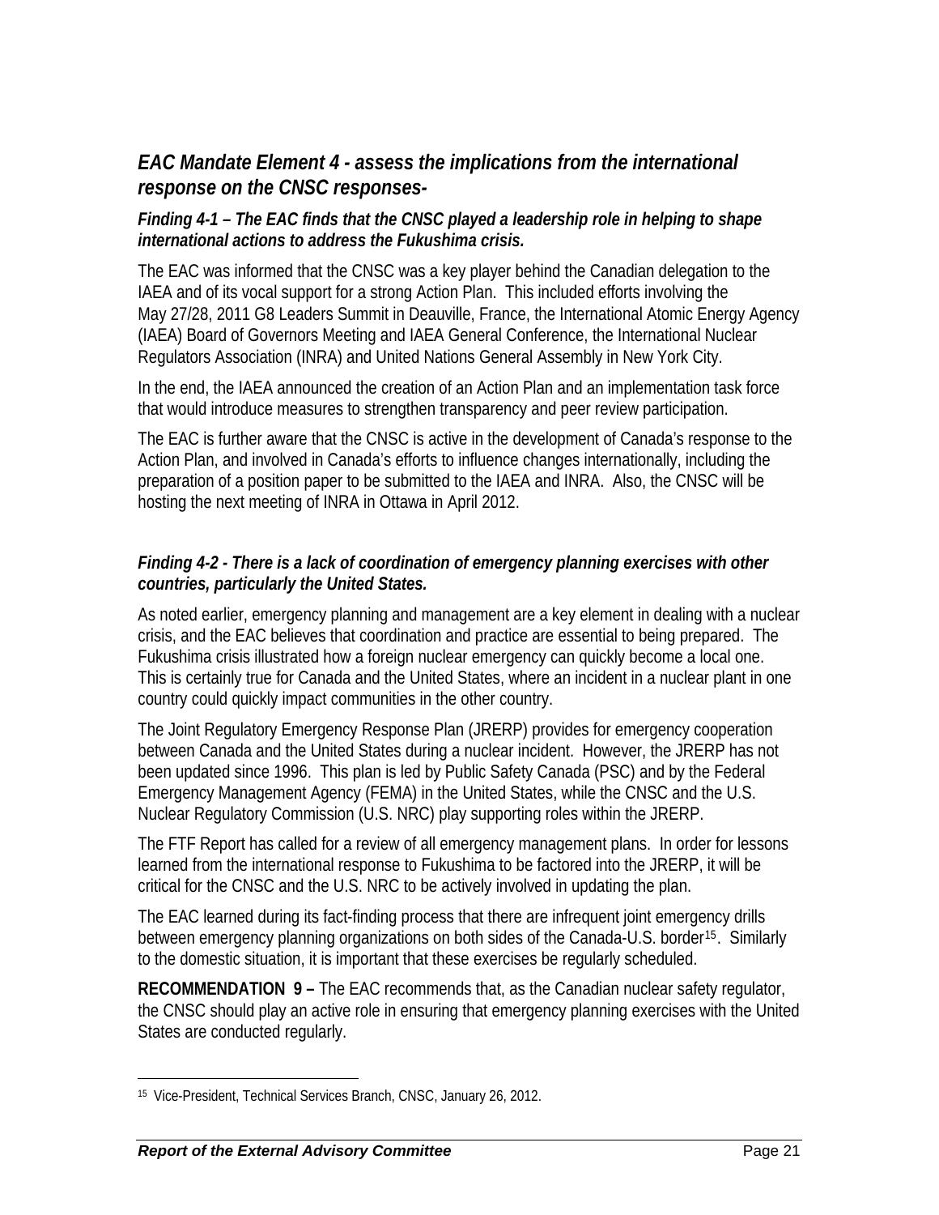## *EAC Mandate Element 4 - assess the implications from the international response on the CNSC responses-*

### *Finding 4-1 – The EAC finds that the CNSC played a leadership role in helping to shape international actions to address the Fukushima crisis.*

The EAC was informed that the CNSC was a key player behind the Canadian delegation to the IAEA and of its vocal support for a strong Action Plan. This included efforts involving the May 27/28, 2011 G8 Leaders Summit in Deauville, France, the International Atomic Energy Agency (IAEA) Board of Governors Meeting and IAEA General Conference, the International Nuclear Regulators Association (INRA) and United Nations General Assembly in New York City.

In the end, the IAEA announced the creation of an Action Plan and an implementation task force that would introduce measures to strengthen transparency and peer review participation.

The EAC is further aware that the CNSC is active in the development of Canada's response to the Action Plan, and involved in Canada's efforts to influence changes internationally, including the preparation of a position paper to be submitted to the IAEA and INRA. Also, the CNSC will be hosting the next meeting of INRA in Ottawa in April 2012.

### *Finding 4-2 - There is a lack of coordination of emergency planning exercises with other countries, particularly the United States.*

As noted earlier, emergency planning and management are a key element in dealing with a nuclear crisis, and the EAC believes that coordination and practice are essential to being prepared. The Fukushima crisis illustrated how a foreign nuclear emergency can quickly become a local one. This is certainly true for Canada and the United States, where an incident in a nuclear plant in one country could quickly impact communities in the other country.

The Joint Regulatory Emergency Response Plan (JRERP) provides for emergency cooperation between Canada and the United States during a nuclear incident. However, the JRERP has not been updated since 1996. This plan is led by Public Safety Canada (PSC) and by the Federal Emergency Management Agency (FEMA) in the United States, while the CNSC and the U.S. Nuclear Regulatory Commission (U.S. NRC) play supporting roles within the JRERP.

The FTF Report has called for a review of all emergency management plans. In order for lessons learned from the international response to Fukushima to be factored into the JRERP, it will be critical for the CNSC and the U.S. NRC to be actively involved in updating the plan.

The EAC learned during its fact-finding process that there are infrequent joint emergency drills between emergency planning organizations on both sides of the Canada-U.S. border[15]. Similarly to the domestic situation, it is important that these exercises be regularly scheduled.

**RECOMMENDATION 9 –** The EAC recommends that, as the Canadian nuclear safety regulator, the CNSC should play an active role in ensuring that emergency planning exercises with the United States are conducted regularly.

[15] Vice-President, Technical Services Branch, CNSC, January 26, 2012.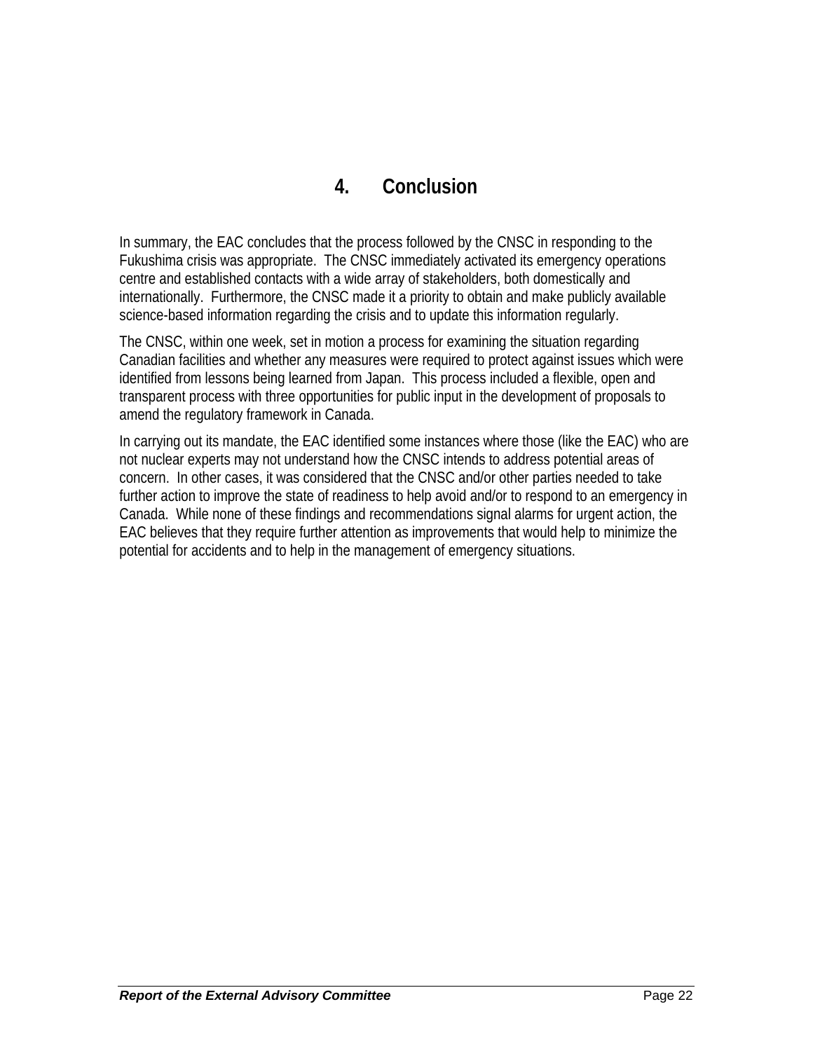# 4. Conclusion

In summary, the EAC concludes that the process followed by the CNSC in responding to the Fukushima crisis was appropriate. The CNSC immediately activated its emergency operations centre and established contacts with a wide array of stakeholders, both domestically and internationally. Furthermore, the CNSC made it a priority to obtain and make publicly available science-based information regarding the crisis and to update this information regularly.

The CNSC, within one week, set in motion a process for examining the situation regarding Canadian facilities and whether any measures were required to protect against issues which were identified from lessons being learned from Japan. This process included a flexible, open and transparent process with three opportunities for public input in the development of proposals to amend the regulatory framework in Canada.

In carrying out its mandate, the EAC identified some instances where those (like the EAC) who are not nuclear experts may not understand how the CNSC intends to address potential areas of concern. In other cases, it was considered that the CNSC and/or other parties needed to take further action to improve the state of readiness to help avoid and/or to respond to an emergency in Canada. While none of these findings and recommendations signal alarms for urgent action, the EAC believes that they require further attention as improvements that would help to minimize the potential for accidents and to help in the management of emergency situations.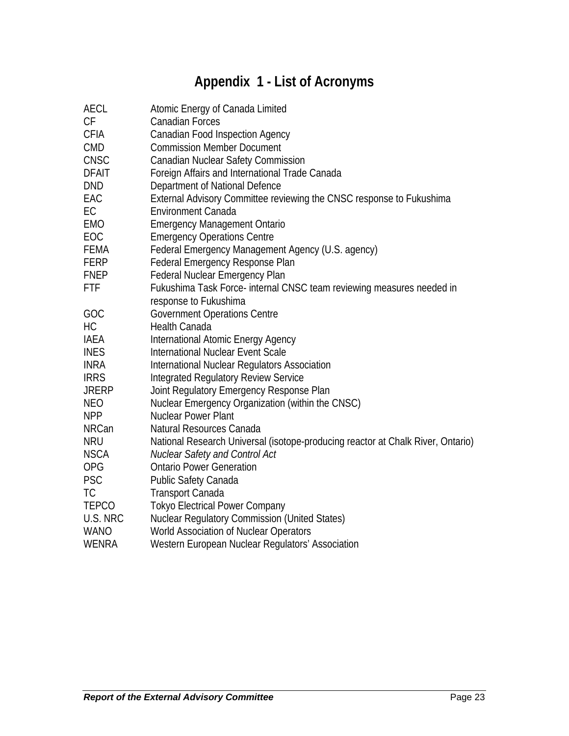# Appendix 1 - List of Acronyms

| | |
|---|---|
| AECL | Atomic Energy of Canada Limited |
| CF | Canadian Forces |
| CFIA | Canadian Food Inspection Agency |
| CMD | Commission Member Document |
| CNSC | Canadian Nuclear Safety Commission |
| DFAIT | Foreign Affairs and International Trade Canada |
| DND | Department of National Defence |
| EAC | External Advisory Committee reviewing the CNSC response to Fukushima |
| EC | Environment Canada |
| EMO | Emergency Management Ontario |
| EOC | Emergency Operations Centre |
| FEMA | Federal Emergency Management Agency (U.S. agency) |
| FERP | Federal Emergency Response Plan |
| FNEP | Federal Nuclear Emergency Plan |
| FTF | Fukushima Task Force- internal CNSC team reviewing measures needed in response to Fukushima |
| GOC | Government Operations Centre |
| HC | Health Canada |
| IAEA | International Atomic Energy Agency |
| INES | International Nuclear Event Scale |
| INRA | International Nuclear Regulators Association |
| IRRS | Integrated Regulatory Review Service |
| JRERP | Joint Regulatory Emergency Response Plan |
| NEO | Nuclear Emergency Organization (within the CNSC) |
| NPP | Nuclear Power Plant |
| NRCan | Natural Resources Canada |
| NRU | National Research Universal (isotope-producing reactor at Chalk River, Ontario) |
| NSCA | *Nuclear Safety and Control Act* |
| OPG | Ontario Power Generation |
| PSC | Public Safety Canada |
| TC | Transport Canada |
| TEPCO | Tokyo Electrical Power Company |
| U.S. NRC | Nuclear Regulatory Commission (United States) |
| WANO | World Association of Nuclear Operators |
| WENRA | Western European Nuclear Regulators' Association |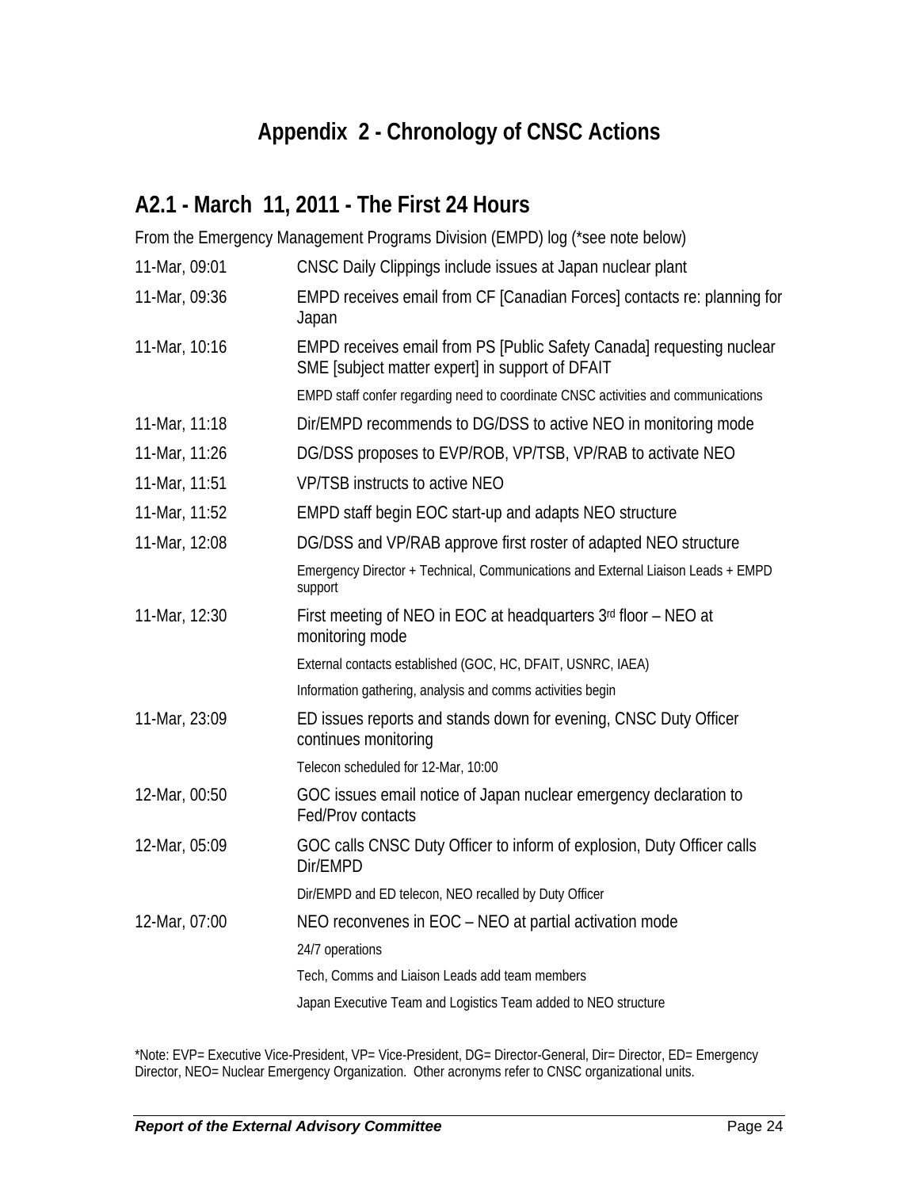# Appendix 2 - Chronology of CNSC Actions

## A2.1 - March 11, 2011 - The First 24 Hours

From the Emergency Management Programs Division (EMPD) log (*see note below)

| | |
|---|---|
| 11-Mar, 09:01 | CNSC Daily Clippings include issues at Japan nuclear plant |
| 11-Mar, 09:36 | EMPD receives email from CF [Canadian Forces] contacts re: planning for Japan |
| 11-Mar, 10:16 | EMPD receives email from PS [Public Safety Canada] requesting nuclear SME [subject matter expert] in support of DFAIT |
| | EMPD staff confer regarding need to coordinate CNSC activities and communications |
| 11-Mar, 11:18 | Dir/EMPD recommends to DG/DSS to active NEO in monitoring mode |
| 11-Mar, 11:26 | DG/DSS proposes to EVP/ROB, VP/TSB, VP/RAB to activate NEO |
| 11-Mar, 11:51 | VP/TSB instructs to active NEO |
| 11-Mar, 11:52 | EMPD staff begin EOC start-up and adapts NEO structure |
| 11-Mar, 12:08 | DG/DSS and VP/RAB approve first roster of adapted NEO structure |
| | Emergency Director + Technical, Communications and External Liaison Leads + EMPD support |
| 11-Mar, 12:30 | First meeting of NEO in EOC at headquarters 3rd floor – NEO at monitoring mode |
| | External contacts established (GOC, HC, DFAIT, USNRC, IAEA) |
| | Information gathering, analysis and comms activities begin |
| 11-Mar, 23:09 | ED issues reports and stands down for evening, CNSC Duty Officer continues monitoring |
| | Telecon scheduled for 12-Mar, 10:00 |
| 12-Mar, 00:50 | GOC issues email notice of Japan nuclear emergency declaration to Fed/Prov contacts |
| 12-Mar, 05:09 | GOC calls CNSC Duty Officer to inform of explosion, Duty Officer calls Dir/EMPD |
| | Dir/EMPD and ED telecon, NEO recalled by Duty Officer |
| 12-Mar, 07:00 | NEO reconvenes in EOC – NEO at partial activation mode |
| | 24/7 operations |
| | Tech, Comms and Liaison Leads add team members |
| | Japan Executive Team and Logistics Team added to NEO structure |

*Note: EVP= Executive Vice-President, VP= Vice-President, DG= Director-General, Dir= Director, ED= Emergency Director, NEO= Nuclear Emergency Organization. Other acronyms refer to CNSC organizational units.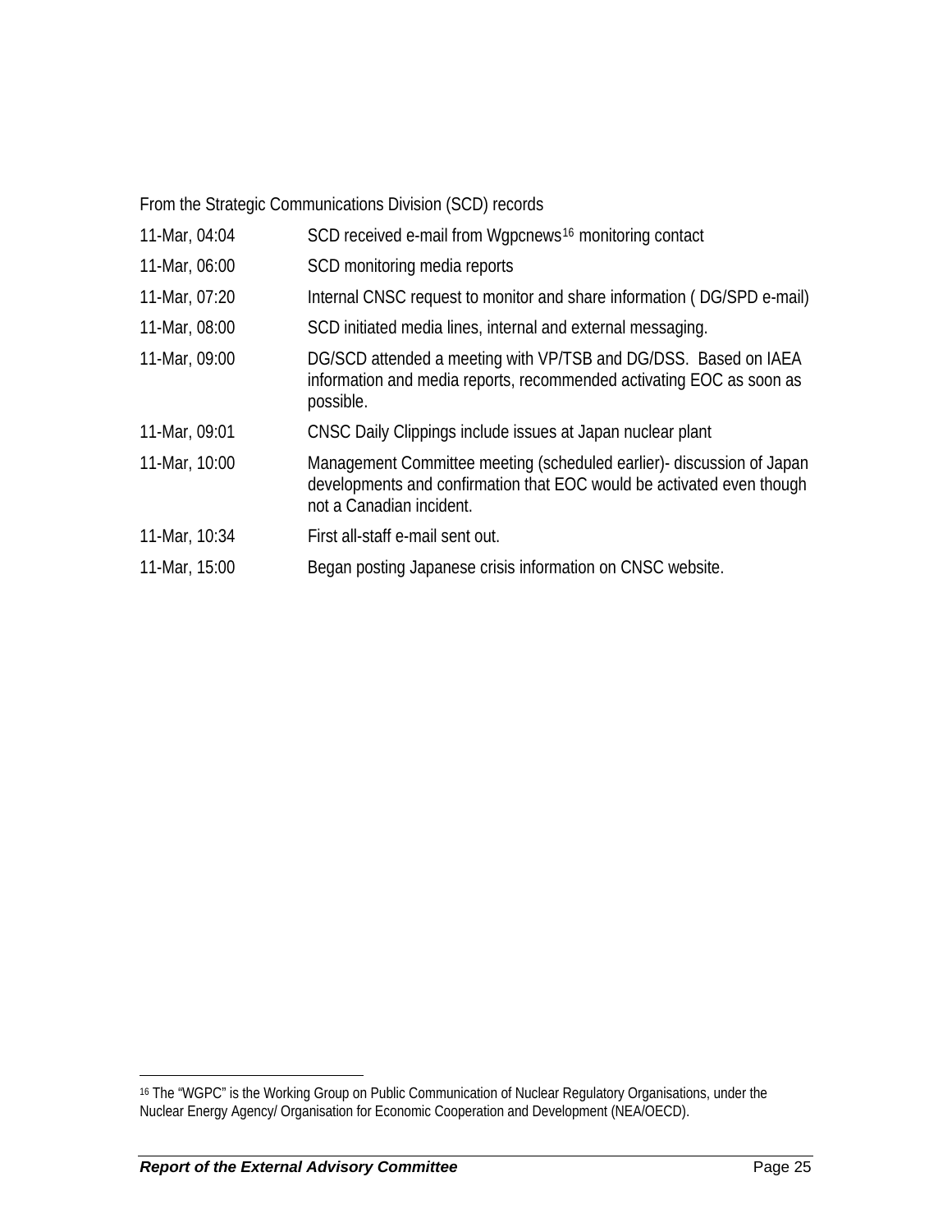From the Strategic Communications Division (SCD) records

| | |
|---|---|
| 11-Mar, 04:04 | SCD received e-mail from Wgpcnews[16] monitoring contact |
| 11-Mar, 06:00 | SCD monitoring media reports |
| 11-Mar, 07:20 | Internal CNSC request to monitor and share information ( DG/SPD e-mail) |
| 11-Mar, 08:00 | SCD initiated media lines, internal and external messaging. |
| 11-Mar, 09:00 | DG/SCD attended a meeting with VP/TSB and DG/DSS. Based on IAEA information and media reports, recommended activating EOC as soon as possible. |
| 11-Mar, 09:01 | CNSC Daily Clippings include issues at Japan nuclear plant |
| 11-Mar, 10:00 | Management Committee meeting (scheduled earlier)- discussion of Japan developments and confirmation that EOC would be activated even though not a Canadian incident. |
| 11-Mar, 10:34 | First all-staff e-mail sent out. |
| 11-Mar, 15:00 | Began posting Japanese crisis information on CNSC website. |

[16] The "WGPC" is the Working Group on Public Communication of Nuclear Regulatory Organisations, under the Nuclear Energy Agency/ Organisation for Economic Cooperation and Development (NEA/OECD).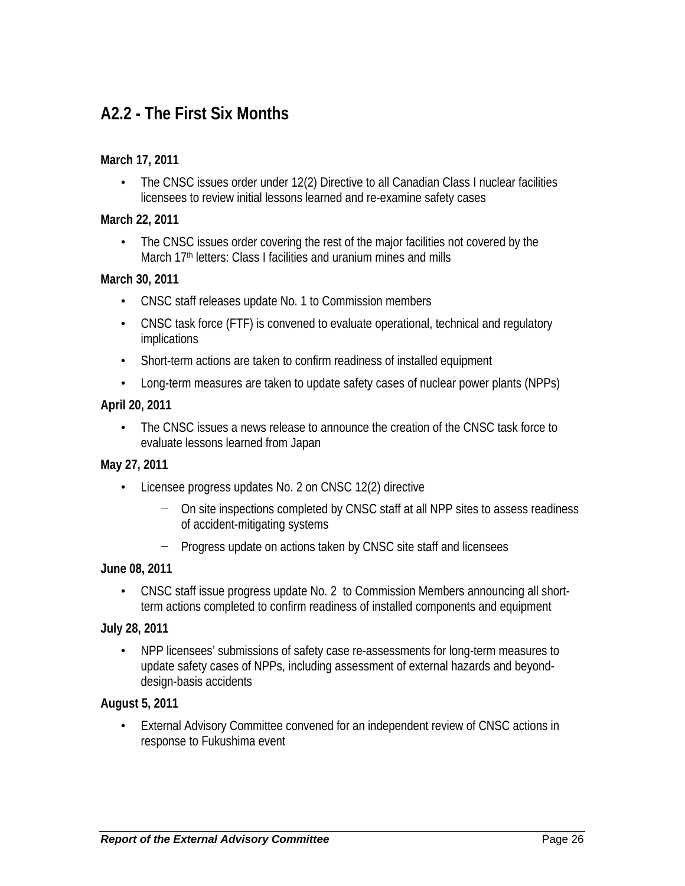## A2.2 - The First Six Months

**March 17, 2011**

- The CNSC issues order under 12(2) Directive to all Canadian Class I nuclear facilities licensees to review initial lessons learned and re-examine safety cases

**March 22, 2011**

- The CNSC issues order covering the rest of the major facilities not covered by the March 17th letters: Class I facilities and uranium mines and mills

**March 30, 2011**

- CNSC staff releases update No. 1 to Commission members
- CNSC task force (FTF) is convened to evaluate operational, technical and regulatory implications
- Short-term actions are taken to confirm readiness of installed equipment
- Long-term measures are taken to update safety cases of nuclear power plants (NPPs)

**April 20, 2011**

- The CNSC issues a news release to announce the creation of the CNSC task force to evaluate lessons learned from Japan

**May 27, 2011**

- Licensee progress updates No. 2 on CNSC 12(2) directive
  - On site inspections completed by CNSC staff at all NPP sites to assess readiness of accident-mitigating systems
  - Progress update on actions taken by CNSC site staff and licensees

**June 08, 2011**

- CNSC staff issue progress update No. 2 to Commission Members announcing all short-term actions completed to confirm readiness of installed components and equipment

**July 28, 2011**

- NPP licensees' submissions of safety case re-assessments for long-term measures to update safety cases of NPPs, including assessment of external hazards and beyond-design-basis accidents

**August 5, 2011**

- External Advisory Committee convened for an independent review of CNSC actions in response to Fukushima event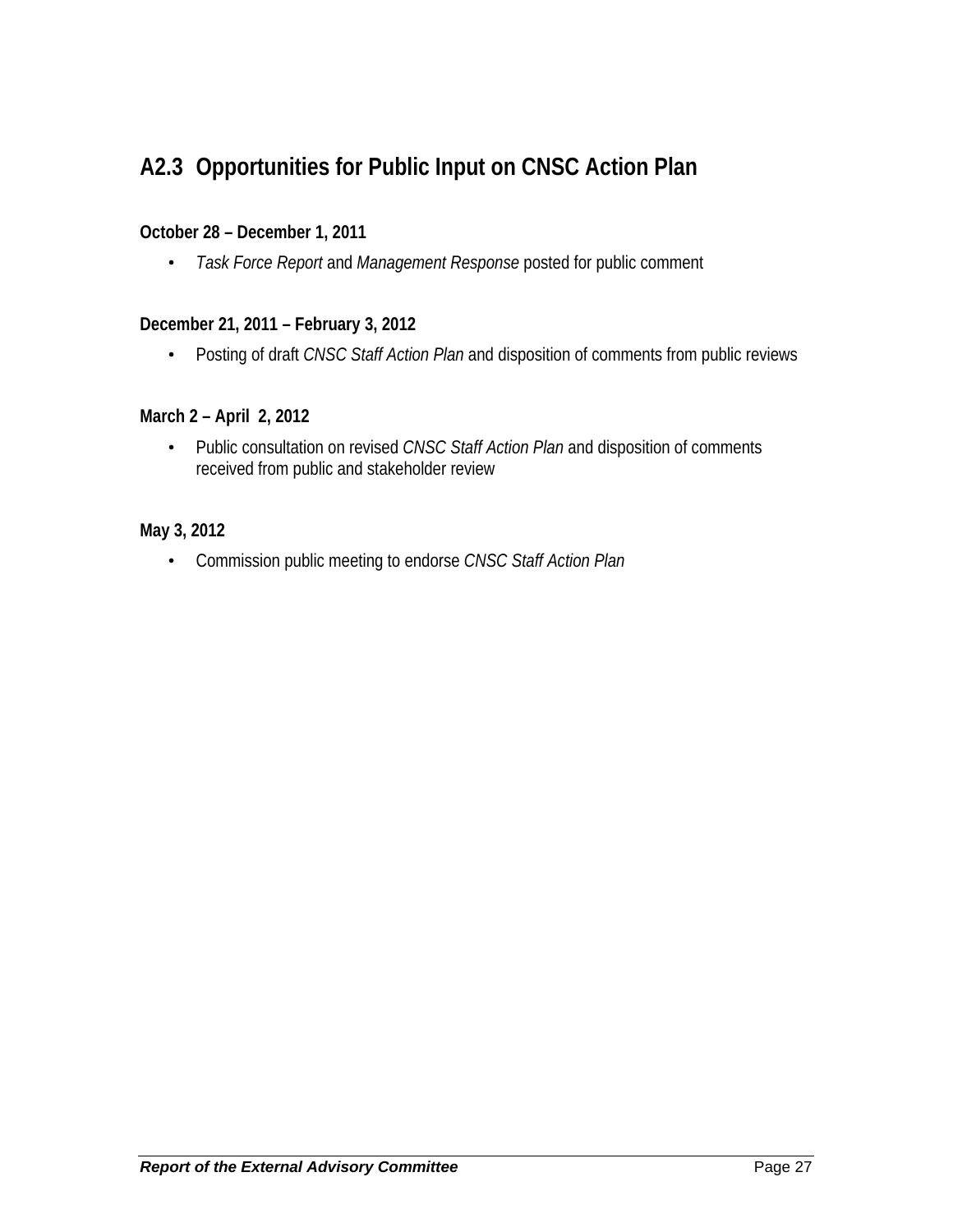## A2.3 Opportunities for Public Input on CNSC Action Plan

**October 28 – December 1, 2011**

- *Task Force Report* and *Management Response* posted for public comment

**December 21, 2011 – February 3, 2012**

- Posting of draft *CNSC Staff Action Plan* and disposition of comments from public reviews

**March 2 – April 2, 2012**

- Public consultation on revised *CNSC Staff Action Plan* and disposition of comments received from public and stakeholder review

**May 3, 2012**

- Commission public meeting to endorse *CNSC Staff Action Plan*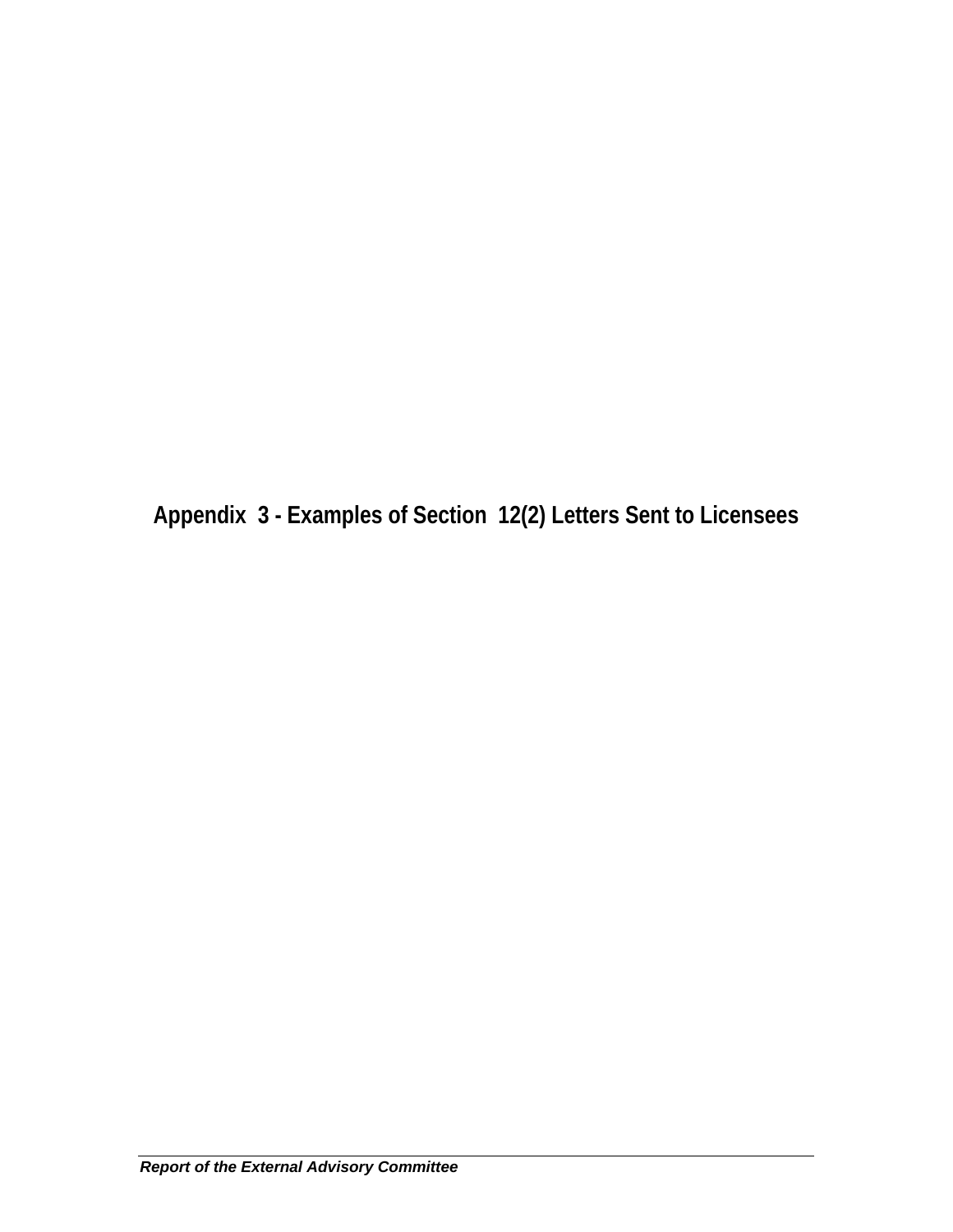# Appendix 3 - Examples of Section 12(2) Letters Sent to Licensees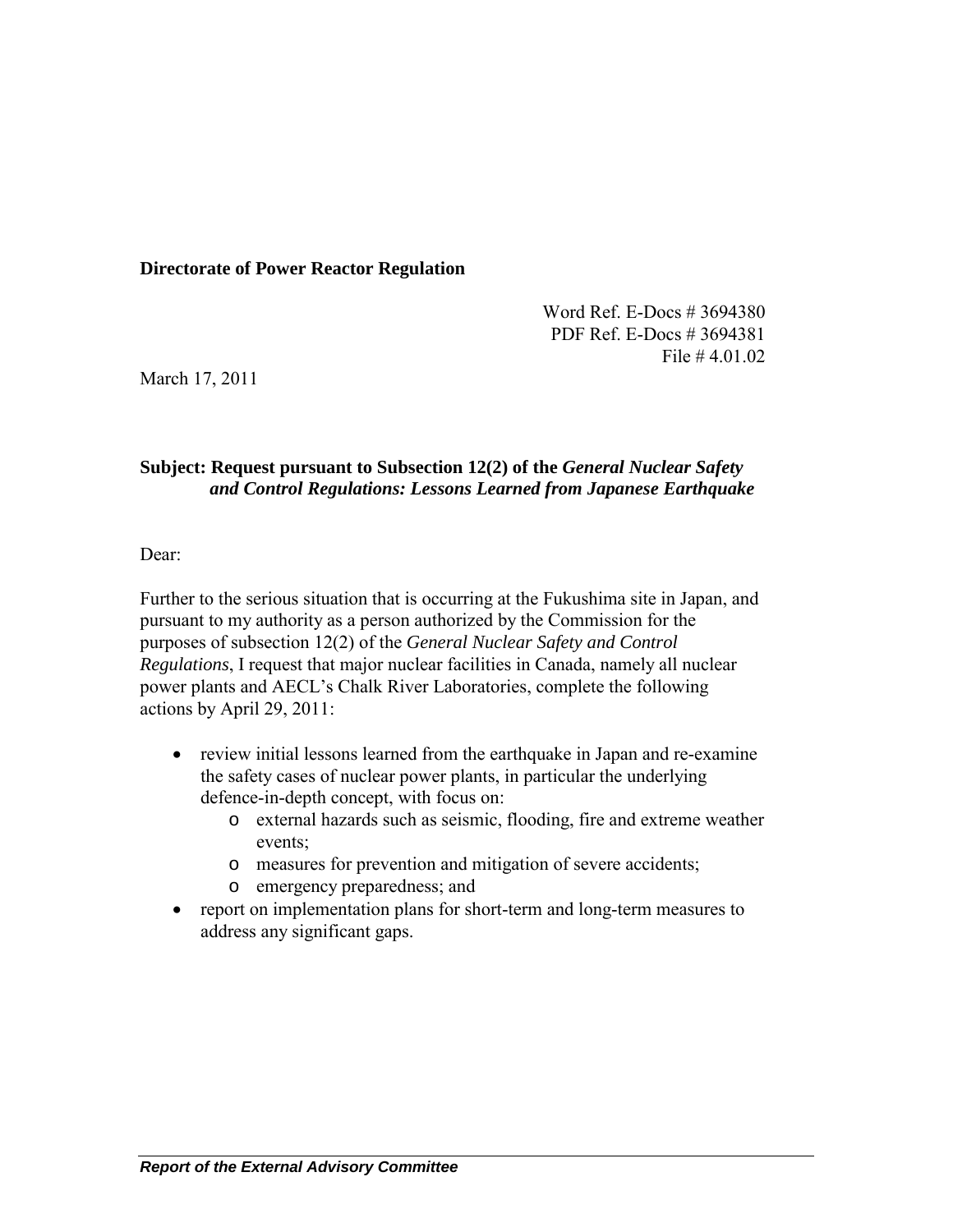**Directorate of Power Reactor Regulation**

Word Ref. E-Docs # 3694380
PDF Ref. E-Docs # 3694381
File # 4.01.02

March 17, 2011

**Subject: Request pursuant to Subsection 12(2) of the *General Nuclear Safety and Control Regulations: Lessons Learned from Japanese Earthquake***

Dear:

Further to the serious situation that is occurring at the Fukushima site in Japan, and pursuant to my authority as a person authorized by the Commission for the purposes of subsection 12(2) of the *General Nuclear Safety and Control Regulations*, I request that major nuclear facilities in Canada, namely all nuclear power plants and AECL's Chalk River Laboratories, complete the following actions by April 29, 2011:

- review initial lessons learned from the earthquake in Japan and re-examine the safety cases of nuclear power plants, in particular the underlying defence-in-depth concept, with focus on:
  - external hazards such as seismic, flooding, fire and extreme weather events;
  - measures for prevention and mitigation of severe accidents;
  - emergency preparedness; and
- report on implementation plans for short-term and long-term measures to address any significant gaps.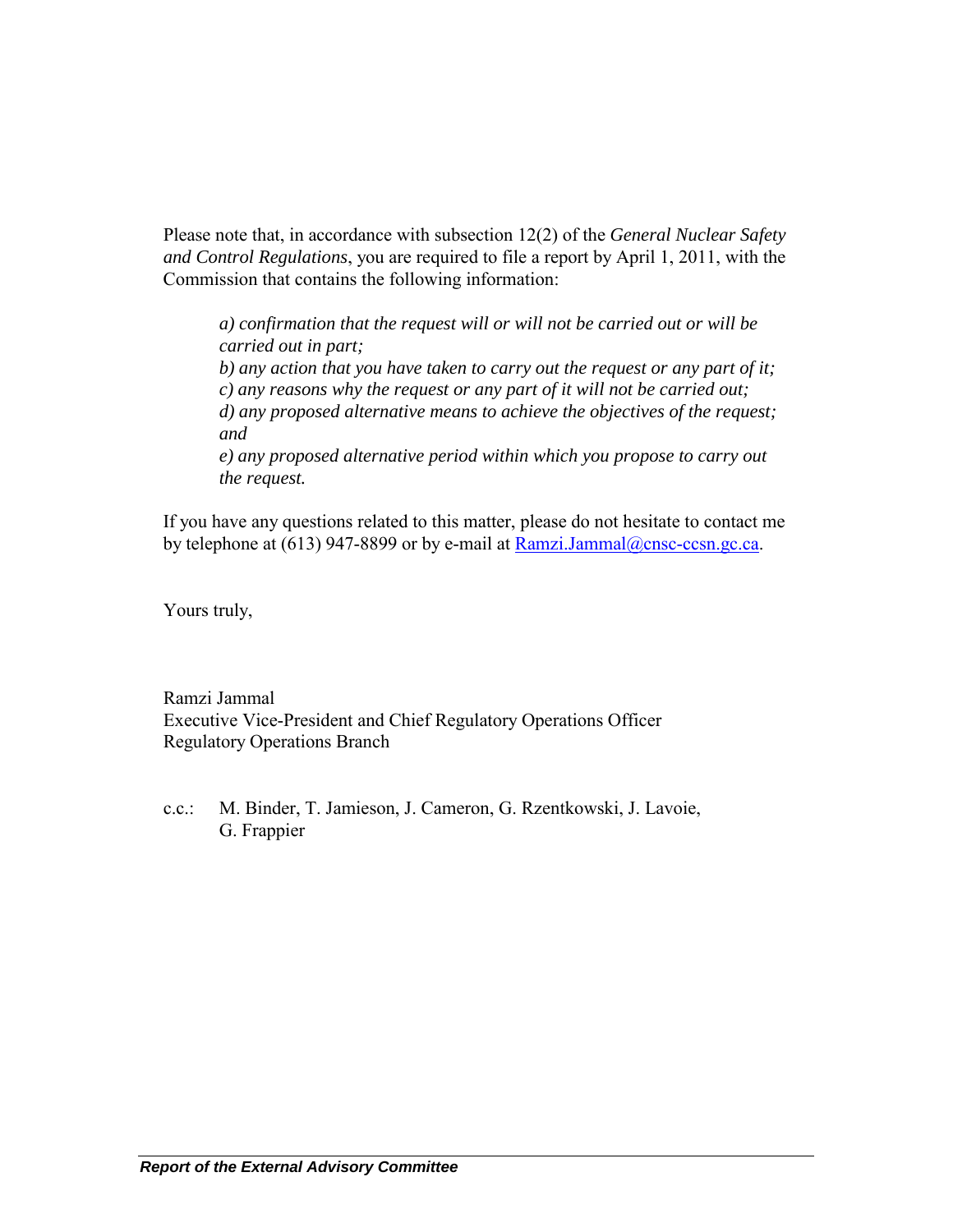Please note that, in accordance with subsection 12(2) of the *General Nuclear Safety and Control Regulations*, you are required to file a report by April 1, 2011, with the Commission that contains the following information:

> *a) confirmation that the request will or will not be carried out or will be carried out in part;*
> *b) any action that you have taken to carry out the request or any part of it;*
> *c) any reasons why the request or any part of it will not be carried out;*
> *d) any proposed alternative means to achieve the objectives of the request; and*
> *e) any proposed alternative period within which you propose to carry out the request.*

If you have any questions related to this matter, please do not hesitate to contact me by telephone at (613) 947-8899 or by e-mail at Ramzi.Jammal@cnsc-ccsn.gc.ca.

Yours truly,

Ramzi Jammal
Executive Vice-President and Chief Regulatory Operations Officer
Regulatory Operations Branch

c.c.: M. Binder, T. Jamieson, J. Cameron, G. Rzentkowski, J. Lavoie, G. Frappier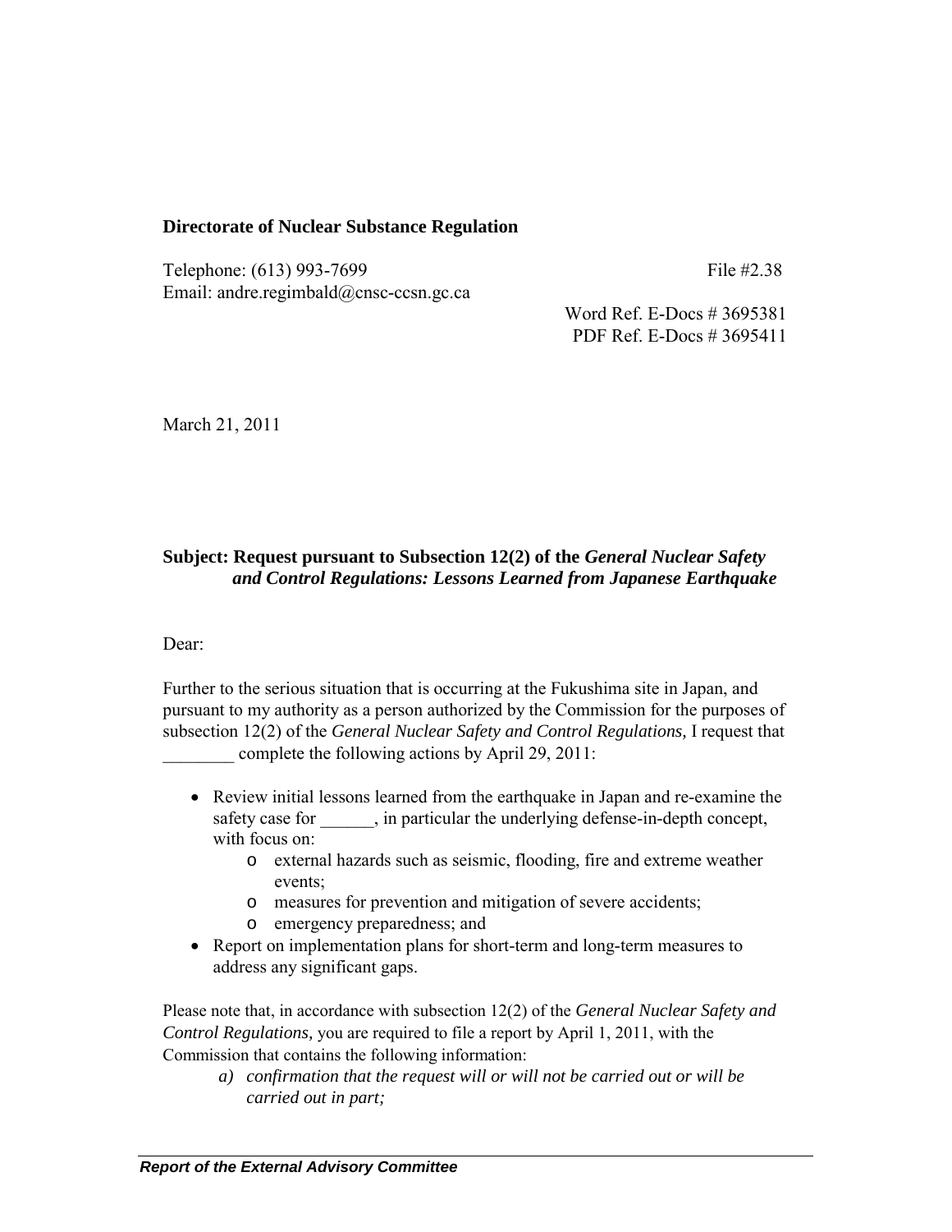**Directorate of Nuclear Substance Regulation**

Telephone: (613) 993-7699 File #2.38
Email: andre.regimbald@cnsc-ccsn.gc.ca

Word Ref. E-Docs # 3695381
PDF Ref. E-Docs # 3695411

March 21, 2011

**Subject: Request pursuant to Subsection 12(2) of the *General Nuclear Safety and Control Regulations: Lessons Learned from Japanese Earthquake***

Dear:

Further to the serious situation that is occurring at the Fukushima site in Japan, and pursuant to my authority as a person authorized by the Commission for the purposes of subsection 12(2) of the *General Nuclear Safety and Control Regulations,* I request that ________ complete the following actions by April 29, 2011:

- Review initial lessons learned from the earthquake in Japan and re-examine the safety case for ______, in particular the underlying defense-in-depth concept, with focus on:
  - external hazards such as seismic, flooding, fire and extreme weather events;
  - measures for prevention and mitigation of severe accidents;
  - emergency preparedness; and
- Report on implementation plans for short-term and long-term measures to address any significant gaps.

Please note that, in accordance with subsection 12(2) of the *General Nuclear Safety and Control Regulations,* you are required to file a report by April 1, 2011, with the Commission that contains the following information:

*a) confirmation that the request will or will not be carried out or will be carried out in part;*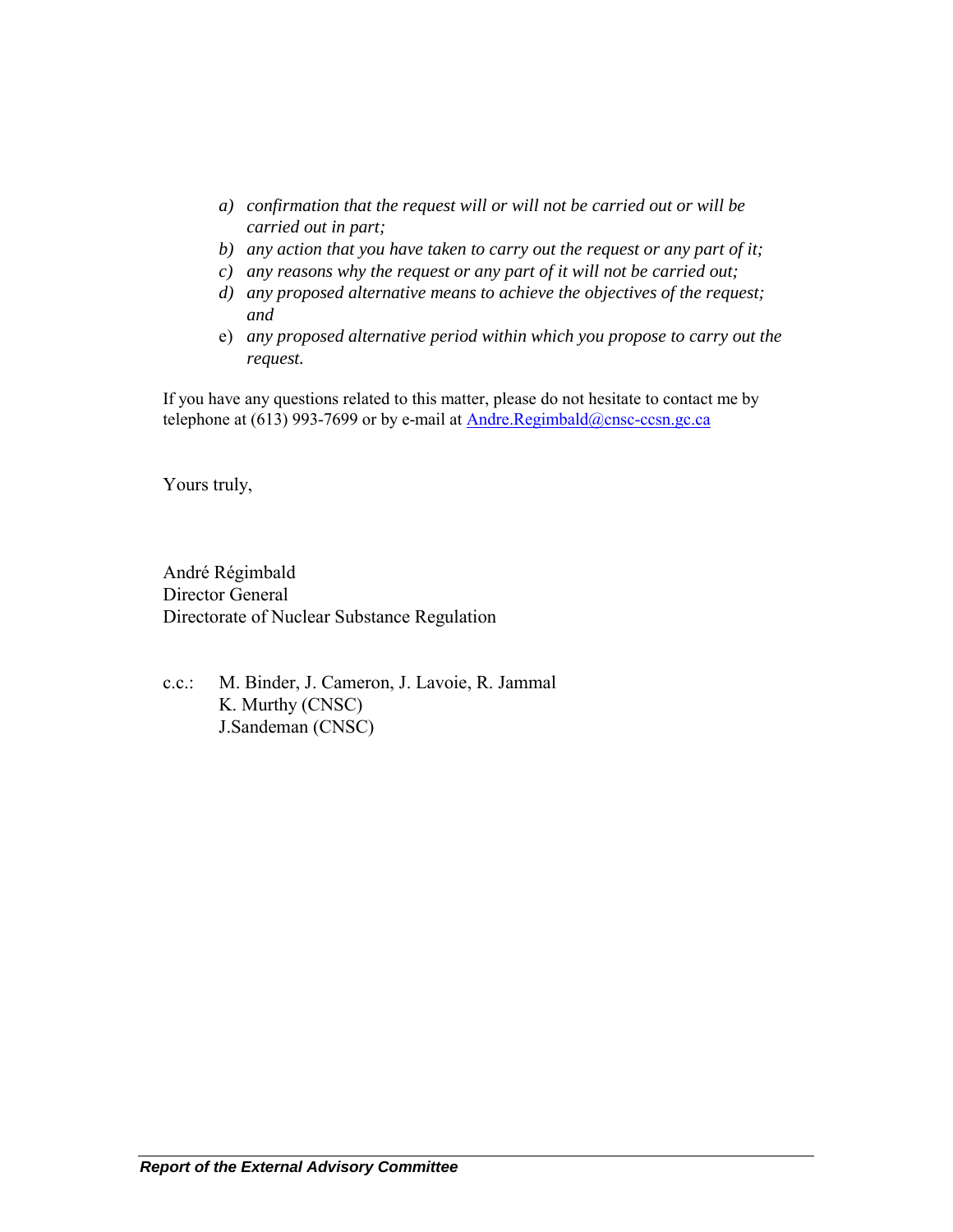a) *confirmation that the request will or will not be carried out or will be carried out in part;*
b) *any action that you have taken to carry out the request or any part of it;*
c) *any reasons why the request or any part of it will not be carried out;*
d) *any proposed alternative means to achieve the objectives of the request; and*
e) *any proposed alternative period within which you propose to carry out the request.*

If you have any questions related to this matter, please do not hesitate to contact me by telephone at (613) 993-7699 or by e-mail at Andre.Regimbald@cnsc-ccsn.gc.ca

Yours truly,

André Régimbald
Director General
Directorate of Nuclear Substance Regulation

c.c.: M. Binder, J. Cameron, J. Lavoie, R. Jammal
K. Murthy (CNSC)
J.Sandeman (CNSC)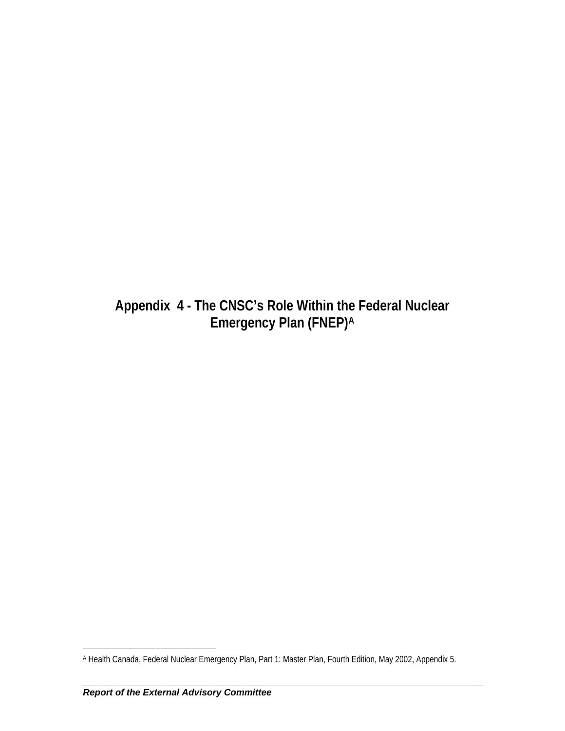# Appendix 4 - The CNSC's Role Within the Federal Nuclear Emergency Plan (FNEP)[A]

[A] Health Canada, Federal Nuclear Emergency Plan, Part 1: Master Plan, Fourth Edition, May 2002, Appendix 5.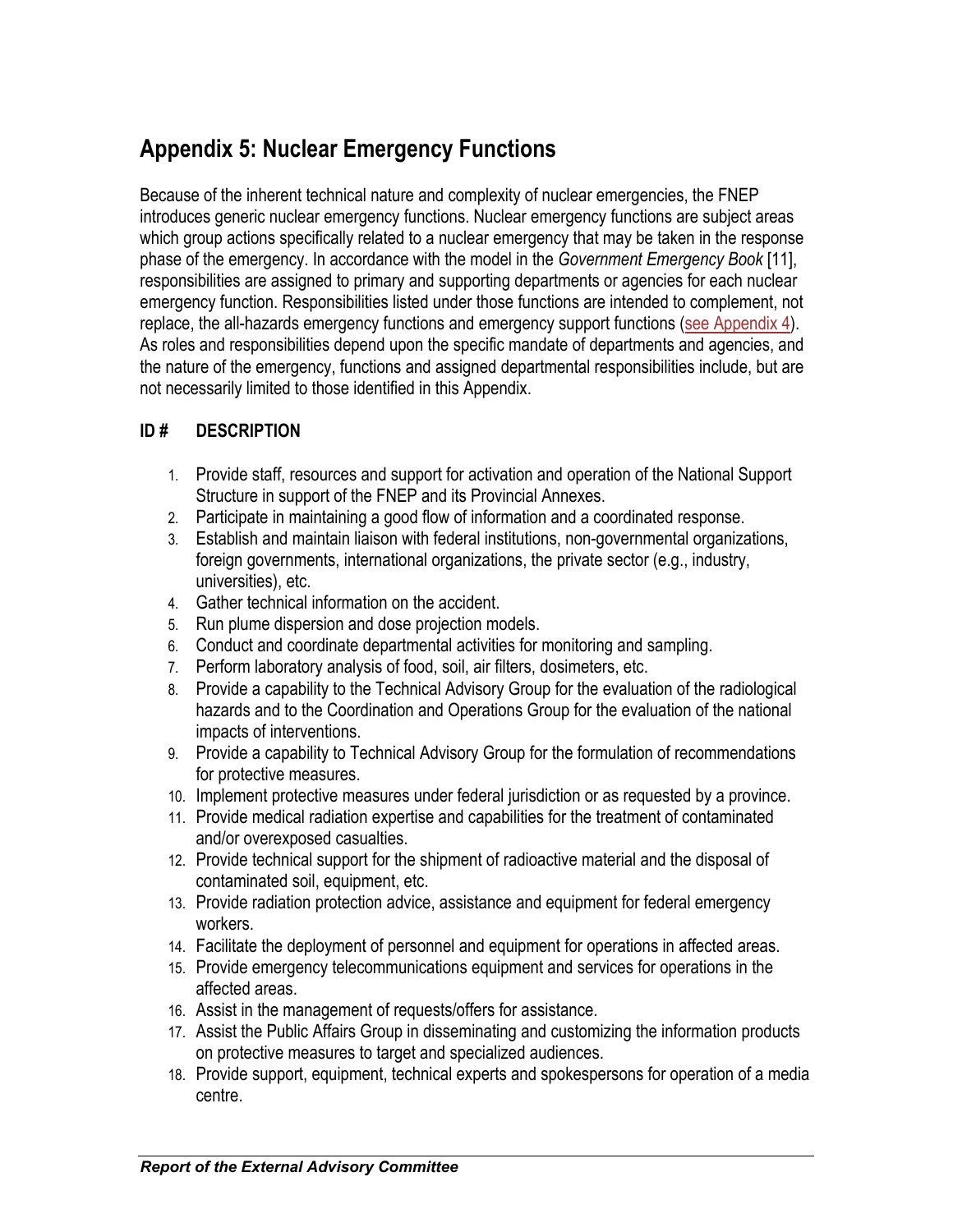## Appendix 5: Nuclear Emergency Functions

Because of the inherent technical nature and complexity of nuclear emergencies, the FNEP introduces generic nuclear emergency functions. Nuclear emergency functions are subject areas which group actions specifically related to a nuclear emergency that may be taken in the response phase of the emergency. In accordance with the model in the *Government Emergency Book* [11], responsibilities are assigned to primary and supporting departments or agencies for each nuclear emergency function. Responsibilities listed under those functions are intended to complement, not replace, the all-hazards emergency functions and emergency support functions (see Appendix 4). As roles and responsibilities depend upon the specific mandate of departments and agencies, and the nature of the emergency, functions and assigned departmental responsibilities include, but are not necessarily limited to those identified in this Appendix.

**ID # DESCRIPTION**

1. Provide staff, resources and support for activation and operation of the National Support Structure in support of the FNEP and its Provincial Annexes.
2. Participate in maintaining a good flow of information and a coordinated response.
3. Establish and maintain liaison with federal institutions, non-governmental organizations, foreign governments, international organizations, the private sector (e.g., industry, universities), etc.
4. Gather technical information on the accident.
5. Run plume dispersion and dose projection models.
6. Conduct and coordinate departmental activities for monitoring and sampling.
7. Perform laboratory analysis of food, soil, air filters, dosimeters, etc.
8. Provide a capability to the Technical Advisory Group for the evaluation of the radiological hazards and to the Coordination and Operations Group for the evaluation of the national impacts of interventions.
9. Provide a capability to Technical Advisory Group for the formulation of recommendations for protective measures.
10. Implement protective measures under federal jurisdiction or as requested by a province.
11. Provide medical radiation expertise and capabilities for the treatment of contaminated and/or overexposed casualties.
12. Provide technical support for the shipment of radioactive material and the disposal of contaminated soil, equipment, etc.
13. Provide radiation protection advice, assistance and equipment for federal emergency workers.
14. Facilitate the deployment of personnel and equipment for operations in affected areas.
15. Provide emergency telecommunications equipment and services for operations in the affected areas.
16. Assist in the management of requests/offers for assistance.
17. Assist the Public Affairs Group in disseminating and customizing the information products on protective measures to target and specialized audiences.
18. Provide support, equipment, technical experts and spokespersons for operation of a media centre.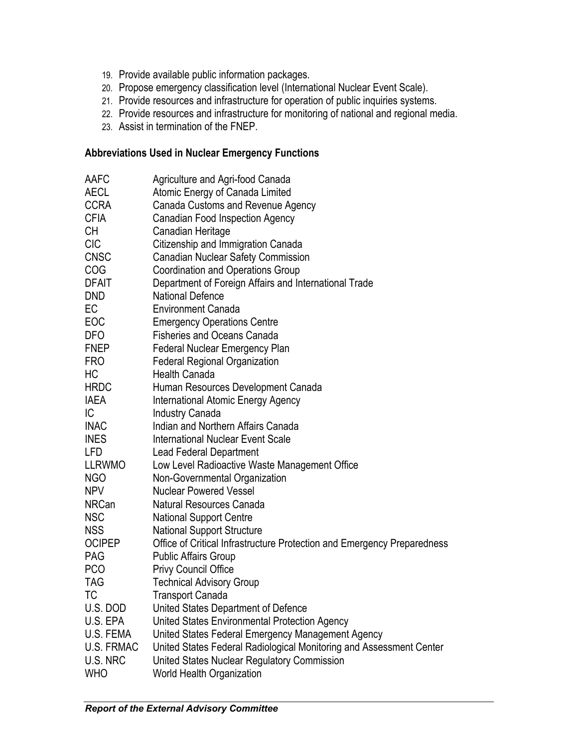19. Provide available public information packages.
20. Propose emergency classification level (International Nuclear Event Scale).
21. Provide resources and infrastructure for operation of public inquiries systems.
22. Provide resources and infrastructure for monitoring of national and regional media.
23. Assist in termination of the FNEP.

**Abbreviations Used in Nuclear Emergency Functions**

| | |
|---|---|
| AAFC | Agriculture and Agri-food Canada |
| AECL | Atomic Energy of Canada Limited |
| CCRA | Canada Customs and Revenue Agency |
| CFIA | Canadian Food Inspection Agency |
| CH | Canadian Heritage |
| CIC | Citizenship and Immigration Canada |
| CNSC | Canadian Nuclear Safety Commission |
| COG | Coordination and Operations Group |
| DFAIT | Department of Foreign Affairs and International Trade |
| DND | National Defence |
| EC | Environment Canada |
| EOC | Emergency Operations Centre |
| DFO | Fisheries and Oceans Canada |
| FNEP | Federal Nuclear Emergency Plan |
| FRO | Federal Regional Organization |
| HC | Health Canada |
| HRDC | Human Resources Development Canada |
| IAEA | International Atomic Energy Agency |
| IC | Industry Canada |
| INAC | Indian and Northern Affairs Canada |
| INES | International Nuclear Event Scale |
| LFD | Lead Federal Department |
| LLRWMO | Low Level Radioactive Waste Management Office |
| NGO | Non-Governmental Organization |
| NPV | Nuclear Powered Vessel |
| NRCan | Natural Resources Canada |
| NSC | National Support Centre |
| NSS | National Support Structure |
| OCIPEP | Office of Critical Infrastructure Protection and Emergency Preparedness |
| PAG | Public Affairs Group |
| PCO | Privy Council Office |
| TAG | Technical Advisory Group |
| TC | Transport Canada |
| U.S. DOD | United States Department of Defence |
| U.S. EPA | United States Environmental Protection Agency |
| U.S. FEMA | United States Federal Emergency Management Agency |
| U.S. FRMAC | United States Federal Radiological Monitoring and Assessment Center |
| U.S. NRC | United States Nuclear Regulatory Commission |
| WHO | World Health Organization |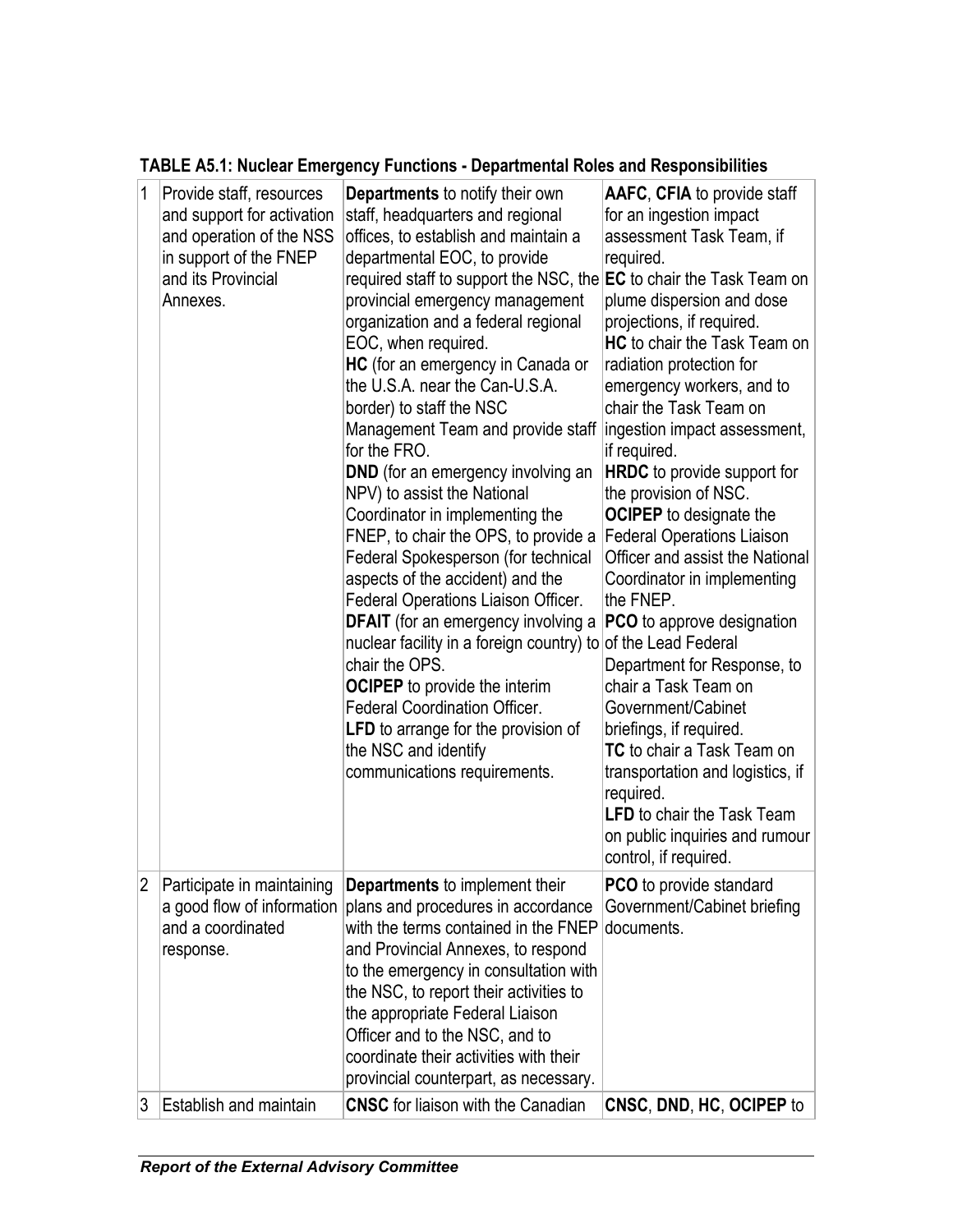**TABLE A5.1: Nuclear Emergency Functions - Departmental Roles and Responsibilities**

| | | | |
|---|---|---|---|
| 1 | Provide staff, resources and support for activation and operation of the NSS in support of the FNEP and its Provincial Annexes. | **Departments** to notify their own staff, headquarters and regional offices, to establish and maintain a departmental EOC, to provide required staff to support the NSC, the provincial emergency management organization and a federal regional EOC, when required.<br>**HC** (for an emergency in Canada or the U.S.A. near the Can-U.S.A. border) to staff the NSC Management Team and provide staff for the FRO.<br>**DND** (for an emergency involving an NPV) to assist the National Coordinator in implementing the FNEP, to chair the OPS, to provide a Federal Spokesperson (for technical aspects of the accident) and the Federal Operations Liaison Officer.<br>**DFAIT** (for an emergency involving a nuclear facility in a foreign country) to chair the OPS.<br>**OCIPEP** to provide the interim Federal Coordination Officer.<br>**LFD** to arrange for the provision of the NSC and identify communications requirements. | **AAFC**, **CFIA** to provide staff for an ingestion impact assessment Task Team, if required.<br>**EC** to chair the Task Team on plume dispersion and dose projections, if required.<br>**HC** to chair the Task Team on radiation protection for emergency workers, and to chair the Task Team on ingestion impact assessment, if required.<br>**HRDC** to provide support for the provision of NSC.<br>**OCIPEP** to designate the Federal Operations Liaison Officer and assist the National Coordinator in implementing the FNEP.<br>**PCO** to approve designation of the Lead Federal Department for Response, to chair a Task Team on Government/Cabinet briefings, if required.<br>**TC** to chair a Task Team on transportation and logistics, if required.<br>**LFD** to chair the Task Team on public inquiries and rumour control, if required. |
| 2 | Participate in maintaining a good flow of information and a coordinated response. | **Departments** to implement their plans and procedures in accordance with the terms contained in the FNEP and Provincial Annexes, to respond to the emergency in consultation with the NSC, to report their activities to the appropriate Federal Liaison Officer and to the NSC, and to coordinate their activities with their provincial counterpart, as necessary. | **PCO** to provide standard Government/Cabinet briefing documents. |
| 3 | Establish and maintain | **CNSC** for liaison with the Canadian | **CNSC**, **DND**, **HC**, **OCIPEP** to |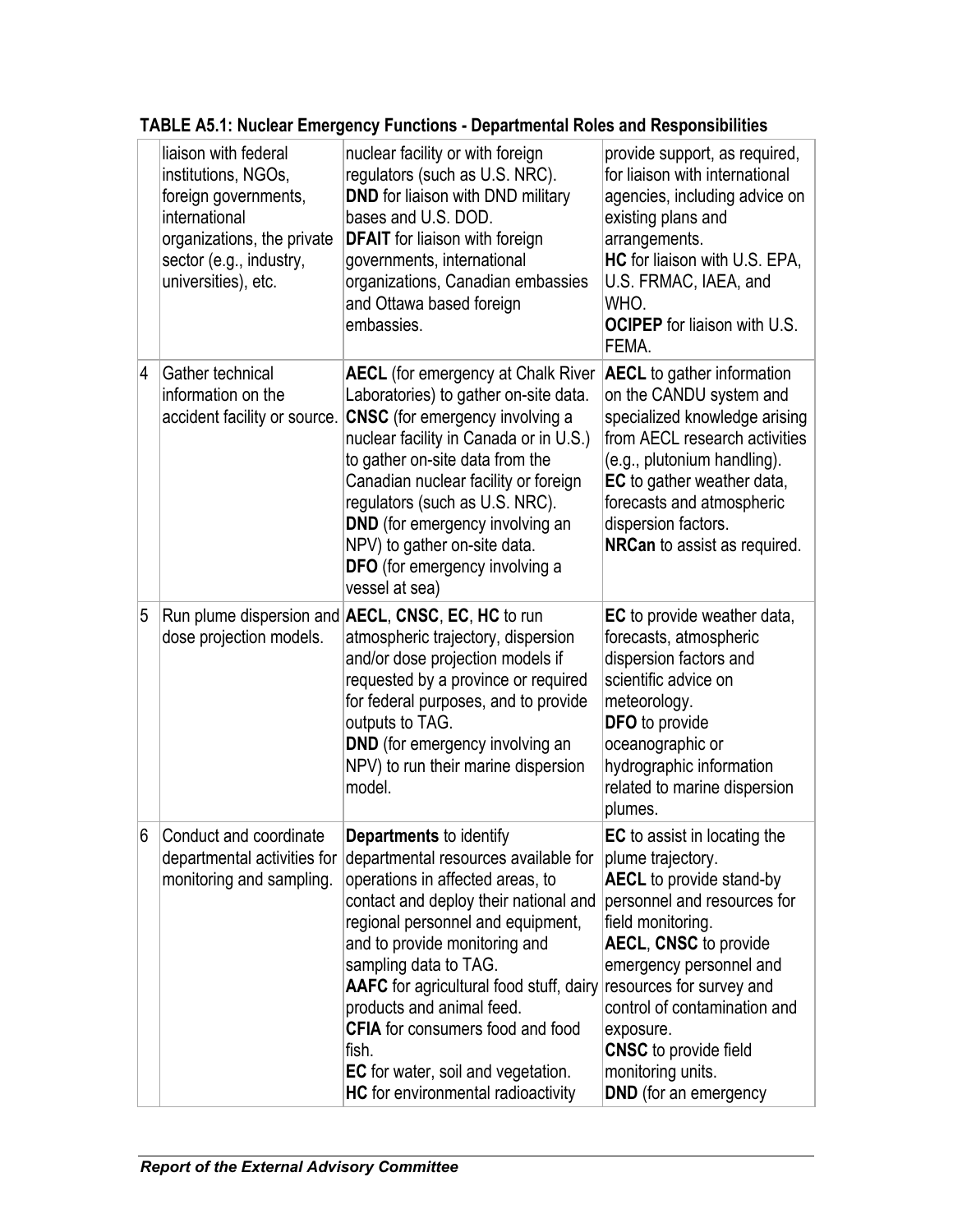**TABLE A5.1: Nuclear Emergency Functions - Departmental Roles and Responsibilities**

| | | | |
|---|---|---|---|
| | liaison with federal institutions, NGOs, foreign governments, international organizations, the private sector (e.g., industry, universities), etc. | nuclear facility or with foreign regulators (such as U.S. NRC). **DND** for liaison with DND military bases and U.S. DOD. **DFAIT** for liaison with foreign governments, international organizations, Canadian embassies and Ottawa based foreign embassies. | provide support, as required, for liaison with international agencies, including advice on existing plans and arrangements. **HC** for liaison with U.S. EPA, U.S. FRMAC, IAEA, and WHO. **OCIPEP** for liaison with U.S. FEMA. |
| 4 | Gather technical information on the accident facility or source. | **AECL** (for emergency at Chalk River Laboratories) to gather on-site data. **CNSC** (for emergency involving a nuclear facility in Canada or in U.S.) to gather on-site data from the Canadian nuclear facility or foreign regulators (such as U.S. NRC). **DND** (for emergency involving an NPV) to gather on-site data. **DFO** (for emergency involving a vessel at sea) | **AECL** to gather information on the CANDU system and specialized knowledge arising from AECL research activities (e.g., plutonium handling). **EC** to gather weather data, forecasts and atmospheric dispersion factors. **NRCan** to assist as required. |
| 5 | Run plume dispersion and dose projection models. | **AECL**, **CNSC**, **EC**, **HC** to run atmospheric trajectory, dispersion and/or dose projection models if requested by a province or required for federal purposes, and to provide outputs to TAG. **DND** (for emergency involving an NPV) to run their marine dispersion model. | **EC** to provide weather data, forecasts, atmospheric dispersion factors and scientific advice on meteorology. **DFO** to provide oceanographic or hydrographic information related to marine dispersion plumes. |
| 6 | Conduct and coordinate departmental activities for monitoring and sampling. | **Departments** to identify departmental resources available for operations in affected areas, to contact and deploy their national and regional personnel and equipment, and to provide monitoring and sampling data to TAG. **AAFC** for agricultural food stuff, dairy products and animal feed. **CFIA** for consumers food and food fish. **EC** for water, soil and vegetation. **HC** for environmental radioactivity | **EC** to assist in locating the plume trajectory. **AECL** to provide stand-by personnel and resources for field monitoring. **AECL**, **CNSC** to provide emergency personnel and resources for survey and control of contamination and exposure. **CNSC** to provide field monitoring units. **DND** (for an emergency |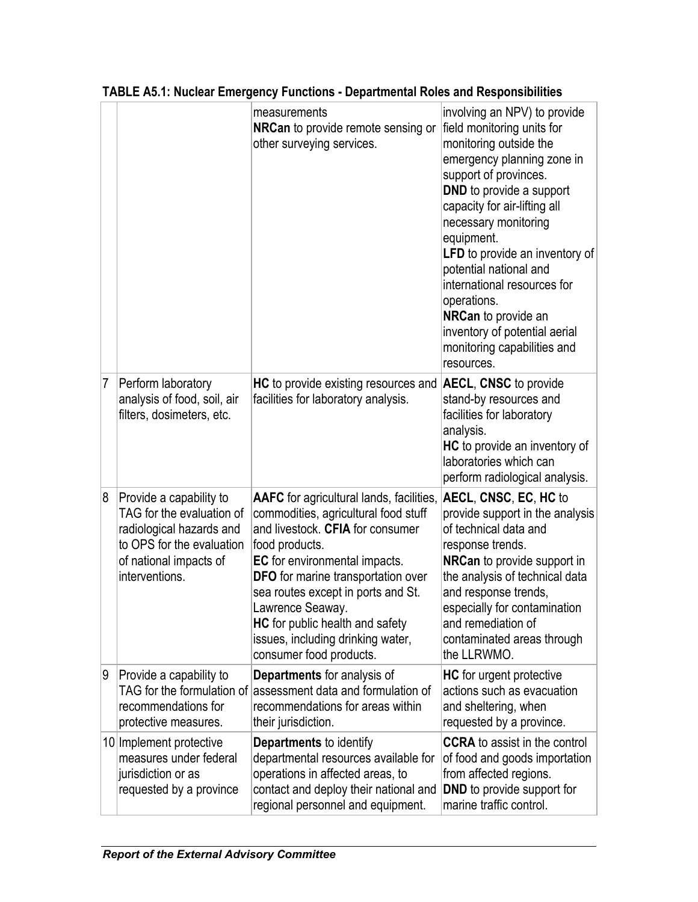**TABLE A5.1: Nuclear Emergency Functions - Departmental Roles and Responsibilities**

| | | | |
|---|---|---|---|
| | | measurements<br>**NRCan** to provide remote sensing or other surveying services. | involving an NPV) to provide field monitoring units for monitoring outside the emergency planning zone in support of provinces.<br>**DND** to provide a support capacity for air-lifting all necessary monitoring equipment.<br>**LFD** to provide an inventory of potential national and international resources for operations.<br>**NRCan** to provide an inventory of potential aerial monitoring capabilities and resources. |
| 7 | Perform laboratory analysis of food, soil, air filters, dosimeters, etc. | **HC** to provide existing resources and facilities for laboratory analysis. | **AECL**, **CNSC** to provide stand-by resources and facilities for laboratory analysis.<br>**HC** to provide an inventory of laboratories which can perform radiological analysis. |
| 8 | Provide a capability to TAG for the evaluation of radiological hazards and to OPS for the evaluation of national impacts of interventions. | **AAFC** for agricultural lands, facilities, commodities, agricultural food stuff and livestock. **CFIA** for consumer food products.<br>**EC** for environmental impacts.<br>**DFO** for marine transportation over sea routes except in ports and St. Lawrence Seaway.<br>**HC** for public health and safety issues, including drinking water, consumer food products. | **AECL**, **CNSC**, **EC**, **HC** to provide support in the analysis of technical data and response trends.<br>**NRCan** to provide support in the analysis of technical data and response trends, especially for contamination and remediation of contaminated areas through the LLRWMO. |
| 9 | Provide a capability to TAG for the formulation of recommendations for protective measures. | **Departments** for analysis of assessment data and formulation of recommendations for areas within their jurisdiction. | **HC** for urgent protective actions such as evacuation and sheltering, when requested by a province. |
| 10 | Implement protective measures under federal jurisdiction or as requested by a province | **Departments** to identify departmental resources available for operations in affected areas, to contact and deploy their national and regional personnel and equipment. | **CCRA** to assist in the control of food and goods importation from affected regions.<br>**DND** to provide support for marine traffic control. |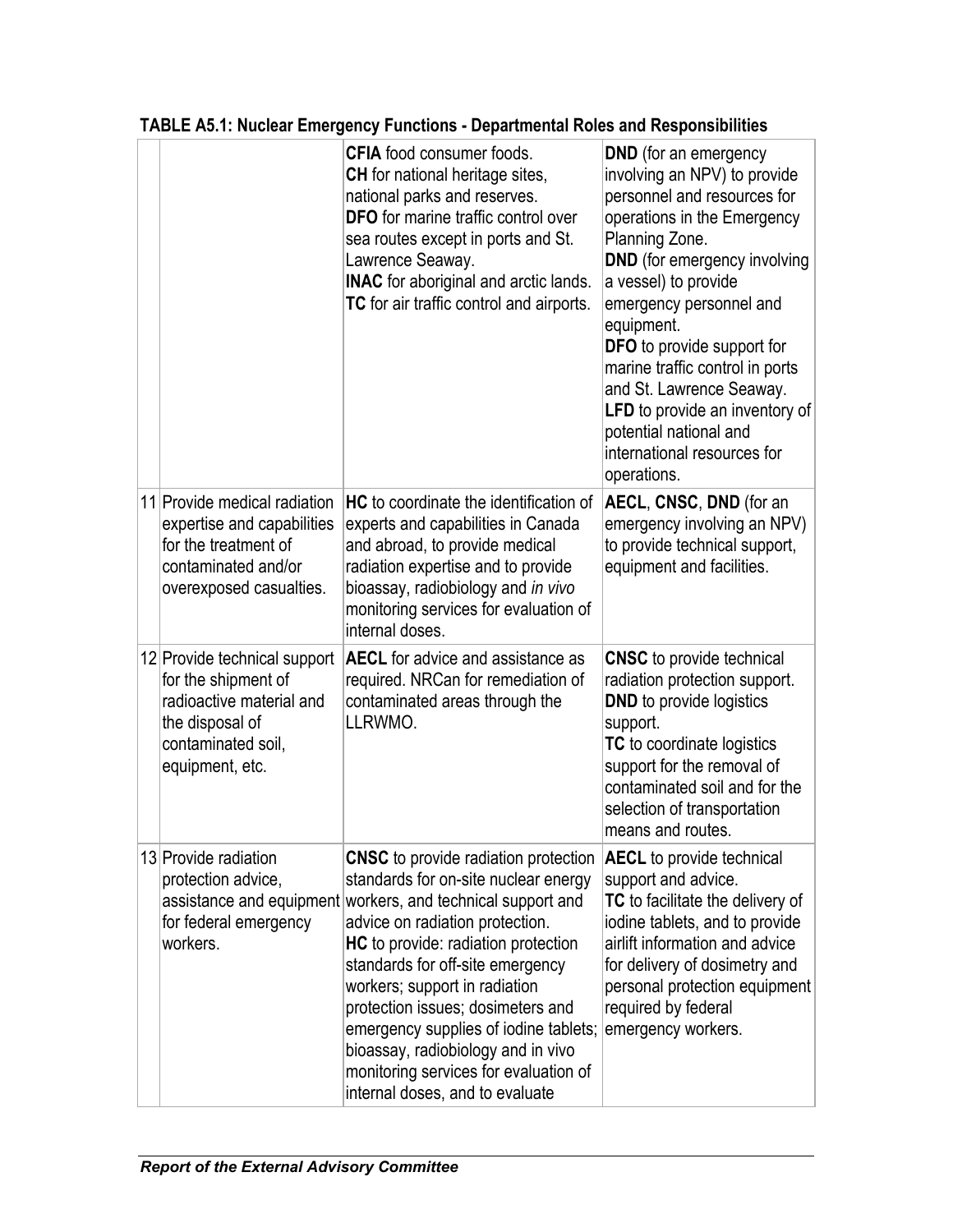**TABLE A5.1: Nuclear Emergency Functions - Departmental Roles and Responsibilities**

| | | | |
|---|---|---|---|
| | | **CFIA** food consumer foods.<br>**CH** for national heritage sites, national parks and reserves.<br>**DFO** for marine traffic control over sea routes except in ports and St. Lawrence Seaway.<br>**INAC** for aboriginal and arctic lands.<br>**TC** for air traffic control and airports. | **DND** (for an emergency involving an NPV) to provide personnel and resources for operations in the Emergency Planning Zone.<br>**DND** (for emergency involving a vessel) to provide emergency personnel and equipment.<br>**DFO** to provide support for marine traffic control in ports and St. Lawrence Seaway.<br>**LFD** to provide an inventory of potential national and international resources for operations. |
| 11 | Provide medical radiation expertise and capabilities for the treatment of contaminated and/or overexposed casualties. | **HC** to coordinate the identification of experts and capabilities in Canada and abroad, to provide medical radiation expertise and to provide bioassay, radiobiology and *in vivo* monitoring services for evaluation of internal doses. | **AECL**, **CNSC**, **DND** (for an emergency involving an NPV) to provide technical support, equipment and facilities. |
| 12 | Provide technical support for the shipment of radioactive material and the disposal of contaminated soil, equipment, etc. | **AECL** for advice and assistance as required. NRCan for remediation of contaminated areas through the LLRWMO. | **CNSC** to provide technical radiation protection support.<br>**DND** to provide logistics support.<br>**TC** to coordinate logistics support for the removal of contaminated soil and for the selection of transportation means and routes. |
| 13 | Provide radiation protection advice, assistance and equipment for federal emergency workers. | **CNSC** to provide radiation protection standards for on-site nuclear energy workers, and technical support and advice on radiation protection.<br>**HC** to provide: radiation protection standards for off-site emergency workers; support in radiation protection issues; dosimeters and emergency supplies of iodine tablets; bioassay, radiobiology and in vivo monitoring services for evaluation of internal doses, and to evaluate | **AECL** to provide technical support and advice.<br>**TC** to facilitate the delivery of iodine tablets, and to provide airlift information and advice for delivery of dosimetry and personal protection equipment required by federal emergency workers. |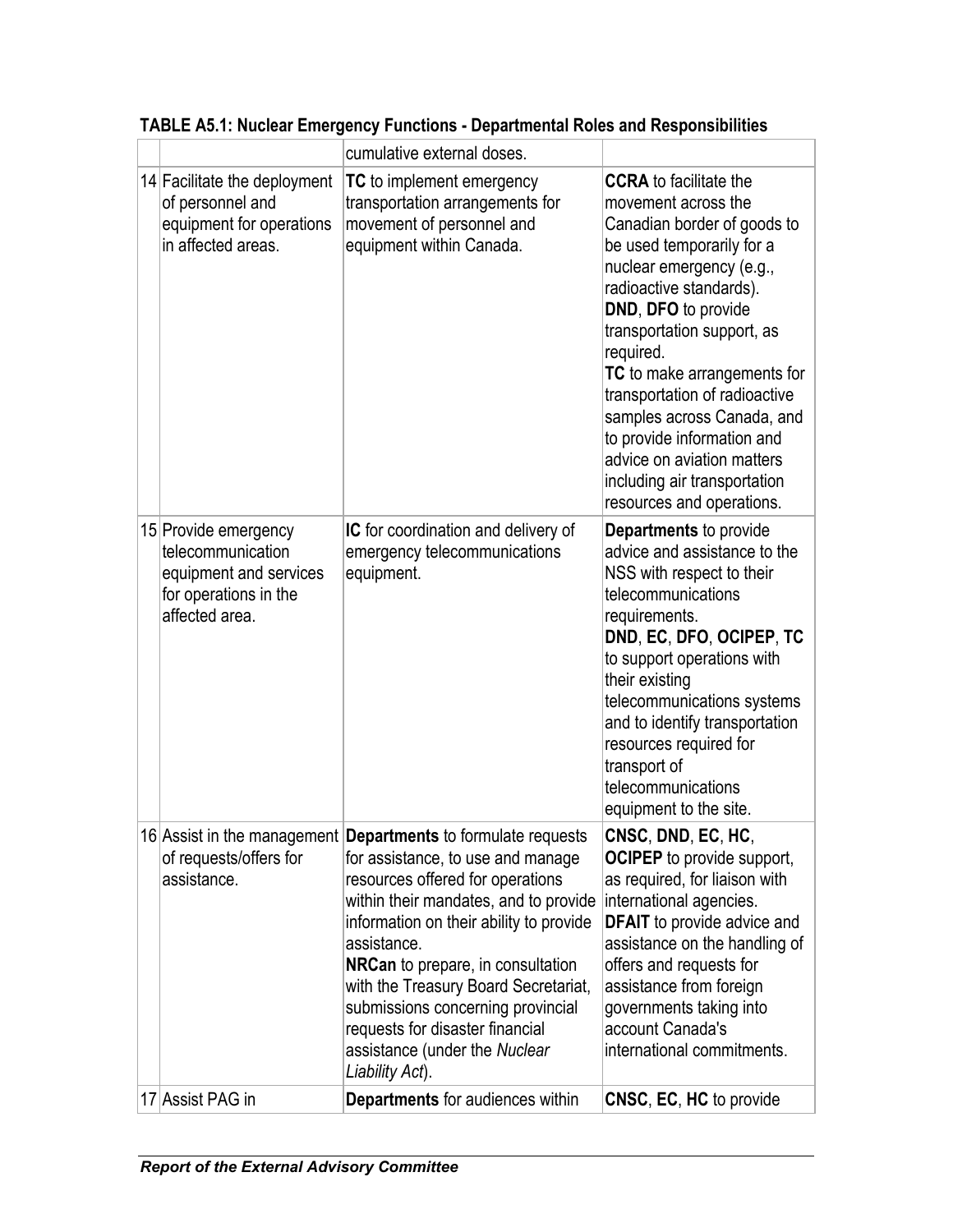**TABLE A5.1: Nuclear Emergency Functions - Departmental Roles and Responsibilities**

| | | | |
|---|---|---|---|
| | | cumulative external doses. | |
| 14 | Facilitate the deployment of personnel and equipment for operations in affected areas. | **TC** to implement emergency transportation arrangements for movement of personnel and equipment within Canada. | **CCRA** to facilitate the movement across the Canadian border of goods to be used temporarily for a nuclear emergency (e.g., radioactive standards).<br>**DND**, **DFO** to provide transportation support, as required.<br>**TC** to make arrangements for transportation of radioactive samples across Canada, and to provide information and advice on aviation matters including air transportation resources and operations. |
| 15 | Provide emergency telecommunication equipment and services for operations in the affected area. | **IC** for coordination and delivery of emergency telecommunications equipment. | **Departments** to provide advice and assistance to the NSS with respect to their telecommunications requirements.<br>**DND**, **EC**, **DFO**, **OCIPEP**, **TC** to support operations with their existing telecommunications systems and to identify transportation resources required for transport of telecommunications equipment to the site. |
| 16 | Assist in the management of requests/offers for assistance. | **Departments** to formulate requests for assistance, to use and manage resources offered for operations within their mandates, and to provide information on their ability to provide assistance.<br>**NRCan** to prepare, in consultation with the Treasury Board Secretariat, submissions concerning provincial requests for disaster financial assistance (under the *Nuclear Liability Act*). | **CNSC**, **DND**, **EC**, **HC**, **OCIPEP** to provide support, as required, for liaison with international agencies.<br>**DFAIT** to provide advice and assistance on the handling of offers and requests for assistance from foreign governments taking into account Canada's international commitments. |
| 17 | Assist PAG in | **Departments** for audiences within | **CNSC**, **EC**, **HC** to provide |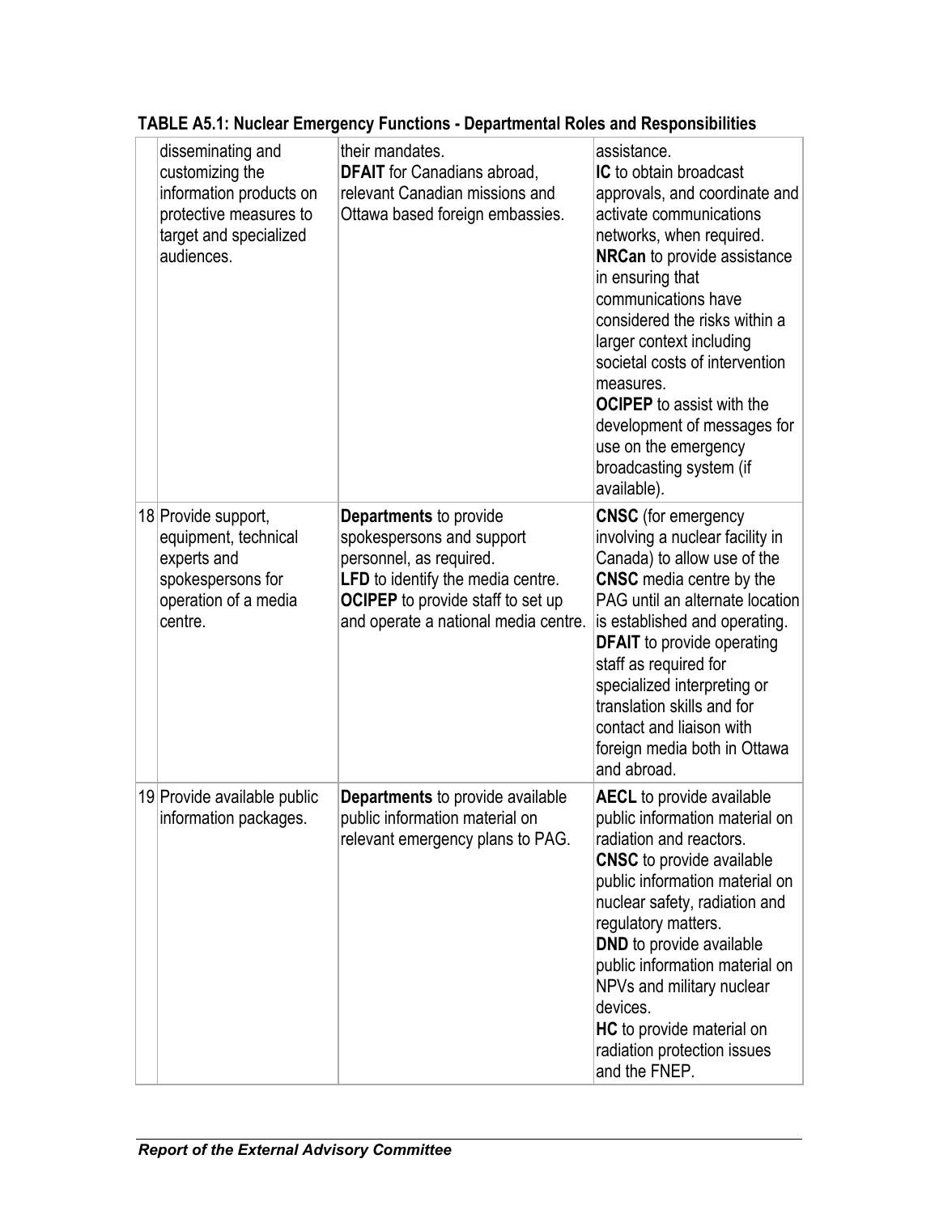**TABLE A5.1: Nuclear Emergency Functions - Departmental Roles and Responsibilities**

| | | | |
|---|---|---|---|
| | disseminating and customizing the information products on protective measures to target and specialized audiences. | their mandates.<br>**DFAIT** for Canadians abroad, relevant Canadian missions and Ottawa based foreign embassies. | assistance.<br>**IC** to obtain broadcast approvals, and coordinate and activate communications networks, when required.<br>**NRCan** to provide assistance in ensuring that communications have considered the risks within a larger context including societal costs of intervention measures.<br>**OCIPEP** to assist with the development of messages for use on the emergency broadcasting system (if available). |
| 18 | Provide support, equipment, technical experts and spokespersons for operation of a media centre. | **Departments** to provide spokespersons and support personnel, as required.<br>**LFD** to identify the media centre.<br>**OCIPEP** to provide staff to set up and operate a national media centre. | **CNSC** (for emergency involving a nuclear facility in Canada) to allow use of the **CNSC** media centre by the PAG until an alternate location is established and operating.<br>**DFAIT** to provide operating staff as required for specialized interpreting or translation skills and for contact and liaison with foreign media both in Ottawa and abroad. |
| 19 | Provide available public information packages. | **Departments** to provide available public information material on relevant emergency plans to PAG. | **AECL** to provide available public information material on radiation and reactors.<br>**CNSC** to provide available public information material on nuclear safety, radiation and regulatory matters.<br>**DND** to provide available public information material on NPVs and military nuclear devices.<br>**HC** to provide material on radiation protection issues and the FNEP. |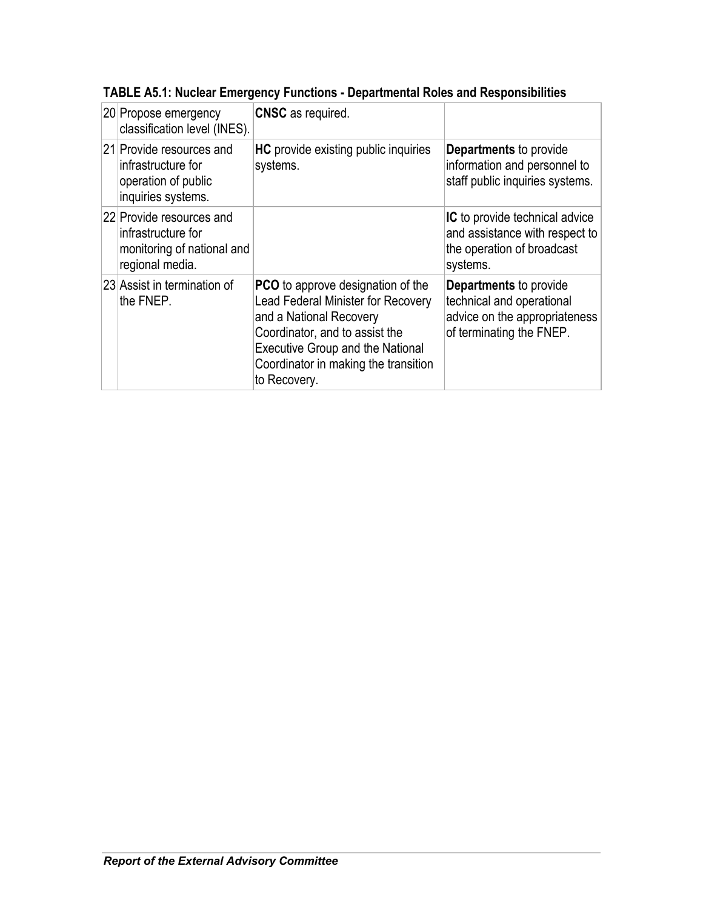**TABLE A5.1: Nuclear Emergency Functions - Departmental Roles and Responsibilities**

| | | | |
|---|---|---|---|
| 20 | Propose emergency classification level (INES). | **CNSC** as required. | |
| 21 | Provide resources and infrastructure for operation of public inquiries systems. | **HC** provide existing public inquiries systems. | **Departments** to provide information and personnel to staff public inquiries systems. |
| 22 | Provide resources and infrastructure for monitoring of national and regional media. | | **IC** to provide technical advice and assistance with respect to the operation of broadcast systems. |
| 23 | Assist in termination of the FNEP. | **PCO** to approve designation of the Lead Federal Minister for Recovery and a National Recovery Coordinator, and to assist the Executive Group and the National Coordinator in making the transition to Recovery. | **Departments** to provide technical and operational advice on the appropriateness of terminating the FNEP. |